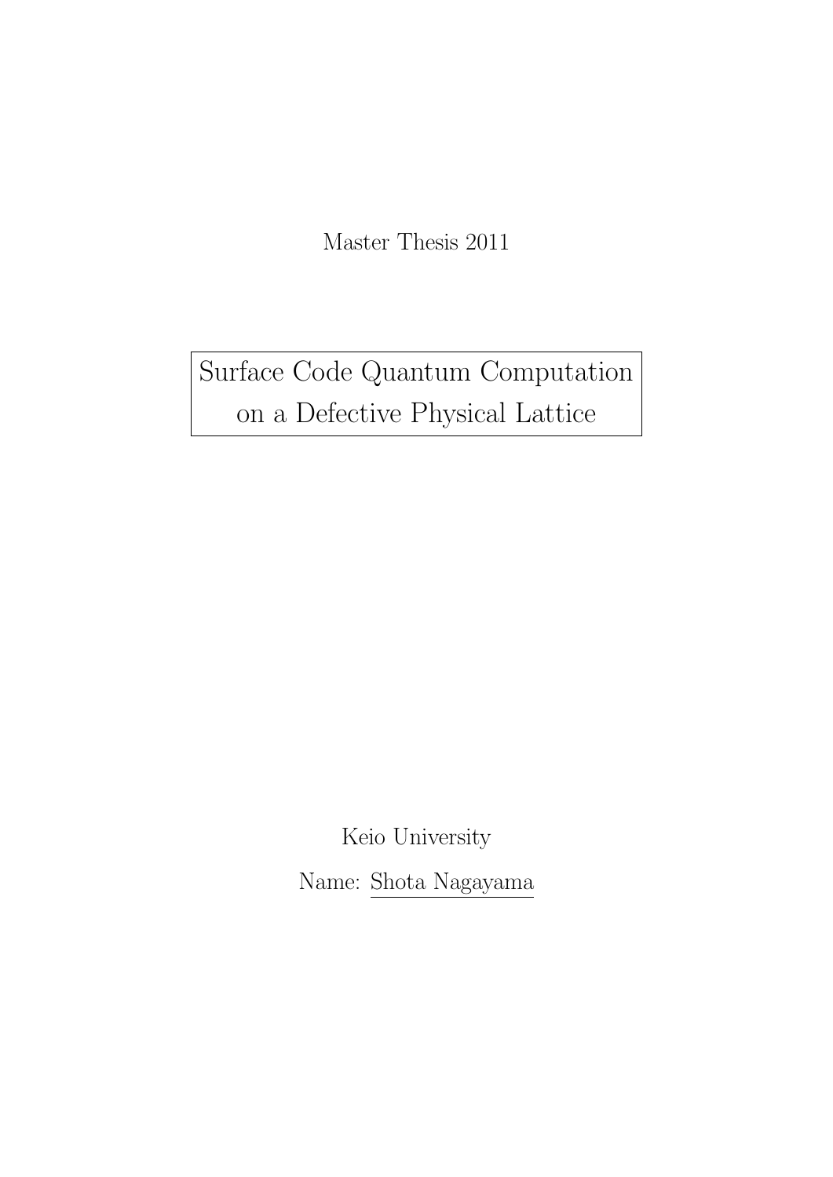Master Thesis 2011

# Surface Code Quantum Computation on a Defective Physical Lattice

Keio University

Name: Shota Nagayama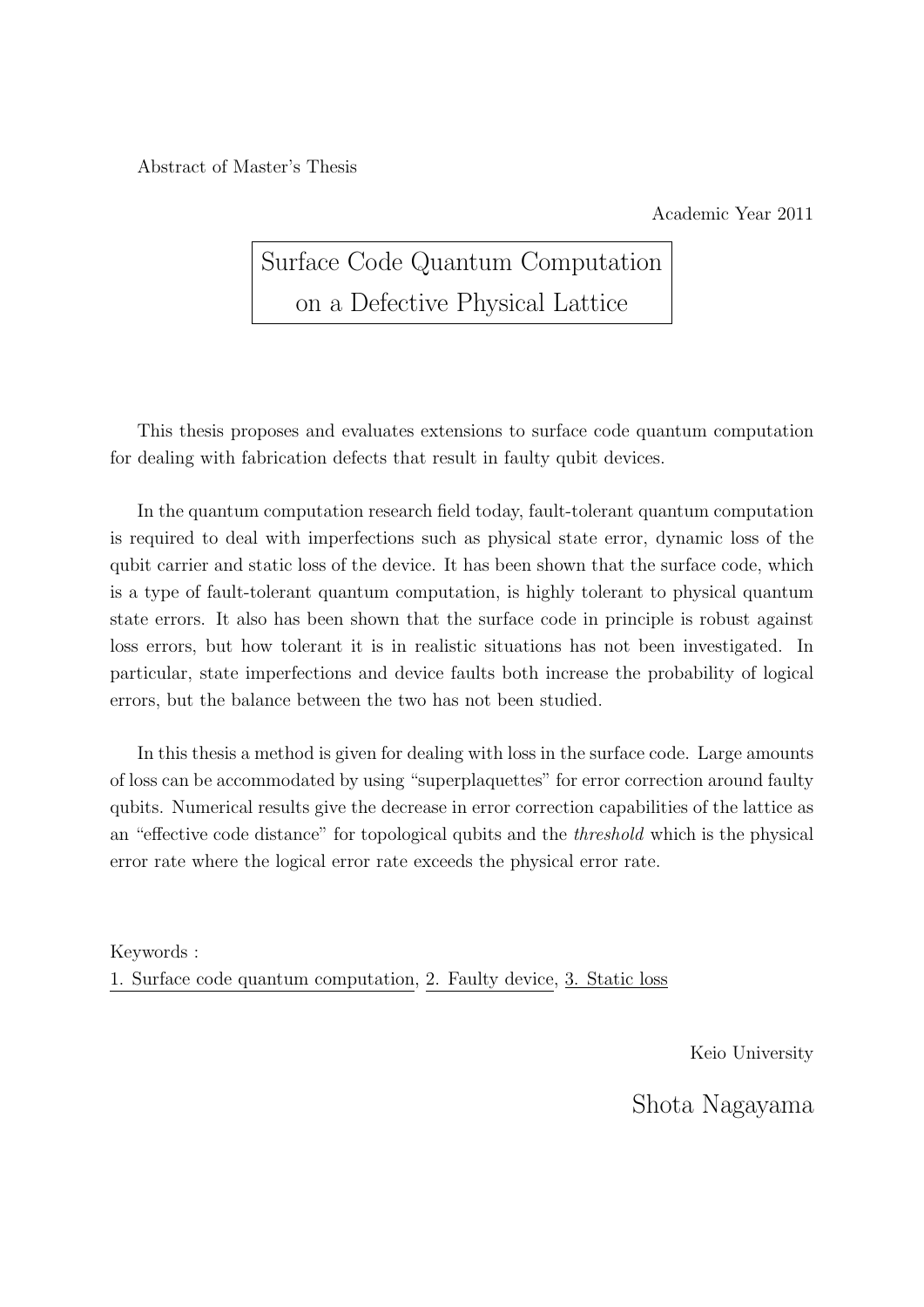Abstract of Master's Thesis

Academic Year 2011

# Surface Code Quantum Computation on a Defective Physical Lattice

This thesis proposes and evaluates extensions to surface code quantum computation for dealing with fabrication defects that result in faulty qubit devices.

In the quantum computation research field today, fault-tolerant quantum computation is required to deal with imperfections such as physical state error, dynamic loss of the qubit carrier and static loss of the device. It has been shown that the surface code, which is a type of fault-tolerant quantum computation, is highly tolerant to physical quantum state errors. It also has been shown that the surface code in principle is robust against loss errors, but how tolerant it is in realistic situations has not been investigated. In particular, state imperfections and device faults both increase the probability of logical errors, but the balance between the two has not been studied.

In this thesis a method is given for dealing with loss in the surface code. Large amounts of loss can be accommodated by using "superplaquettes" for error correction around faulty qubits. Numerical results give the decrease in error correction capabilities of the lattice as an "effective code distance" for topological qubits and the *threshold* which is the physical error rate where the logical error rate exceeds the physical error rate.

Keywords :
1. Surface code quantum computation, 2. Faulty device, 3. Static loss

Keio University

Shota Nagayama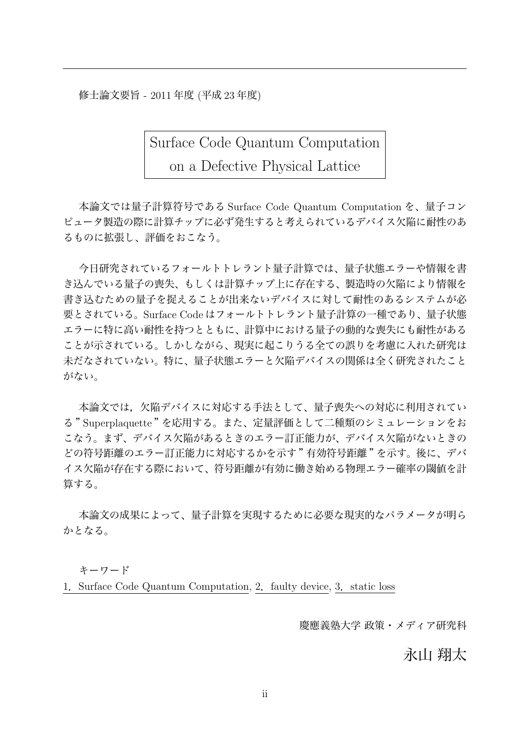修士論文要旨 - 2011 年度 (平成 23 年度)

# Surface Code Quantum Computation on a Defective Physical Lattice

本論文では量子計算符号である Surface Code Quantum Computation を、量子コンピュータ製造の際に計算チップに必ず発生すると考えられているデバイス欠陥に耐性のあるものに拡張し、評価をおこなう。

今日研究されているフォールトトレラント量子計算では、量子状態エラーや情報を書き込んでいる量子の喪失、もしくは計算チップ上に存在する、製造時の欠陥により情報を書き込むための量子を捉えることが出来ないデバイスに対して耐性のあるシステムが必要とされている。Surface Code はフォールトトレラント量子計算の一種であり、量子状態エラーに特に高い耐性を持つとともに、計算中における量子の動的な喪失にも耐性があることが示されている。しかしながら、現実に起こりうる全ての誤りを考慮に入れた研究は未だなされていない。特に、量子状態エラーと欠陥デバイスの関係は全く研究されたことがない。

本論文では，欠陥デバイスに対応する手法として、量子喪失への対応に利用されている "Superplaquette" を応用する。また、定量評価として二種類のシミュレーションをおこなう。まず、デバイス欠陥があるときのエラー訂正能力が、デバイス欠陥がないときのどの符号距離のエラー訂正能力に対応するかを示す "有効符号距離" を示す。後に、デバイス欠陥が存在する際において、符号距離が有効に働き始める物理エラー確率の閾値を計算する。

本論文の成果によって、量子計算を実現するために必要な現実的なパラメータが明らかとなる。

キーワード

1．Surface Code Quantum Computation, 2．faulty device, 3．static loss

慶應義塾大学 政策・メディア研究科

永山 翔太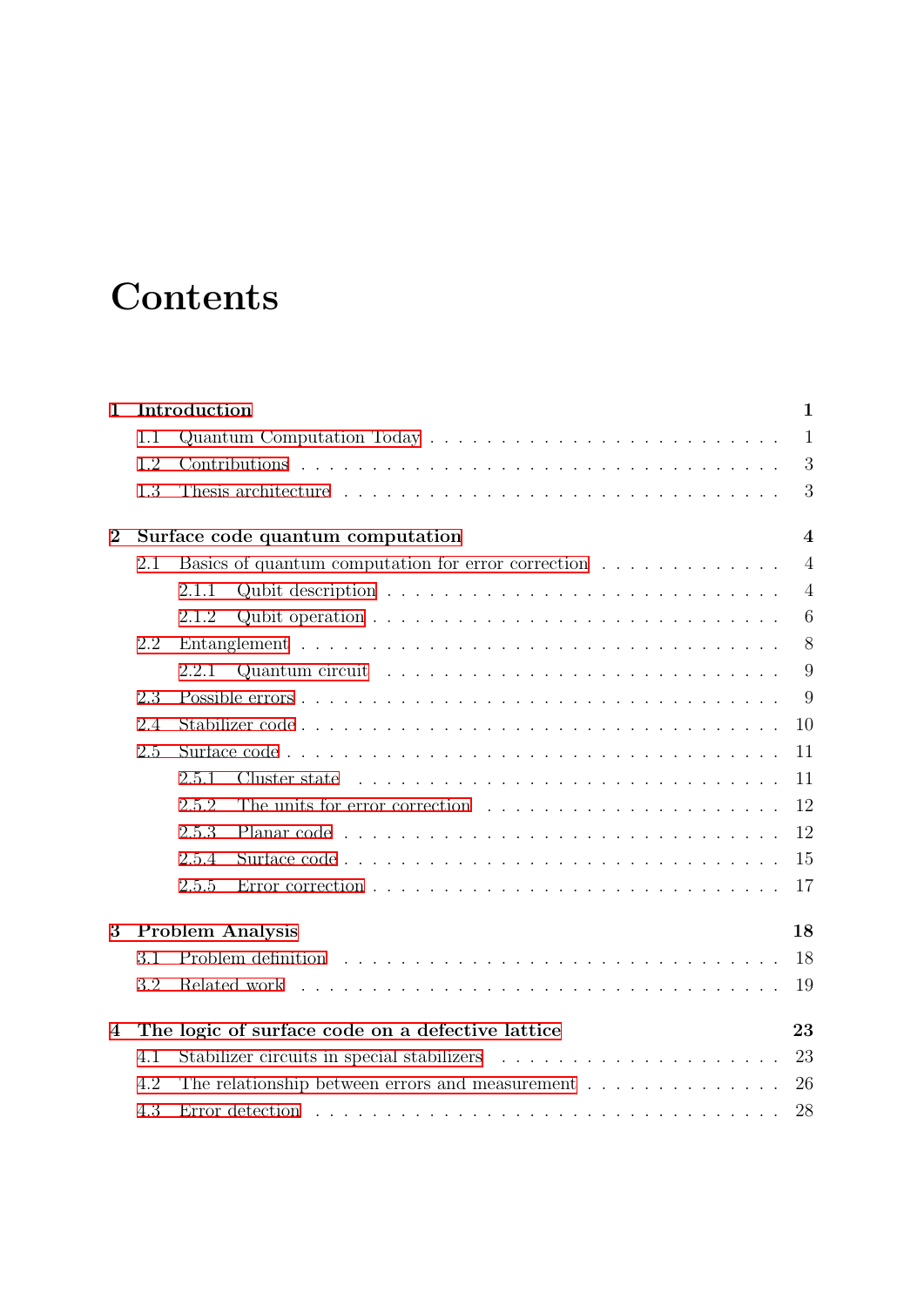# Contents

**1 Introduction** **1**

- 1.1 Quantum Computation Today . . . . . . . . . . . . . . . . . . . . . . . . . . . 1
- 1.2 Contributions . . . . . . . . . . . . . . . . . . . . . . . . . . . . . . . . . . . 3
- 1.3 Thesis architecture . . . . . . . . . . . . . . . . . . . . . . . . . . . . . . . . 3

**2 Surface code quantum computation** **4**

- 2.1 Basics of quantum computation for error correction . . . . . . . . . . . . . . 4
  - 2.1.1 Qubit description . . . . . . . . . . . . . . . . . . . . . . . . . . . . 4
  - 2.1.2 Qubit operation . . . . . . . . . . . . . . . . . . . . . . . . . . . . . 6
- 2.2 Entanglement . . . . . . . . . . . . . . . . . . . . . . . . . . . . . . . . . . . 8
  - 2.2.1 Quantum circuit . . . . . . . . . . . . . . . . . . . . . . . . . . . . . 9
- 2.3 Possible errors . . . . . . . . . . . . . . . . . . . . . . . . . . . . . . . . . . 9
- 2.4 Stabilizer code . . . . . . . . . . . . . . . . . . . . . . . . . . . . . . . . . . 10
- 2.5 Surface code . . . . . . . . . . . . . . . . . . . . . . . . . . . . . . . . . . . 11
  - 2.5.1 Cluster state . . . . . . . . . . . . . . . . . . . . . . . . . . . . . . 11
  - 2.5.2 The units for error correction . . . . . . . . . . . . . . . . . . . . . 12
  - 2.5.3 Planar code . . . . . . . . . . . . . . . . . . . . . . . . . . . . . . . 12
  - 2.5.4 Surface code . . . . . . . . . . . . . . . . . . . . . . . . . . . . . . 15
  - 2.5.5 Error correction . . . . . . . . . . . . . . . . . . . . . . . . . . . . 17

**3 Problem Analysis** **18**

- 3.1 Problem definition . . . . . . . . . . . . . . . . . . . . . . . . . . . . . . . . 18
- 3.2 Related work . . . . . . . . . . . . . . . . . . . . . . . . . . . . . . . . . . . 19

**4 The logic of surface code on a defective lattice** **23**

- 4.1 Stabilizer circuits in special stabilizers . . . . . . . . . . . . . . . . . . . . . 23
- 4.2 The relationship between errors and measurement . . . . . . . . . . . . . . . 26
- 4.3 Error detection . . . . . . . . . . . . . . . . . . . . . . . . . . . . . . . . . . 28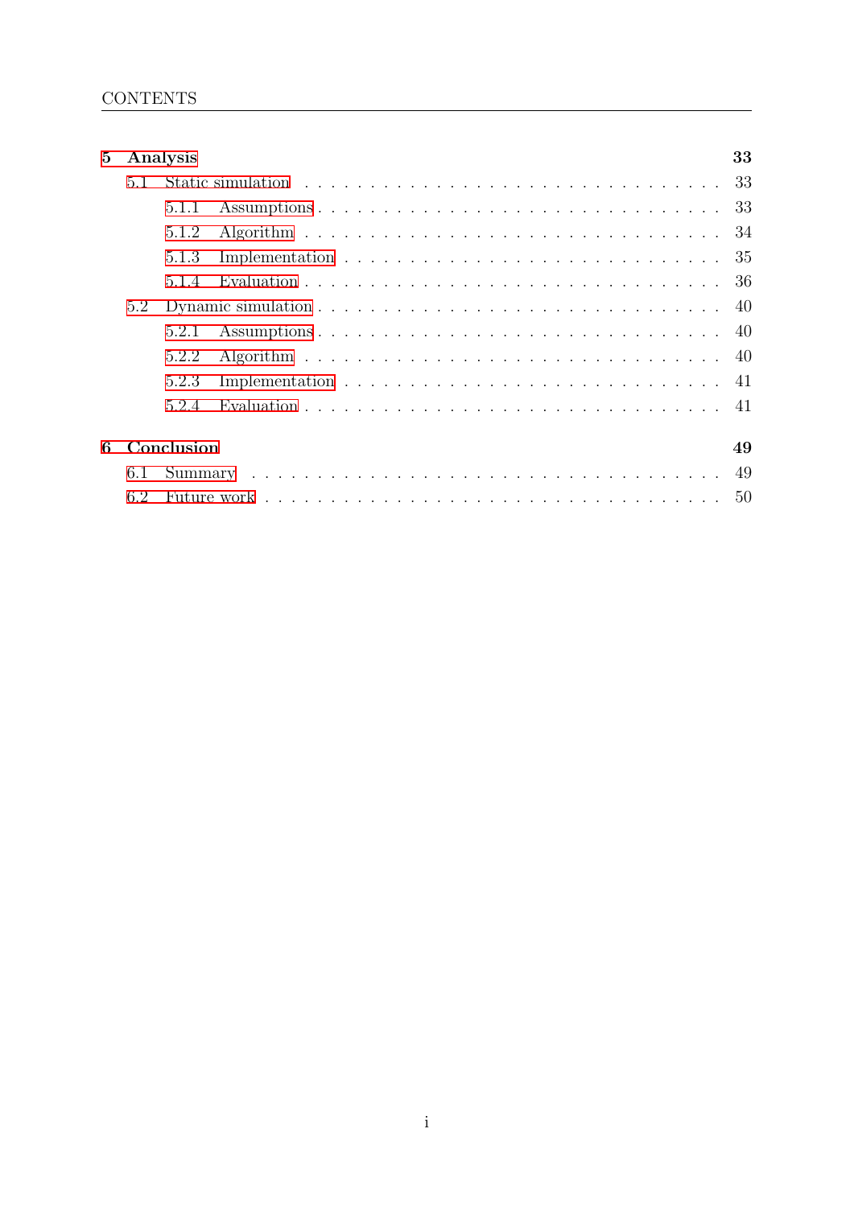| | | |
|---|---|---|
| **5** | **Analysis** | **33** |
| 5.1 | Static simulation | 33 |
| 5.1.1 | Assumptions | 33 |
| 5.1.2 | Algorithm | 34 |
| 5.1.3 | Implementation | 35 |
| 5.1.4 | Evaluation | 36 |
| 5.2 | Dynamic simulation | 40 |
| 5.2.1 | Assumptions | 40 |
| 5.2.2 | Algorithm | 40 |
| 5.2.3 | Implementation | 41 |
| 5.2.4 | Evaluation | 41 |
| **6** | **Conclusion** | **49** |
| 6.1 | Summary | 49 |
| 6.2 | Future work | 50 |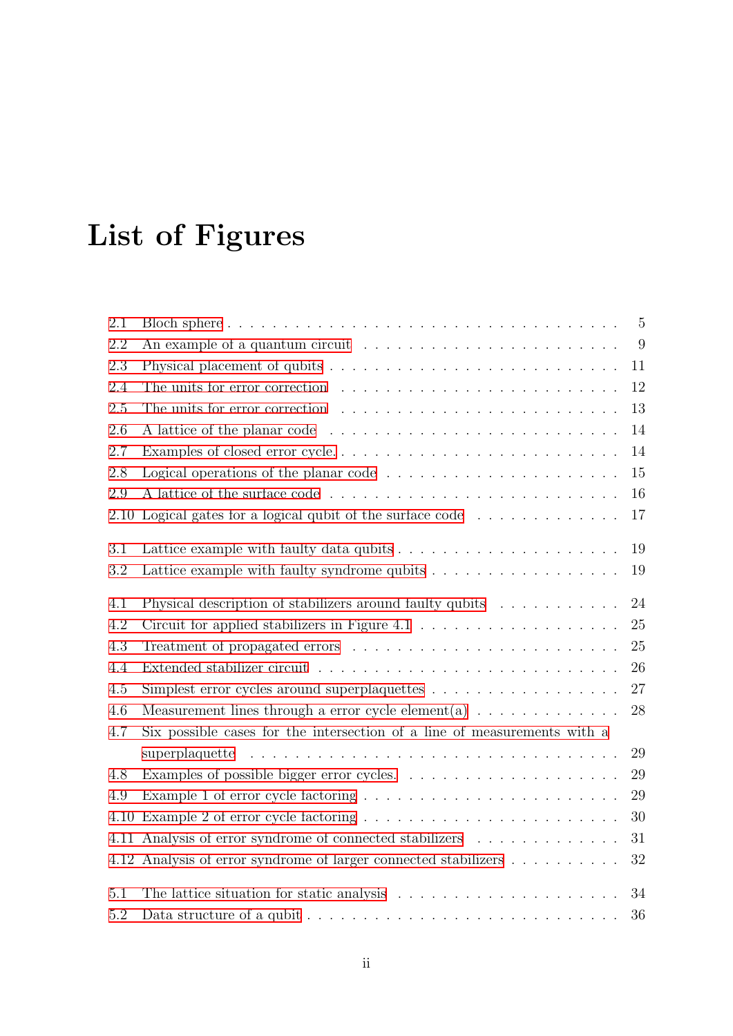# List of Figures

- 2.1 Bloch sphere . . . . . 5
- 2.2 An example of a quantum circuit . . . . . 9
- 2.3 Physical placement of qubits . . . . . 11
- 2.4 The units for error correction . . . . . 12
- 2.5 The units for error correction . . . . . 13
- 2.6 A lattice of the planar code . . . . . 14
- 2.7 Examples of closed error cycle. . . . . . 14
- 2.8 Logical operations of the planar code . . . . . 15
- 2.9 A lattice of the surface code . . . . . 16
- 2.10 Logical gates for a logical qubit of the surface code . . . . . 17

- 3.1 Lattice example with faulty data qubits . . . . . 19
- 3.2 Lattice example with faulty syndrome qubits . . . . . 19

- 4.1 Physical description of stabilizers around faulty qubits . . . . . 24
- 4.2 Circuit for applied stabilizers in Figure 4.1 . . . . . 25
- 4.3 Treatment of propagated errors . . . . . 25
- 4.4 Extended stabilizer circuit . . . . . 26
- 4.5 Simplest error cycles around superplaquettes . . . . . 27
- 4.6 Measurement lines through a error cycle element(a) . . . . . 28
- 4.7 Six possible cases for the intersection of a line of measurements with a superplaquette . . . . . 29
- 4.8 Examples of possible bigger error cycles. . . . . . 29
- 4.9 Example 1 of error cycle factoring . . . . . 29
- 4.10 Example 2 of error cycle factoring . . . . . 30
- 4.11 Analysis of error syndrome of connected stabilizers . . . . . 31
- 4.12 Analysis of error syndrome of larger connected stabilizers . . . . . 32

- 5.1 The lattice situation for static analysis . . . . . 34
- 5.2 Data structure of a qubit . . . . . 36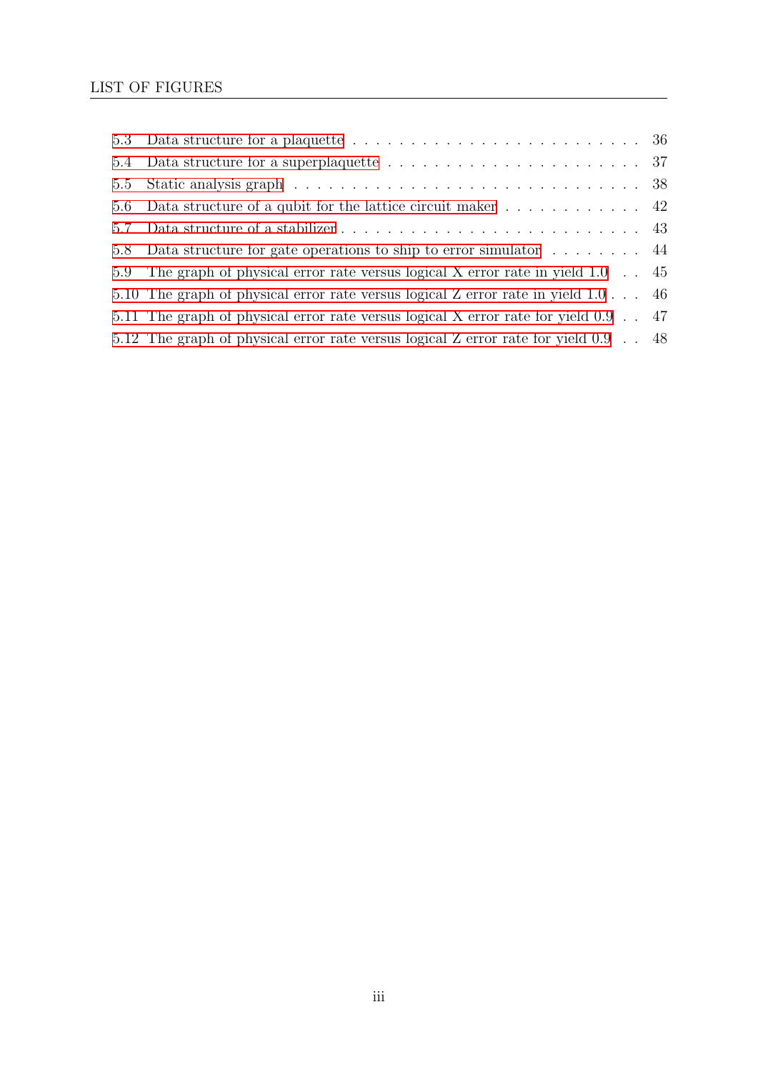- 5.3 Data structure for a plaquette . . . 36
- 5.4 Data structure for a superplaquette . . . 37
- 5.5 Static analysis graph . . . 38
- 5.6 Data structure of a qubit for the lattice circuit maker . . . 42
- 5.7 Data structure of a stabilizer . . . 43
- 5.8 Data structure for gate operations to ship to error simulator . . . 44
- 5.9 The graph of physical error rate versus logical X error rate in yield 1.0 . . . 45
- 5.10 The graph of physical error rate versus logical Z error rate in yield 1.0 . . . 46
- 5.11 The graph of physical error rate versus logical X error rate for yield 0.9 . . . 47
- 5.12 The graph of physical error rate versus logical Z error rate for yield 0.9 . . . 48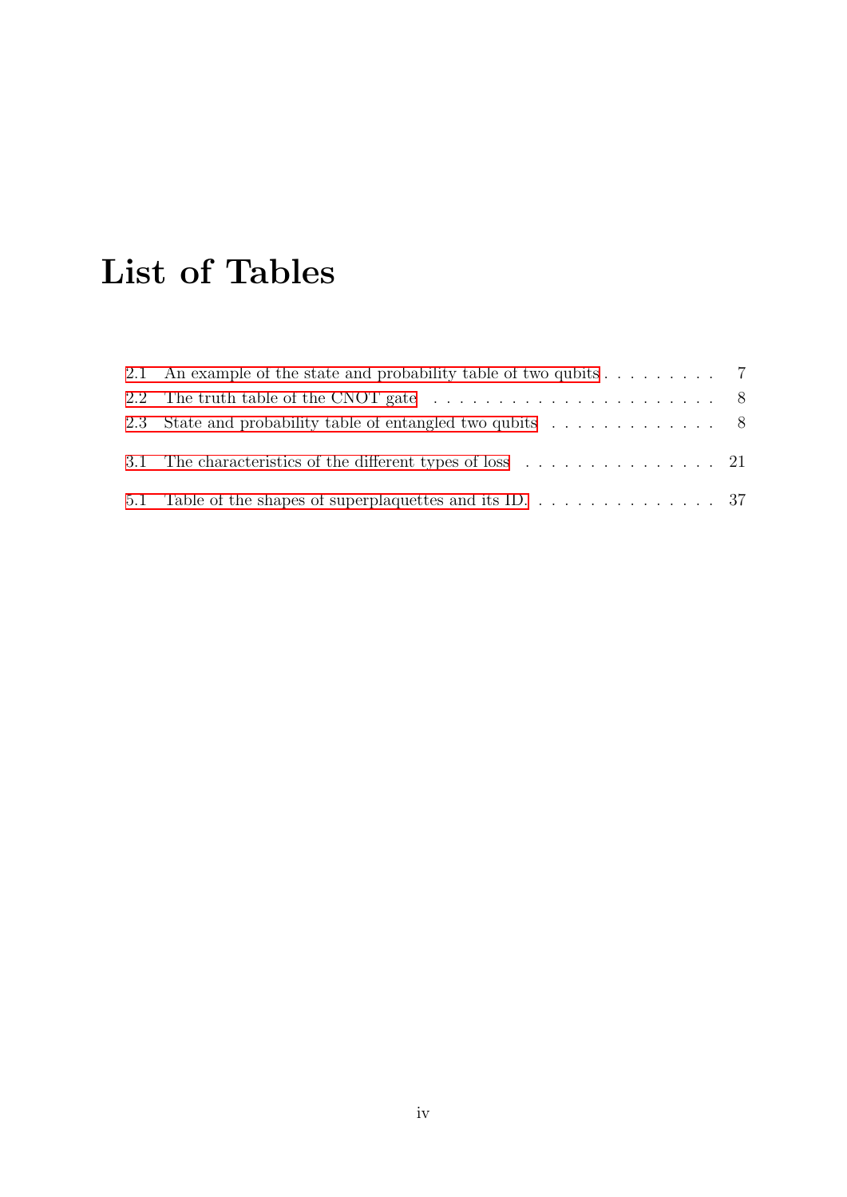# List of Tables

2.1 An example of the state and probability table of two qubits . . . . . . . . . . 7

2.2 The truth table of the CNOT gate . . . . . . . . . . . . . . . . . . . . . . . 8

2.3 State and probability table of entangled two qubits . . . . . . . . . . . . . . 8

3.1 The characteristics of the different types of loss . . . . . . . . . . . . . . . . 21

5.1 Table of the shapes of superplaquettes and its ID. . . . . . . . . . . . . . . . 37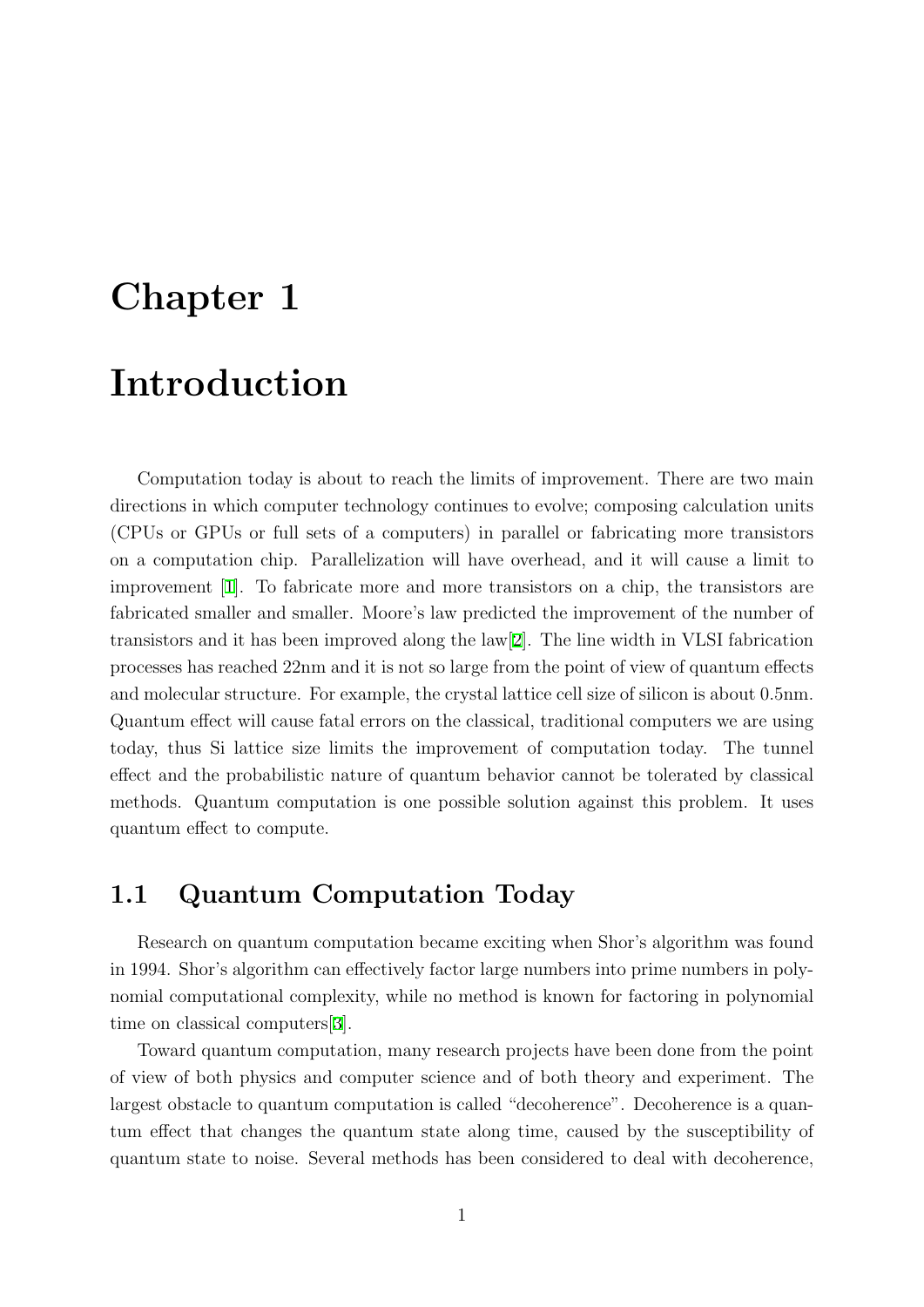# Chapter 1

# Introduction

Computation today is about to reach the limits of improvement. There are two main directions in which computer technology continues to evolve; composing calculation units (CPUs or GPUs or full sets of a computers) in parallel or fabricating more transistors on a computation chip. Parallelization will have overhead, and it will cause a limit to improvement [1]. To fabricate more and more transistors on a chip, the transistors are fabricated smaller and smaller. Moore's law predicted the improvement of the number of transistors and it has been improved along the law[2]. The line width in VLSI fabrication processes has reached 22nm and it is not so large from the point of view of quantum effects and molecular structure. For example, the crystal lattice cell size of silicon is about 0.5nm. Quantum effect will cause fatal errors on the classical, traditional computers we are using today, thus Si lattice size limits the improvement of computation today. The tunnel effect and the probabilistic nature of quantum behavior cannot be tolerated by classical methods. Quantum computation is one possible solution against this problem. It uses quantum effect to compute.

## 1.1 Quantum Computation Today

Research on quantum computation became exciting when Shor's algorithm was found in 1994. Shor's algorithm can effectively factor large numbers into prime numbers in polynomial computational complexity, while no method is known for factoring in polynomial time on classical computers[3].

Toward quantum computation, many research projects have been done from the point of view of both physics and computer science and of both theory and experiment. The largest obstacle to quantum computation is called "decoherence". Decoherence is a quantum effect that changes the quantum state along time, caused by the susceptibility of quantum state to noise. Several methods has been considered to deal with decoherence,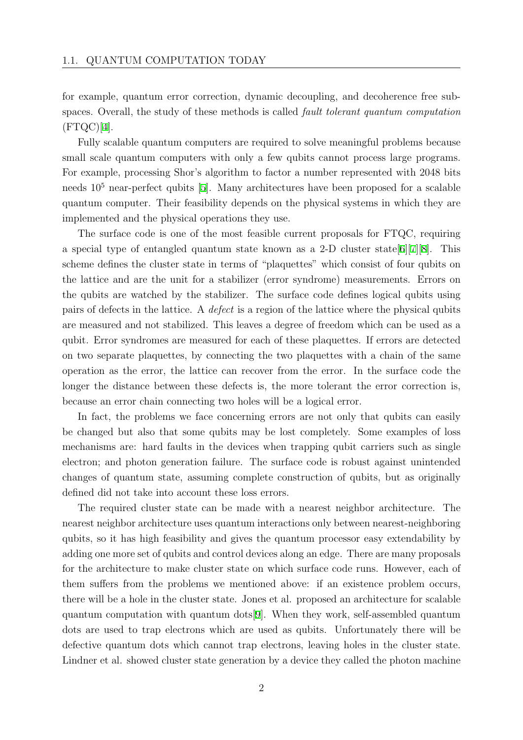for example, quantum error correction, dynamic decoupling, and decoherence free subspaces. Overall, the study of these methods is called *fault tolerant quantum computation* (FTQC)[4].

Fully scalable quantum computers are required to solve meaningful problems because small scale quantum computers with only a few qubits cannot process large programs. For example, processing Shor's algorithm to factor a number represented with 2048 bits needs $10^5$ near-perfect qubits [5]. Many architectures have been proposed for a scalable quantum computer. Their feasibility depends on the physical systems in which they are implemented and the physical operations they use.

The surface code is one of the most feasible current proposals for FTQC, requiring a special type of entangled quantum state known as a 2-D cluster state[6][7][8]. This scheme defines the cluster state in terms of "plaquettes" which consist of four qubits on the lattice and are the unit for a stabilizer (error syndrome) measurements. Errors on the qubits are watched by the stabilizer. The surface code defines logical qubits using pairs of defects in the lattice. A *defect* is a region of the lattice where the physical qubits are measured and not stabilized. This leaves a degree of freedom which can be used as a qubit. Error syndromes are measured for each of these plaquettes. If errors are detected on two separate plaquettes, by connecting the two plaquettes with a chain of the same operation as the error, the lattice can recover from the error. In the surface code the longer the distance between these defects is, the more tolerant the error correction is, because an error chain connecting two holes will be a logical error.

In fact, the problems we face concerning errors are not only that qubits can easily be changed but also that some qubits may be lost completely. Some examples of loss mechanisms are: hard faults in the devices when trapping qubit carriers such as single electron; and photon generation failure. The surface code is robust against unintended changes of quantum state, assuming complete construction of qubits, but as originally defined did not take into account these loss errors.

The required cluster state can be made with a nearest neighbor architecture. The nearest neighbor architecture uses quantum interactions only between nearest-neighboring qubits, so it has high feasibility and gives the quantum processor easy extendability by adding one more set of qubits and control devices along an edge. There are many proposals for the architecture to make cluster state on which surface code runs. However, each of them suffers from the problems we mentioned above: if an existence problem occurs, there will be a hole in the cluster state. Jones et al. proposed an architecture for scalable quantum computation with quantum dots[9]. When they work, self-assembled quantum dots are used to trap electrons which are used as qubits. Unfortunately there will be defective quantum dots which cannot trap electrons, leaving holes in the cluster state. Lindner et al. showed cluster state generation by a device they called the photon machine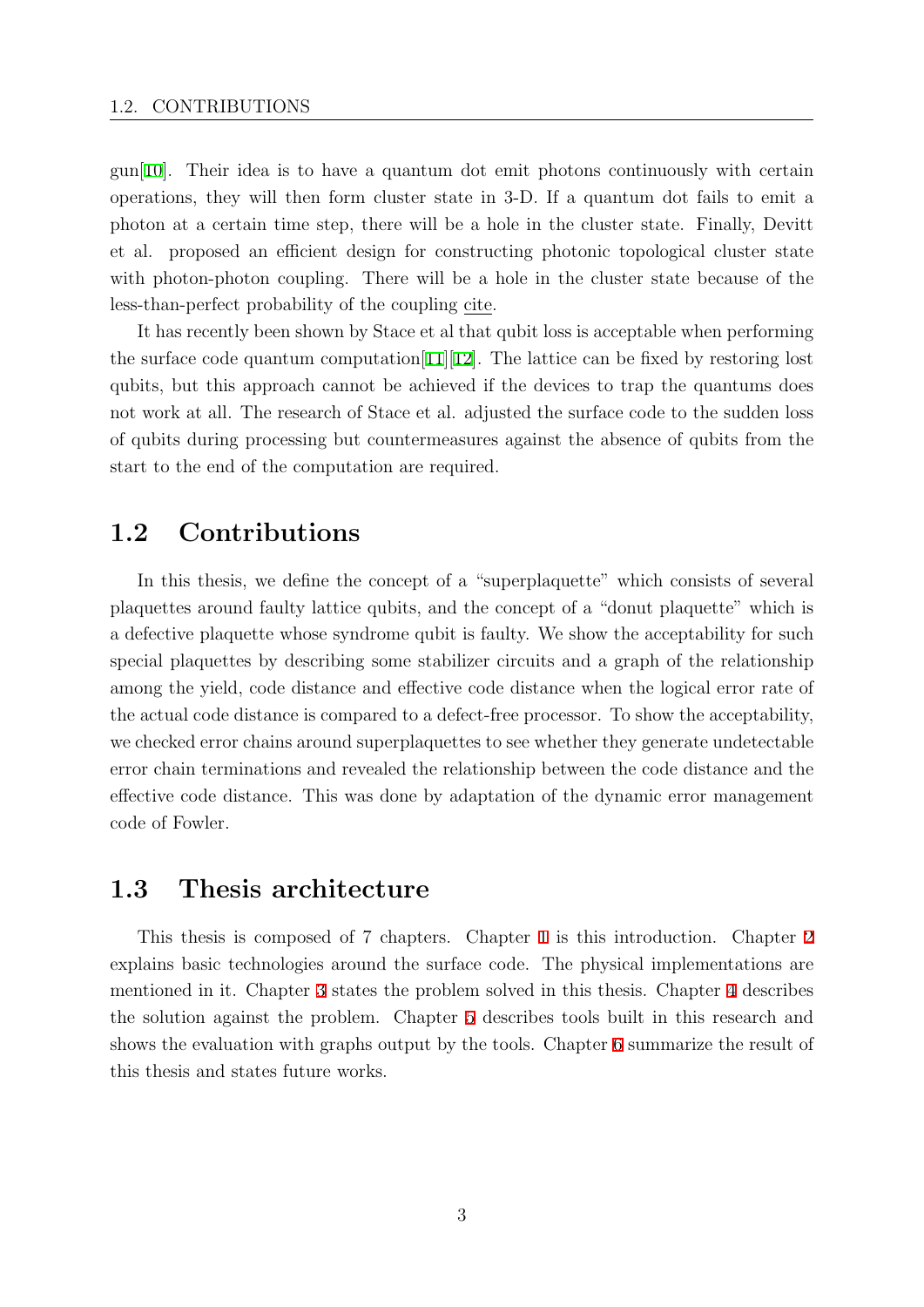gun[10]. Their idea is to have a quantum dot emit photons continuously with certain operations, they will then form cluster state in 3-D. If a quantum dot fails to emit a photon at a certain time step, there will be a hole in the cluster state. Finally, Devitt et al. proposed an efficient design for constructing photonic topological cluster state with photon-photon coupling. There will be a hole in the cluster state because of the less-than-perfect probability of the coupling cite.

It has recently been shown by Stace et al that qubit loss is acceptable when performing the surface code quantum computation[11][12]. The lattice can be fixed by restoring lost qubits, but this approach cannot be achieved if the devices to trap the quantums does not work at all. The research of Stace et al. adjusted the surface code to the sudden loss of qubits during processing but countermeasures against the absence of qubits from the start to the end of the computation are required.

## 1.2 Contributions

In this thesis, we define the concept of a "superplaquette" which consists of several plaquettes around faulty lattice qubits, and the concept of a "donut plaquette" which is a defective plaquette whose syndrome qubit is faulty. We show the acceptability for such special plaquettes by describing some stabilizer circuits and a graph of the relationship among the yield, code distance and effective code distance when the logical error rate of the actual code distance is compared to a defect-free processor. To show the acceptability, we checked error chains around superplaquettes to see whether they generate undetectable error chain terminations and revealed the relationship between the code distance and the effective code distance. This was done by adaptation of the dynamic error management code of Fowler.

## 1.3 Thesis architecture

This thesis is composed of 7 chapters. Chapter 1 is this introduction. Chapter 2 explains basic technologies around the surface code. The physical implementations are mentioned in it. Chapter 3 states the problem solved in this thesis. Chapter 4 describes the solution against the problem. Chapter 5 describes tools built in this research and shows the evaluation with graphs output by the tools. Chapter 6 summarize the result of this thesis and states future works.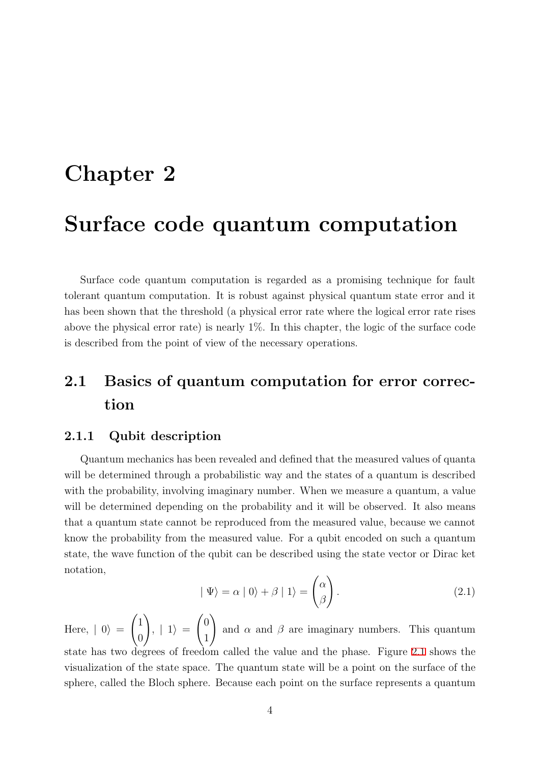# Chapter 2

# Surface code quantum computation

Surface code quantum computation is regarded as a promising technique for fault tolerant quantum computation. It is robust against physical quantum state error and it has been shown that the threshold (a physical error rate where the logical error rate rises above the physical error rate) is nearly 1%. In this chapter, the logic of the surface code is described from the point of view of the necessary operations.

## 2.1 Basics of quantum computation for error correction

### 2.1.1 Qubit description

Quantum mechanics has been revealed and defined that the measured values of quanta will be determined through a probabilistic way and the states of a quantum is described with the probability, involving imaginary number. When we measure a quantum, a value will be determined depending on the probability and it will be observed. It also means that a quantum state cannot be reproduced from the measured value, because we cannot know the probability from the measured value. For a qubit encoded on such a quantum state, the wave function of the qubit can be described using the state vector or Dirac ket notation,

$$\mid \Psi\rangle = \alpha \mid 0\rangle + \beta \mid 1\rangle = \begin{pmatrix} \alpha \\ \beta \end{pmatrix}. \tag{2.1}$$

Here, $\mid 0\rangle = \begin{pmatrix} 1 \\ 0 \end{pmatrix}$, $\mid 1\rangle = \begin{pmatrix} 0 \\ 1 \end{pmatrix}$ and $\alpha$ and $\beta$ are imaginary numbers. This quantum state has two degrees of freedom called the value and the phase. Figure 2.1 shows the visualization of the state space. The quantum state will be a point on the surface of the sphere, called the Bloch sphere. Because each point on the surface represents a quantum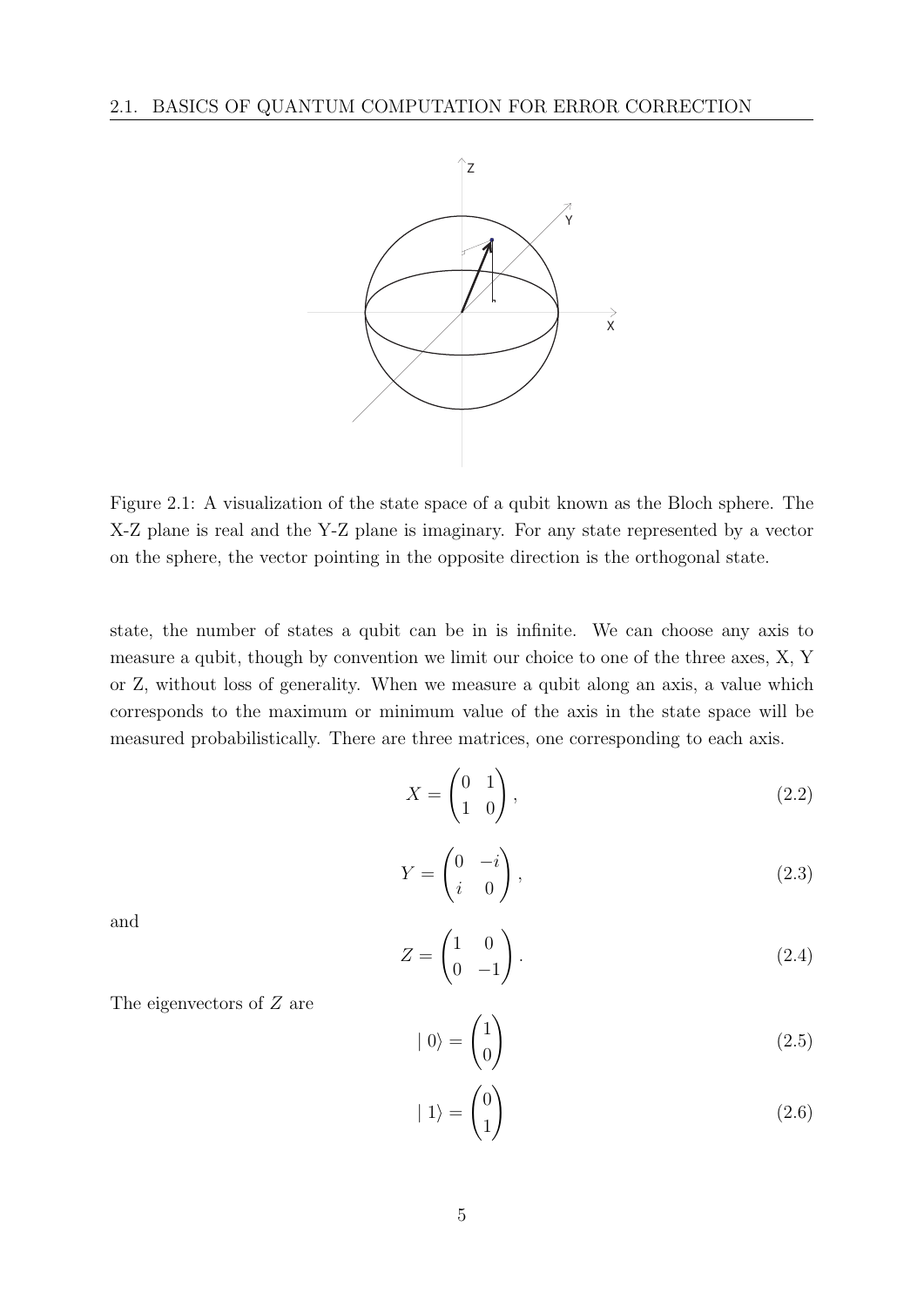Figure 2.1: A visualization of the state space of a qubit known as the Bloch sphere. The X-Z plane is real and the Y-Z plane is imaginary. For any state represented by a vector on the sphere, the vector pointing in the opposite direction is the orthogonal state.

state, the number of states a qubit can be in is infinite. We can choose any axis to measure a qubit, though by convention we limit our choice to one of the three axes, X, Y or Z, without loss of generality. When we measure a qubit along an axis, a value which corresponds to the maximum or minimum value of the axis in the state space will be measured probabilistically. There are three matrices, one corresponding to each axis.

$$X = \begin{pmatrix} 0 & 1 \\ 1 & 0 \end{pmatrix}, \tag{2.2}$$

$$Y = \begin{pmatrix} 0 & -i \\ i & 0 \end{pmatrix}, \tag{2.3}$$

and

$$Z = \begin{pmatrix} 1 & 0 \\ 0 & -1 \end{pmatrix}. \tag{2.4}$$

The eigenvectors of $Z$ are

$$|\, 0\rangle = \begin{pmatrix} 1 \\ 0 \end{pmatrix} \tag{2.5}$$

$$|\, 1\rangle = \begin{pmatrix} 0 \\ 1 \end{pmatrix} \tag{2.6}$$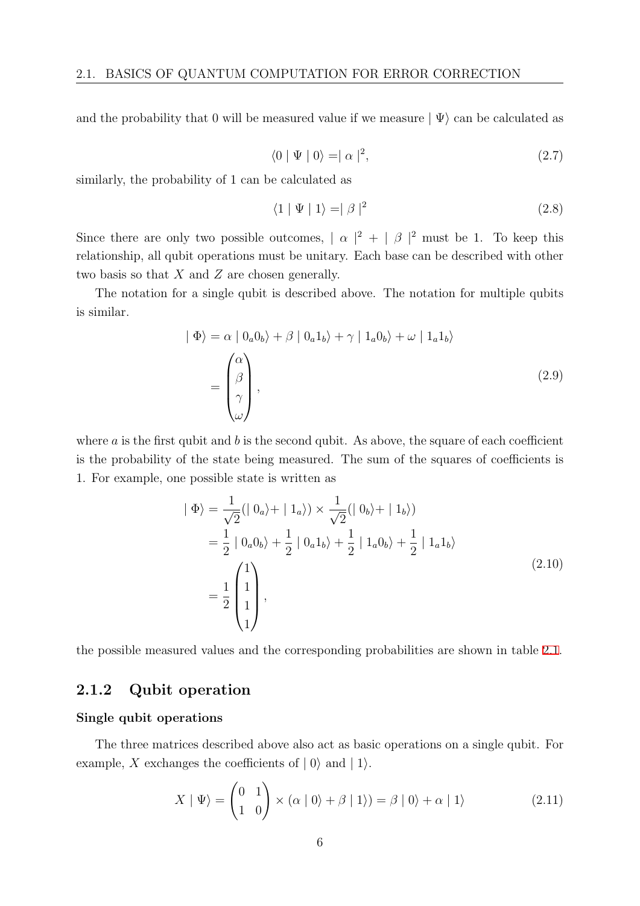and the probability that 0 will be measured value if we measure $\mid \Psi\rangle$ can be calculated as

$$\langle 0 \mid \Psi \mid 0\rangle = \mid \alpha \mid^2, \tag{2.7}$$

similarly, the probability of 1 can be calculated as

$$\langle 1 \mid \Psi \mid 1\rangle = \mid \beta \mid^2 \tag{2.8}$$

Since there are only two possible outcomes, $\mid \alpha \mid^2 + \mid \beta \mid^2$ must be 1. To keep this relationship, all qubit operations must be unitary. Each base can be described with other two basis so that $X$ and $Z$ are chosen generally.

The notation for a single qubit is described above. The notation for multiple qubits is similar.

$$\begin{aligned} \mid \Phi\rangle &= \alpha \mid 0_a 0_b\rangle + \beta \mid 0_a 1_b\rangle + \gamma \mid 1_a 0_b\rangle + \omega \mid 1_a 1_b\rangle \\ &= \begin{pmatrix} \alpha \\ \beta \\ \gamma \\ \omega \end{pmatrix}, \end{aligned} \tag{2.9}$$

where $a$ is the first qubit and $b$ is the second qubit. As above, the square of each coefficient is the probability of the state being measured. The sum of the squares of coefficients is 1. For example, one possible state is written as

$$\begin{aligned} \mid \Phi\rangle &= \frac{1}{\sqrt{2}}(\mid 0_a\rangle + \mid 1_a\rangle) \times \frac{1}{\sqrt{2}}(\mid 0_b\rangle + \mid 1_b\rangle) \\ &= \frac{1}{2} \mid 0_a 0_b\rangle + \frac{1}{2} \mid 0_a 1_b\rangle + \frac{1}{2} \mid 1_a 0_b\rangle + \frac{1}{2} \mid 1_a 1_b\rangle \\ &= \frac{1}{2} \begin{pmatrix} 1 \\ 1 \\ 1 \\ 1 \end{pmatrix}, \end{aligned} \tag{2.10}$$

the possible measured values and the corresponding probabilities are shown in table 2.1.

### 2.1.2 Qubit operation

#### Single qubit operations

The three matrices described above also act as basic operations on a single qubit. For example, $X$ exchanges the coefficients of $\mid 0\rangle$ and $\mid 1\rangle$.

$$X \mid \Psi\rangle = \begin{pmatrix} 0 & 1 \\ 1 & 0 \end{pmatrix} \times (\alpha \mid 0\rangle + \beta \mid 1\rangle) = \beta \mid 0\rangle + \alpha \mid 1\rangle \tag{2.11}$$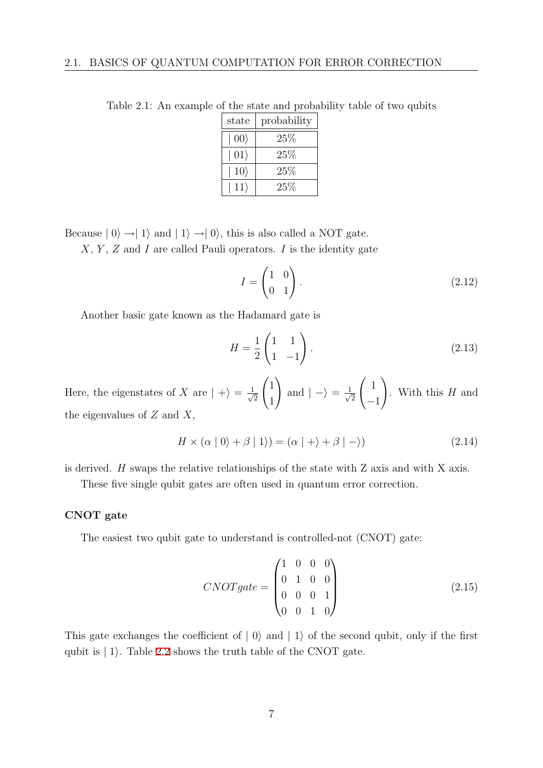Table 2.1: An example of the state and probability table of two qubits

| state | probability |
|---|---|
| $\mid 00\rangle$ | 25% |
| $\mid 01\rangle$ | 25% |
| $\mid 10\rangle$ | 25% |
| $\mid 11\rangle$ | 25% |

Because $\mid 0\rangle \rightarrow\mid 1\rangle$ and $\mid 1\rangle \rightarrow\mid 0\rangle$, this is also called a NOT gate.

$X$, $Y$, $Z$ and $I$ are called Pauli operators. $I$ is the identity gate

$$I = \begin{pmatrix} 1 & 0 \\ 0 & 1 \end{pmatrix}. \tag{2.12}$$

Another basic gate known as the Hadamard gate is

$$H = \frac{1}{2}\begin{pmatrix} 1 & 1 \\ 1 & -1 \end{pmatrix}. \tag{2.13}$$

Here, the eigenstates of $X$ are $\mid +\rangle = \frac{1}{\sqrt{2}}\begin{pmatrix} 1 \\ 1 \end{pmatrix}$ and $\mid -\rangle = \frac{1}{\sqrt{2}}\begin{pmatrix} 1 \\ -1 \end{pmatrix}$. With this $H$ and the eigenvalues of $Z$ and $X$,

$$H \times (\alpha \mid 0\rangle + \beta \mid 1\rangle) = (\alpha \mid +\rangle + \beta \mid -\rangle) \tag{2.14}$$

is derived. $H$ swaps the relative relationships of the state with Z axis and with X axis.

These five single qubit gates are often used in quantum error correction.

**CNOT gate**

The easiest two qubit gate to understand is controlled-not (CNOT) gate:

$$CNOTgate = \begin{pmatrix} 1 & 0 & 0 & 0 \\ 0 & 1 & 0 & 0 \\ 0 & 0 & 0 & 1 \\ 0 & 0 & 1 & 0 \end{pmatrix} \tag{2.15}$$

This gate exchanges the coefficient of $\mid 0\rangle$ and $\mid 1\rangle$ of the second qubit, only if the first qubit is $\mid 1\rangle$. Table 2.2 shows the truth table of the CNOT gate.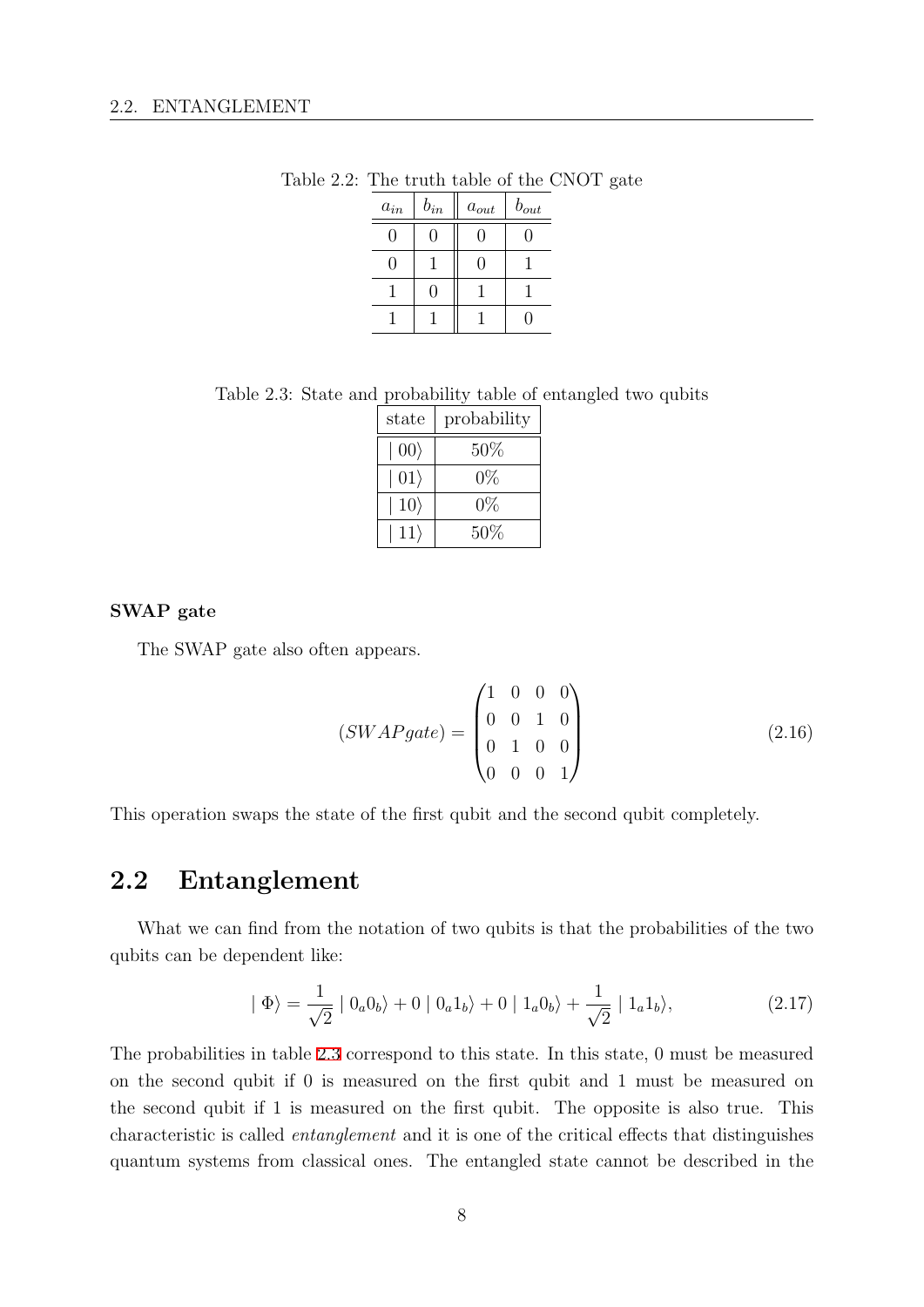Table 2.2: The truth table of the CNOT gate

| $a_{in}$ | $b_{in}$ | $a_{out}$ | $b_{out}$ |
|---|---|---|---|
| 0 | 0 | 0 | 0 |
| 0 | 1 | 0 | 1 |
| 1 | 0 | 1 | 1 |
| 1 | 1 | 1 | 0 |

Table 2.3: State and probability table of entangled two qubits

| state | probability |
|---|---|
| $\mid 00\rangle$ | 50% |
| $\mid 01\rangle$ | 0% |
| $\mid 10\rangle$ | 0% |
| $\mid 11\rangle$ | 50% |

**SWAP gate**

The SWAP gate also often appears.

$$(SWAPgate) = \begin{pmatrix} 1 & 0 & 0 & 0 \\ 0 & 0 & 1 & 0 \\ 0 & 1 & 0 & 0 \\ 0 & 0 & 0 & 1 \end{pmatrix} \tag{2.16}$$

This operation swaps the state of the first qubit and the second qubit completely.

## 2.2 Entanglement

What we can find from the notation of two qubits is that the probabilities of the two qubits can be dependent like:

$$\mid \Phi\rangle = \frac{1}{\sqrt{2}} \mid 0_a 0_b\rangle + 0 \mid 0_a 1_b\rangle + 0 \mid 1_a 0_b\rangle + \frac{1}{\sqrt{2}} \mid 1_a 1_b\rangle, \tag{2.17}$$

The probabilities in table 2.3 correspond to this state. In this state, 0 must be measured on the second qubit if 0 is measured on the first qubit and 1 must be measured on the second qubit if 1 is measured on the first qubit. The opposite is also true. This characteristic is called *entanglement* and it is one of the critical effects that distinguishes quantum systems from classical ones. The entangled state cannot be described in the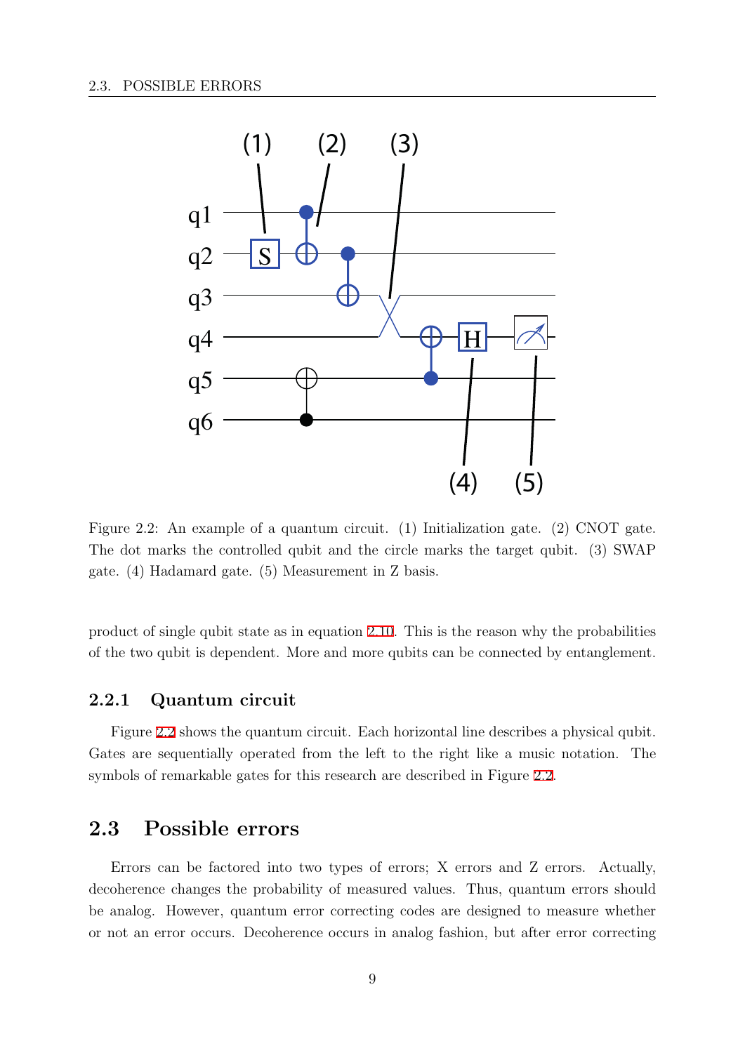Figure 2.2: An example of a quantum circuit. (1) Initialization gate. (2) CNOT gate. The dot marks the controlled qubit and the circle marks the target qubit. (3) SWAP gate. (4) Hadamard gate. (5) Measurement in Z basis.

product of single qubit state as in equation 2.10. This is the reason why the probabilities of the two qubit is dependent. More and more qubits can be connected by entanglement.

### 2.2.1 Quantum circuit

Figure 2.2 shows the quantum circuit. Each horizontal line describes a physical qubit. Gates are sequentially operated from the left to the right like a music notation. The symbols of remarkable gates for this research are described in Figure 2.2.

## 2.3 Possible errors

Errors can be factored into two types of errors; X errors and Z errors. Actually, decoherence changes the probability of measured values. Thus, quantum errors should be analog. However, quantum error correcting codes are designed to measure whether or not an error occurs. Decoherence occurs in analog fashion, but after error correcting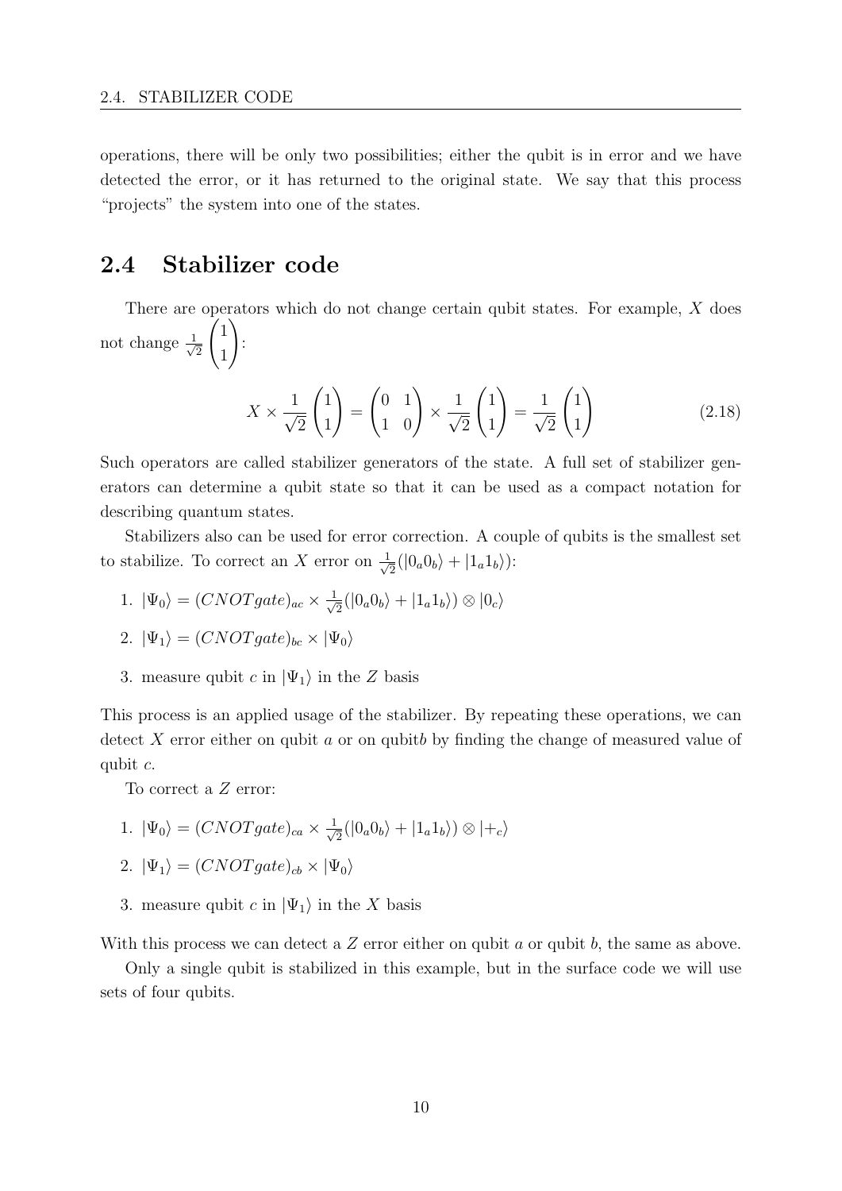operations, there will be only two possibilities; either the qubit is in error and we have detected the error, or it has returned to the original state. We say that this process "projects" the system into one of the states.

## 2.4 Stabilizer code

There are operators which do not change certain qubit states. For example, $X$ does not change $\frac{1}{\sqrt{2}}\begin{pmatrix}1\\1\end{pmatrix}$:

$$X \times \frac{1}{\sqrt{2}}\begin{pmatrix}1\\1\end{pmatrix} = \begin{pmatrix}0 & 1\\1 & 0\end{pmatrix} \times \frac{1}{\sqrt{2}}\begin{pmatrix}1\\1\end{pmatrix} = \frac{1}{\sqrt{2}}\begin{pmatrix}1\\1\end{pmatrix} \tag{2.18}$$

Such operators are called stabilizer generators of the state. A full set of stabilizer generators can determine a qubit state so that it can be used as a compact notation for describing quantum states.

Stabilizers also can be used for error correction. A couple of qubits is the smallest set to stabilize. To correct an $X$ error on $\frac{1}{\sqrt{2}}(|0_a 0_b\rangle + |1_a 1_b\rangle)$:

1. $|\Psi_0\rangle = (CNOTgate)_{ac} \times \frac{1}{\sqrt{2}}(|0_a 0_b\rangle + |1_a 1_b\rangle) \otimes |0_c\rangle$
2. $|\Psi_1\rangle = (CNOTgate)_{bc} \times |\Psi_0\rangle$
3. measure qubit $c$ in $|\Psi_1\rangle$ in the $Z$ basis

This process is an applied usage of the stabilizer. By repeating these operations, we can detect $X$ error either on qubit $a$ or on qubit$b$ by finding the change of measured value of qubit $c$.

To correct a $Z$ error:

1. $|\Psi_0\rangle = (CNOTgate)_{ca} \times \frac{1}{\sqrt{2}}(|0_a 0_b\rangle + |1_a 1_b\rangle) \otimes |+_c\rangle$
2. $|\Psi_1\rangle = (CNOTgate)_{cb} \times |\Psi_0\rangle$
3. measure qubit $c$ in $|\Psi_1\rangle$ in the $X$ basis

With this process we can detect a $Z$ error either on qubit $a$ or qubit $b$, the same as above.

Only a single qubit is stabilized in this example, but in the surface code we will use sets of four qubits.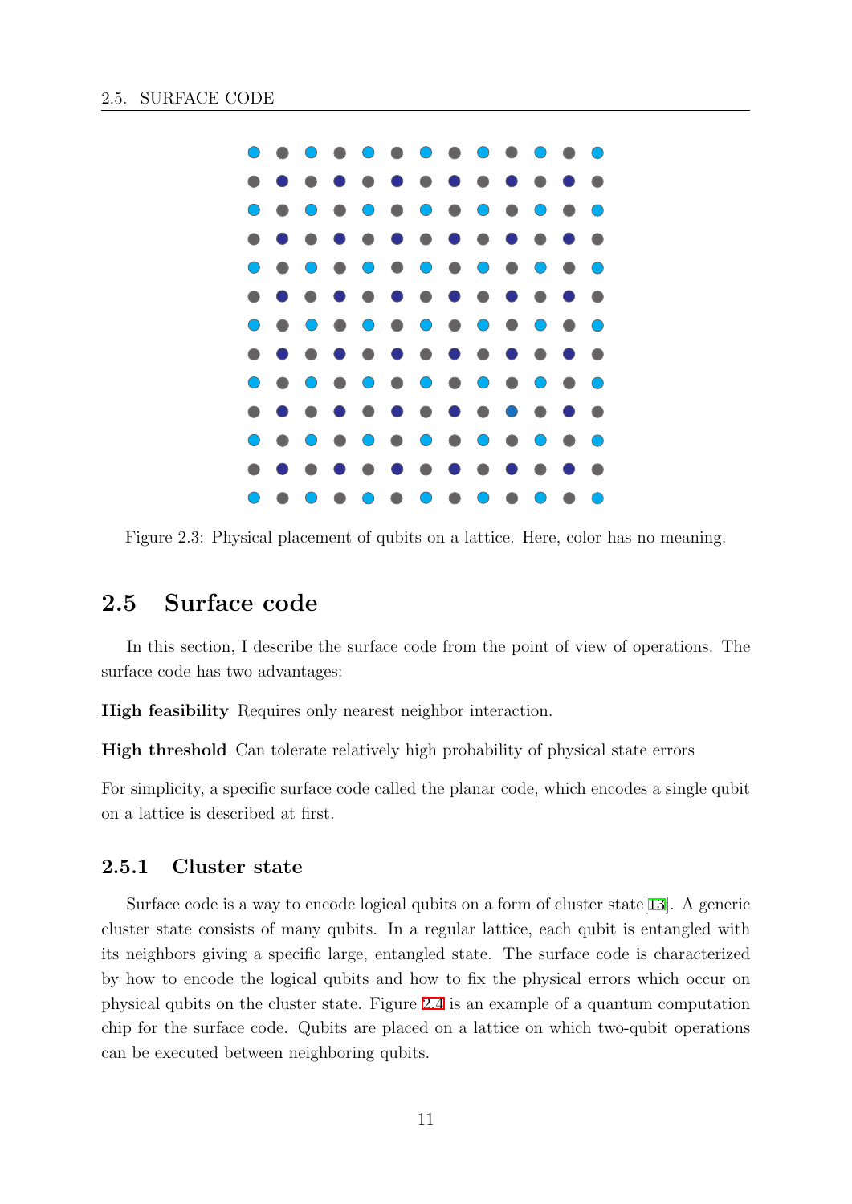Figure 2.3: Physical placement of qubits on a lattice. Here, color has no meaning.

## 2.5 Surface code

In this section, I describe the surface code from the point of view of operations. The surface code has two advantages:

**High feasibility** Requires only nearest neighbor interaction.

**High threshold** Can tolerate relatively high probability of physical state errors

For simplicity, a specific surface code called the planar code, which encodes a single qubit on a lattice is described at first.

### 2.5.1 Cluster state

Surface code is a way to encode logical qubits on a form of cluster state[13]. A generic cluster state consists of many qubits. In a regular lattice, each qubit is entangled with its neighbors giving a specific large, entangled state. The surface code is characterized by how to encode the logical qubits and how to fix the physical errors which occur on physical qubits on the cluster state. Figure 2.4 is an example of a quantum computation chip for the surface code. Qubits are placed on a lattice on which two-qubit operations can be executed between neighboring qubits.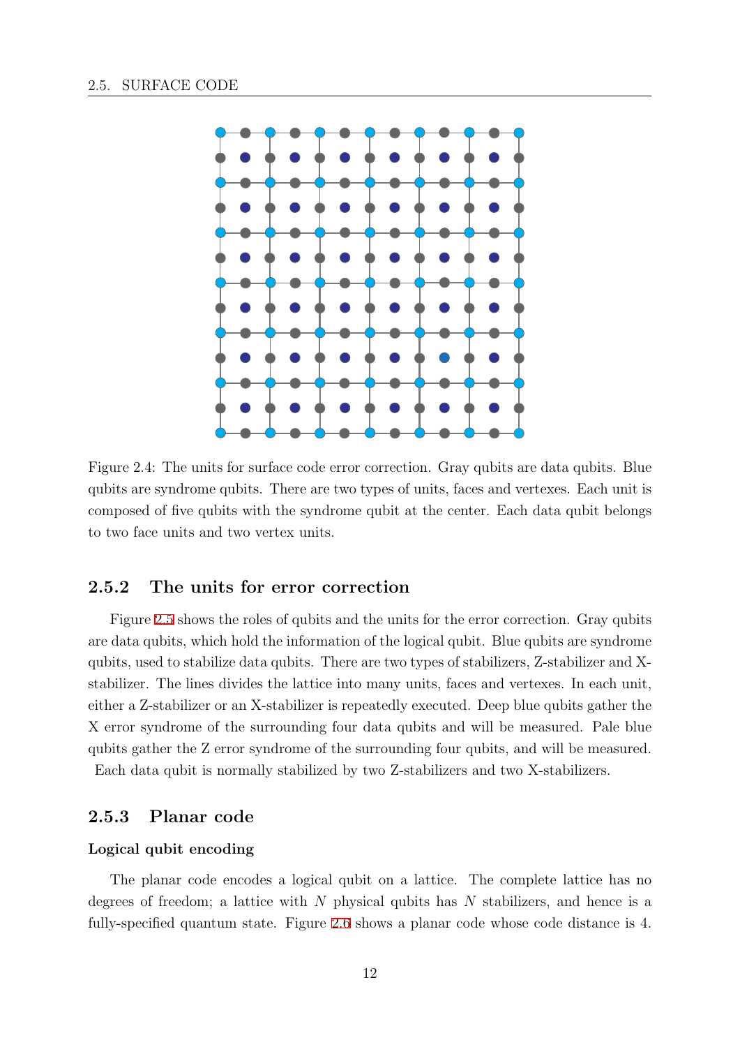Figure 2.4: The units for surface code error correction. Gray qubits are data qubits. Blue qubits are syndrome qubits. There are two types of units, faces and vertexes. Each unit is composed of five qubits with the syndrome qubit at the center. Each data qubit belongs to two face units and two vertex units.

### 2.5.2 The units for error correction

Figure 2.5 shows the roles of qubits and the units for the error correction. Gray qubits are data qubits, which hold the information of the logical qubit. Blue qubits are syndrome qubits, used to stabilize data qubits. There are two types of stabilizers, Z-stabilizer and X-stabilizer. The lines divides the lattice into many units, faces and vertexes. In each unit, either a Z-stabilizer or an X-stabilizer is repeatedly executed. Deep blue qubits gather the X error syndrome of the surrounding four data qubits and will be measured. Pale blue qubits gather the Z error syndrome of the surrounding four qubits, and will be measured. Each data qubit is normally stabilized by two Z-stabilizers and two X-stabilizers.

### 2.5.3 Planar code

#### Logical qubit encoding

The planar code encodes a logical qubit on a lattice. The complete lattice has no degrees of freedom; a lattice with $N$ physical qubits has $N$ stabilizers, and hence is a fully-specified quantum state. Figure 2.6 shows a planar code whose code distance is 4.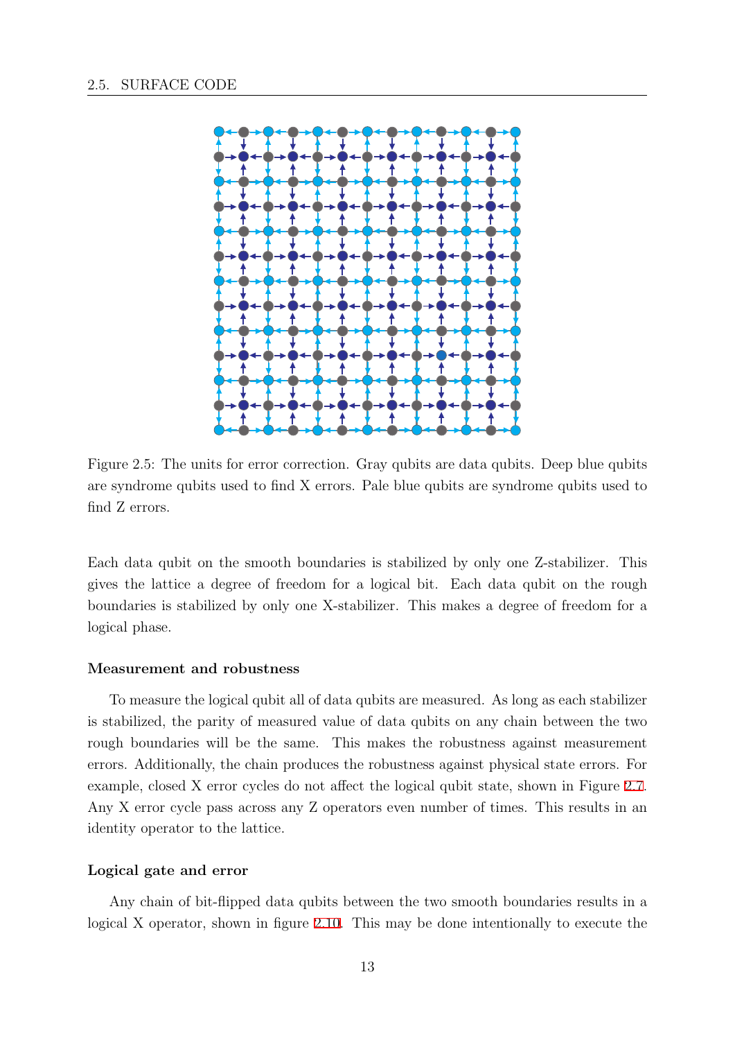Figure 2.5: The units for error correction. Gray qubits are data qubits. Deep blue qubits are syndrome qubits used to find X errors. Pale blue qubits are syndrome qubits used to find Z errors.

Each data qubit on the smooth boundaries is stabilized by only one Z-stabilizer. This gives the lattice a degree of freedom for a logical bit. Each data qubit on the rough boundaries is stabilized by only one X-stabilizer. This makes a degree of freedom for a logical phase.

#### Measurement and robustness

To measure the logical qubit all of data qubits are measured. As long as each stabilizer is stabilized, the parity of measured value of data qubits on any chain between the two rough boundaries will be the same. This makes the robustness against measurement errors. Additionally, the chain produces the robustness against physical state errors. For example, closed X error cycles do not affect the logical qubit state, shown in Figure 2.7. Any X error cycle pass across any Z operators even number of times. This results in an identity operator to the lattice.

#### Logical gate and error

Any chain of bit-flipped data qubits between the two smooth boundaries results in a logical X operator, shown in figure 2.10. This may be done intentionally to execute the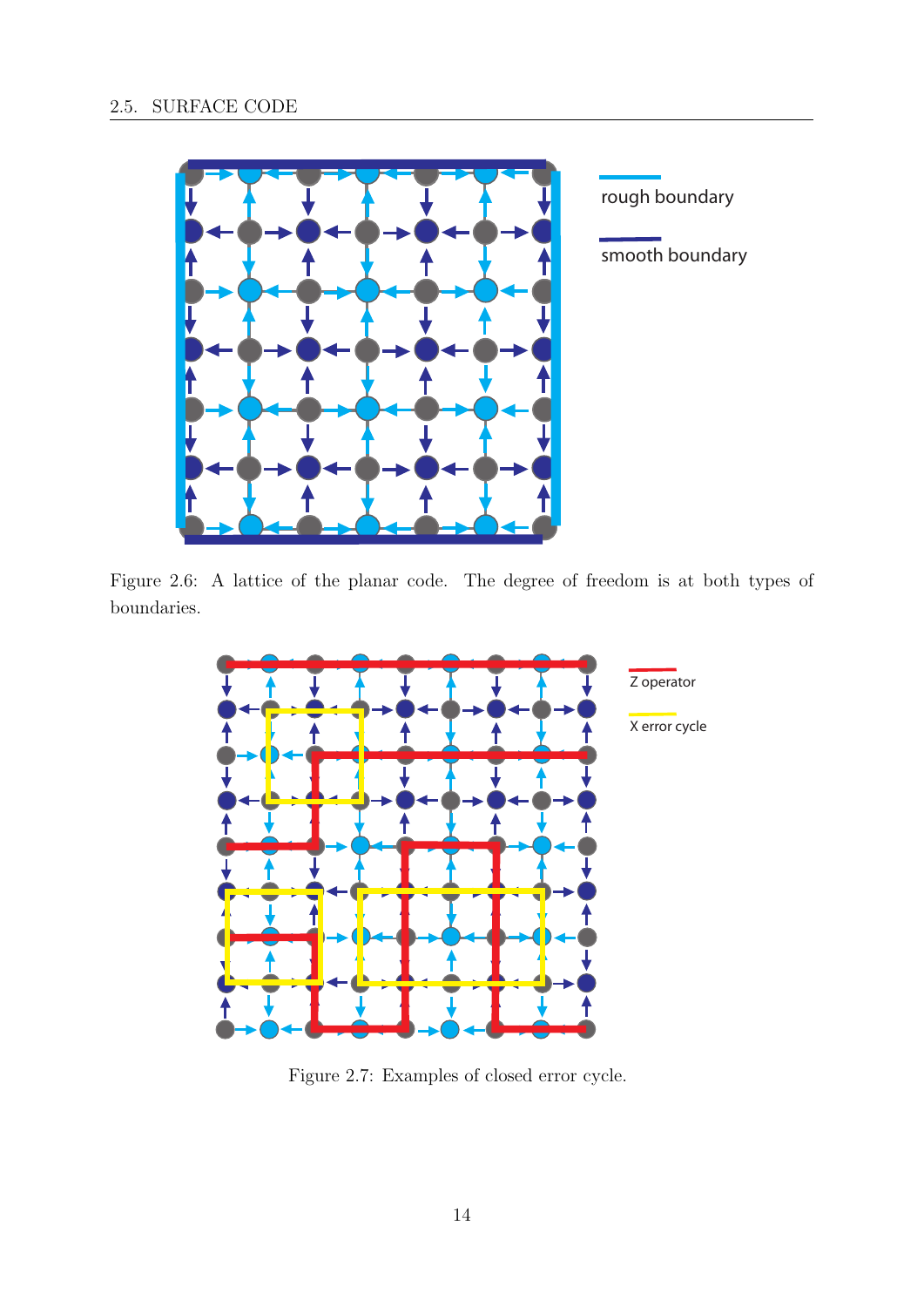Figure 2.6: A lattice of the planar code. The degree of freedom is at both types of boundaries.

Figure 2.7: Examples of closed error cycle.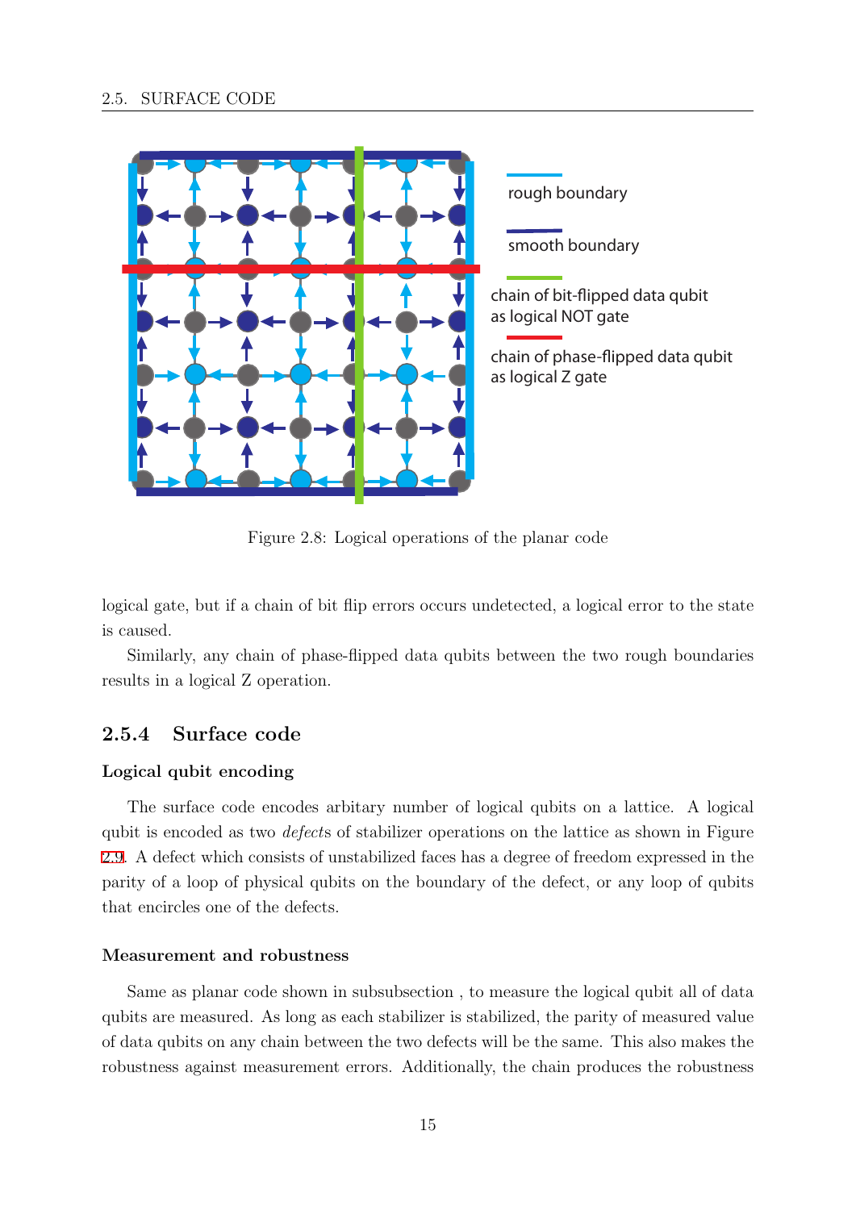Figure 2.8: Logical operations of the planar code

logical gate, but if a chain of bit flip errors occurs undetected, a logical error to the state is caused.

Similarly, any chain of phase-flipped data qubits between the two rough boundaries results in a logical Z operation.

### 2.5.4 Surface code

#### Logical qubit encoding

The surface code encodes arbitary number of logical qubits on a lattice. A logical qubit is encoded as two *defect*s of stabilizer operations on the lattice as shown in Figure 2.9. A defect which consists of unstabilized faces has a degree of freedom expressed in the parity of a loop of physical qubits on the boundary of the defect, or any loop of qubits that encircles one of the defects.

#### Measurement and robustness

Same as planar code shown in subsubsection , to measure the logical qubit all of data qubits are measured. As long as each stabilizer is stabilized, the parity of measured value of data qubits on any chain between the two defects will be the same. This also makes the robustness against measurement errors. Additionally, the chain produces the robustness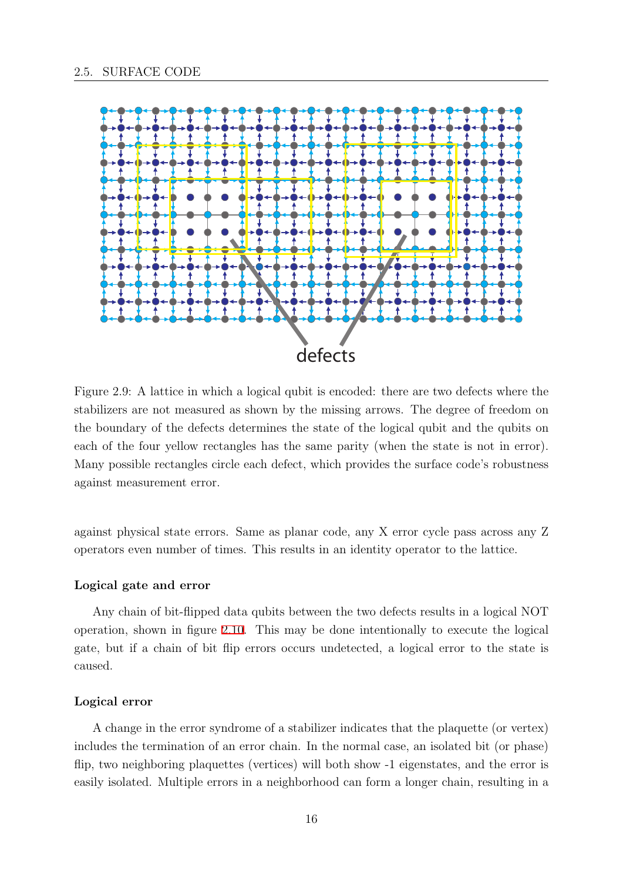Figure 2.9: A lattice in which a logical qubit is encoded: there are two defects where the stabilizers are not measured as shown by the missing arrows. The degree of freedom on the boundary of the defects determines the state of the logical qubit and the qubits on each of the four yellow rectangles has the same parity (when the state is not in error). Many possible rectangles circle each defect, which provides the surface code's robustness against measurement error.

against physical state errors. Same as planar code, any X error cycle pass across any Z operators even number of times. This results in an identity operator to the lattice.

### Logical gate and error

Any chain of bit-flipped data qubits between the two defects results in a logical NOT operation, shown in figure 2.10. This may be done intentionally to execute the logical gate, but if a chain of bit flip errors occurs undetected, a logical error to the state is caused.

### Logical error

A change in the error syndrome of a stabilizer indicates that the plaquette (or vertex) includes the termination of an error chain. In the normal case, an isolated bit (or phase) flip, two neighboring plaquettes (vertices) will both show -1 eigenstates, and the error is easily isolated. Multiple errors in a neighborhood can form a longer chain, resulting in a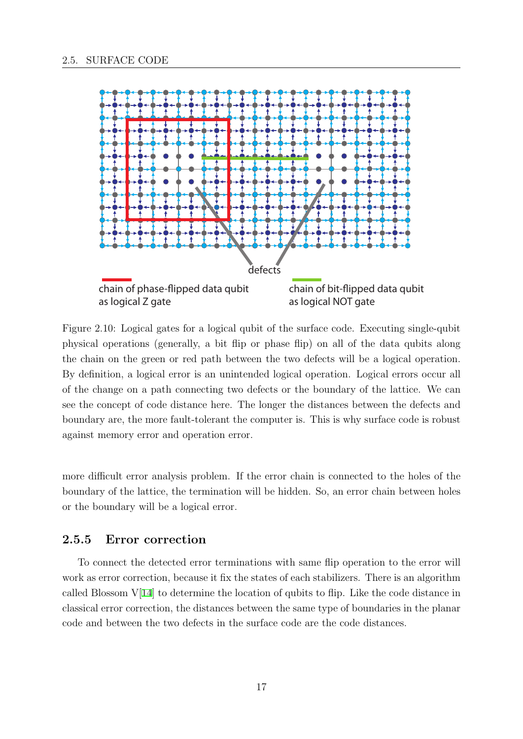defects

chain of phase-flipped data qubit as logical Z gate

chain of bit-flipped data qubit as logical NOT gate

Figure 2.10: Logical gates for a logical qubit of the surface code. Executing single-qubit physical operations (generally, a bit flip or phase flip) on all of the data qubits along the chain on the green or red path between the two defects will be a logical operation. By definition, a logical error is an unintended logical operation. Logical errors occur all of the change on a path connecting two defects or the boundary of the lattice. We can see the concept of code distance here. The longer the distances between the defects and boundary are, the more fault-tolerant the computer is. This is why surface code is robust against memory error and operation error.

more difficult error analysis problem. If the error chain is connected to the holes of the boundary of the lattice, the termination will be hidden. So, an error chain between holes or the boundary will be a logical error.

### 2.5.5 Error correction

To connect the detected error terminations with same flip operation to the error will work as error correction, because it fix the states of each stabilizers. There is an algorithm called Blossom V[14] to determine the location of qubits to flip. Like the code distance in classical error correction, the distances between the same type of boundaries in the planar code and between the two defects in the surface code are the code distances.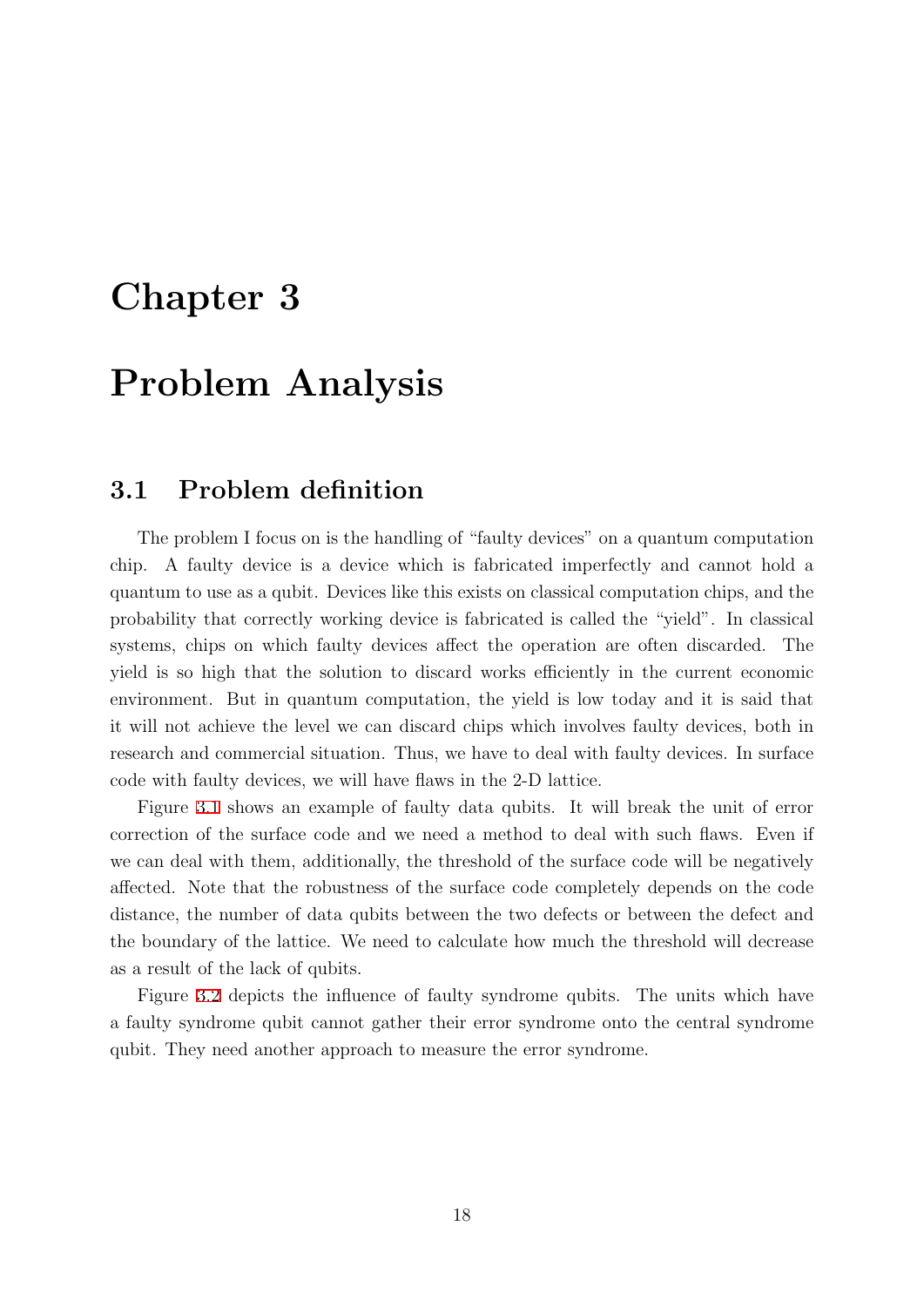# Chapter 3

# Problem Analysis

## 3.1 Problem definition

The problem I focus on is the handling of "faulty devices" on a quantum computation chip. A faulty device is a device which is fabricated imperfectly and cannot hold a quantum to use as a qubit. Devices like this exists on classical computation chips, and the probability that correctly working device is fabricated is called the "yield". In classical systems, chips on which faulty devices affect the operation are often discarded. The yield is so high that the solution to discard works efficiently in the current economic environment. But in quantum computation, the yield is low today and it is said that it will not achieve the level we can discard chips which involves faulty devices, both in research and commercial situation. Thus, we have to deal with faulty devices. In surface code with faulty devices, we will have flaws in the 2-D lattice.

Figure 3.1 shows an example of faulty data qubits. It will break the unit of error correction of the surface code and we need a method to deal with such flaws. Even if we can deal with them, additionally, the threshold of the surface code will be negatively affected. Note that the robustness of the surface code completely depends on the code distance, the number of data qubits between the two defects or between the defect and the boundary of the lattice. We need to calculate how much the threshold will decrease as a result of the lack of qubits.

Figure 3.2 depicts the influence of faulty syndrome qubits. The units which have a faulty syndrome qubit cannot gather their error syndrome onto the central syndrome qubit. They need another approach to measure the error syndrome.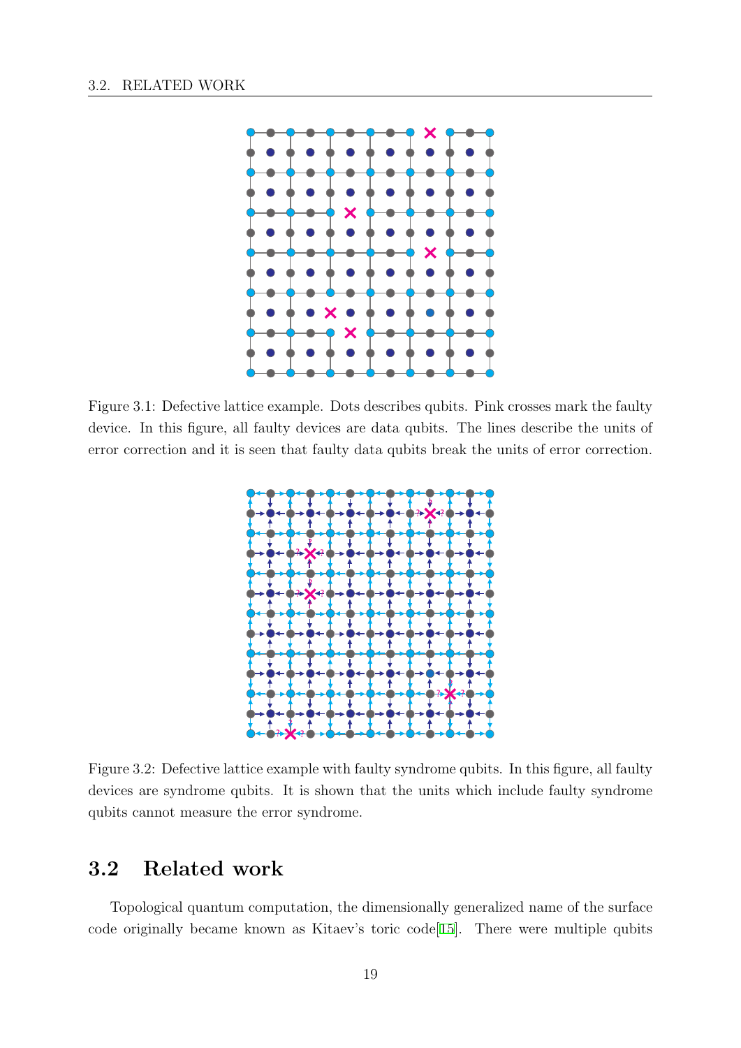Figure 3.1: Defective lattice example. Dots describes qubits. Pink crosses mark the faulty device. In this figure, all faulty devices are data qubits. The lines describe the units of error correction and it is seen that faulty data qubits break the units of error correction.

Figure 3.2: Defective lattice example with faulty syndrome qubits. In this figure, all faulty devices are syndrome qubits. It is shown that the units which include faulty syndrome qubits cannot measure the error syndrome.

## 3.2 Related work

Topological quantum computation, the dimensionally generalized name of the surface code originally became known as Kitaev's toric code[15]. There were multiple qubits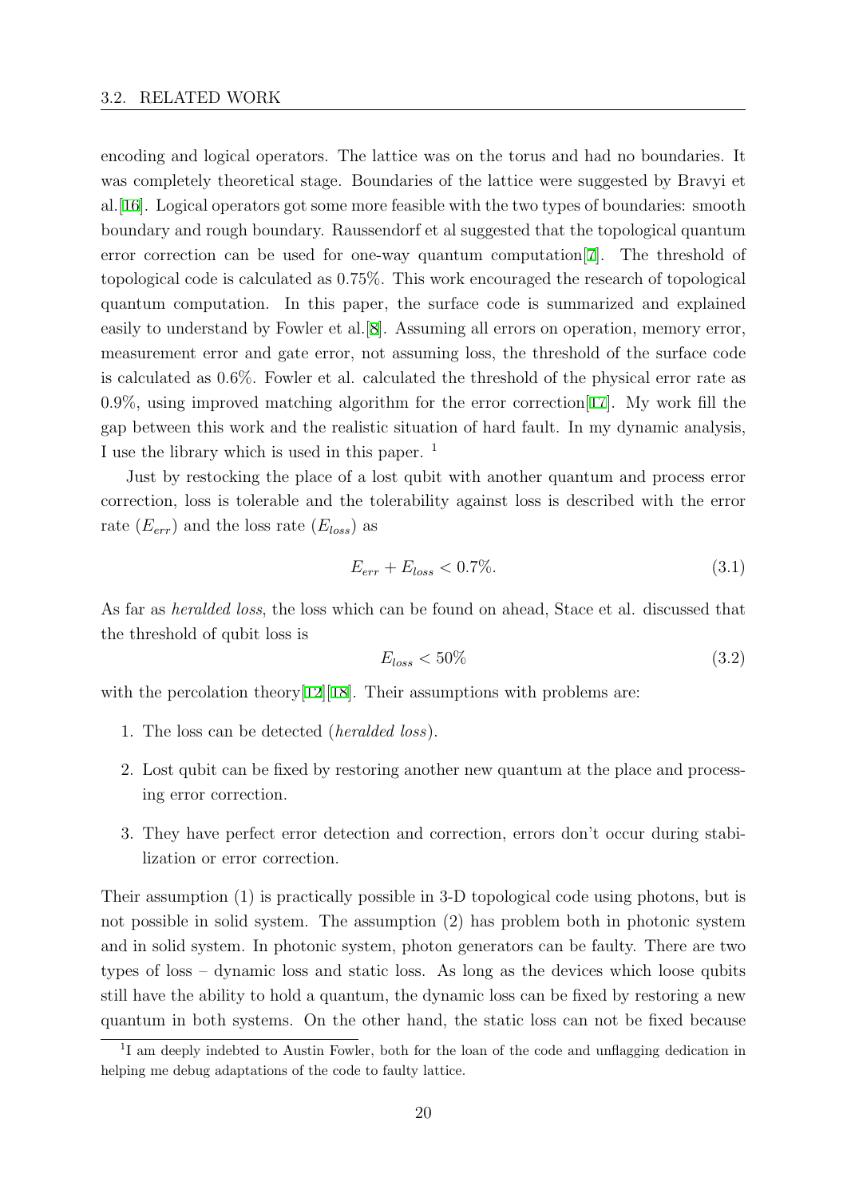encoding and logical operators. The lattice was on the torus and had no boundaries. It was completely theoretical stage. Boundaries of the lattice were suggested by Bravyi et al.[16]. Logical operators got some more feasible with the two types of boundaries: smooth boundary and rough boundary. Raussendorf et al suggested that the topological quantum error correction can be used for one-way quantum computation[7]. The threshold of topological code is calculated as 0.75%. This work encouraged the research of topological quantum computation. In this paper, the surface code is summarized and explained easily to understand by Fowler et al.[8]. Assuming all errors on operation, memory error, measurement error and gate error, not assuming loss, the threshold of the surface code is calculated as 0.6%. Fowler et al. calculated the threshold of the physical error rate as 0.9%, using improved matching algorithm for the error correction[17]. My work fill the gap between this work and the realistic situation of hard fault. In my dynamic analysis, I use the library which is used in this paper. [1]

Just by restocking the place of a lost qubit with another quantum and process error correction, loss is tolerable and the tolerability against loss is described with the error rate ($E_{err}$) and the loss rate ($E_{loss}$) as

$$E_{err} + E_{loss} < 0.7\%. \tag{3.1}$$

As far as *heralded loss*, the loss which can be found on ahead, Stace et al. discussed that the threshold of qubit loss is

$$E_{loss} < 50\% \tag{3.2}$$

with the percolation theory[12][18]. Their assumptions with problems are:

1. The loss can be detected (*heralded loss*).
2. Lost qubit can be fixed by restoring another new quantum at the place and processing error correction.
3. They have perfect error detection and correction, errors don't occur during stabilization or error correction.

Their assumption (1) is practically possible in 3-D topological code using photons, but is not possible in solid system. The assumption (2) has problem both in photonic system and in solid system. In photonic system, photon generators can be faulty. There are two types of loss – dynamic loss and static loss. As long as the devices which loose qubits still have the ability to hold a quantum, the dynamic loss can be fixed by restoring a new quantum in both systems. On the other hand, the static loss can not be fixed because

[1] I am deeply indebted to Austin Fowler, both for the loan of the code and unflagging dedication in helping me debug adaptations of the code to faulty lattice.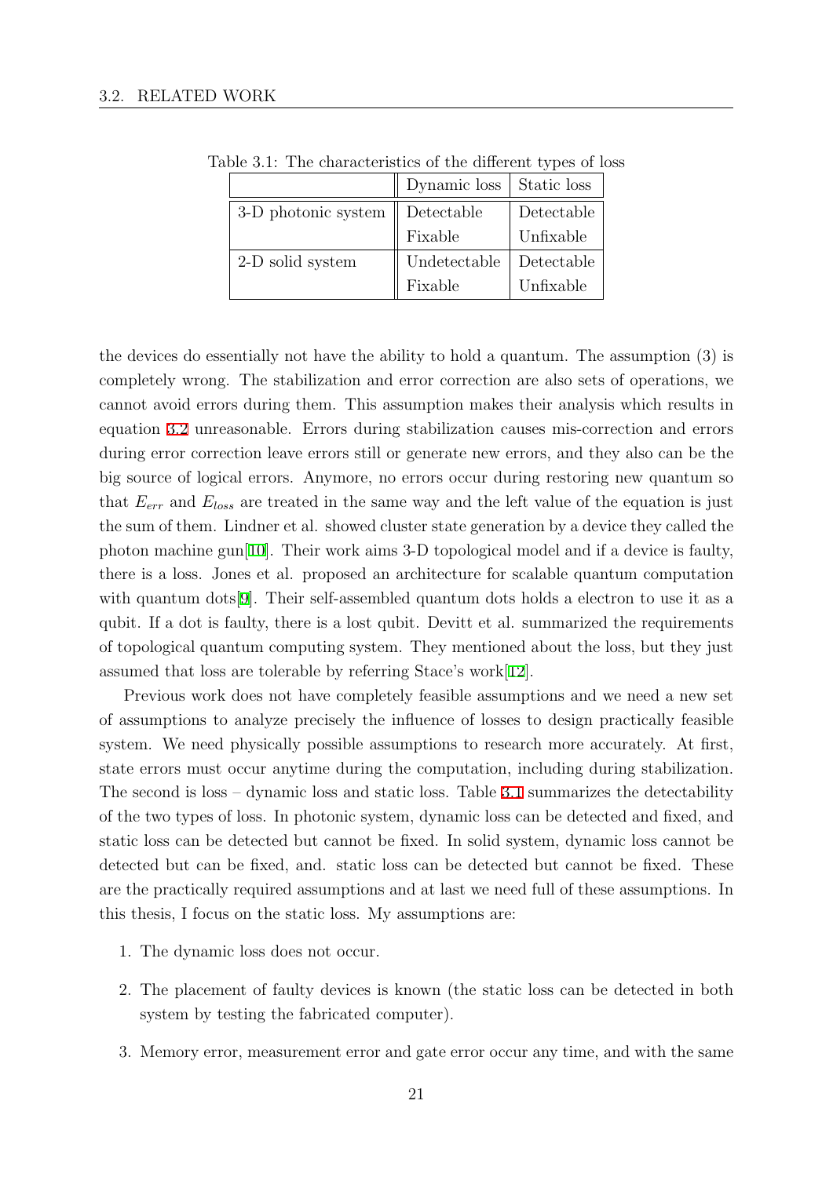Table 3.1: The characteristics of the different types of loss

| | Dynamic loss | Static loss |
|---|---|---|
| 3-D photonic system | Detectable<br>Fixable | Detectable<br>Unfixable |
| 2-D solid system | Undetectable<br>Fixable | Detectable<br>Unfixable |

the devices do essentially not have the ability to hold a quantum. The assumption (3) is completely wrong. The stabilization and error correction are also sets of operations, we cannot avoid errors during them. This assumption makes their analysis which results in equation 3.2 unreasonable. Errors during stabilization causes mis-correction and errors during error correction leave errors still or generate new errors, and they also can be the big source of logical errors. Anymore, no errors occur during restoring new quantum so that $E_{err}$ and $E_{loss}$ are treated in the same way and the left value of the equation is just the sum of them. Lindner et al. showed cluster state generation by a device they called the photon machine gun[10]. Their work aims 3-D topological model and if a device is faulty, there is a loss. Jones et al. proposed an architecture for scalable quantum computation with quantum dots[9]. Their self-assembled quantum dots holds a electron to use it as a qubit. If a dot is faulty, there is a lost qubit. Devitt et al. summarized the requirements of topological quantum computing system. They mentioned about the loss, but they just assumed that loss are tolerable by referring Stace's work[12].

Previous work does not have completely feasible assumptions and we need a new set of assumptions to analyze precisely the influence of losses to design practically feasible system. We need physically possible assumptions to research more accurately. At first, state errors must occur anytime during the computation, including during stabilization. The second is loss – dynamic loss and static loss. Table 3.1 summarizes the detectability of the two types of loss. In photonic system, dynamic loss can be detected and fixed, and static loss can be detected but cannot be fixed. In solid system, dynamic loss cannot be detected but can be fixed, and. static loss can be detected but cannot be fixed. These are the practically required assumptions and at last we need full of these assumptions. In this thesis, I focus on the static loss. My assumptions are:

1. The dynamic loss does not occur.
2. The placement of faulty devices is known (the static loss can be detected in both system by testing the fabricated computer).
3. Memory error, measurement error and gate error occur any time, and with the same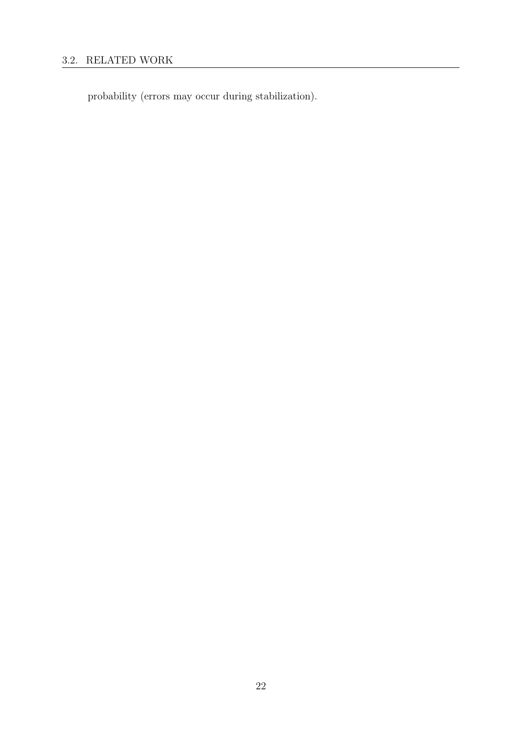probability (errors may occur during stabilization).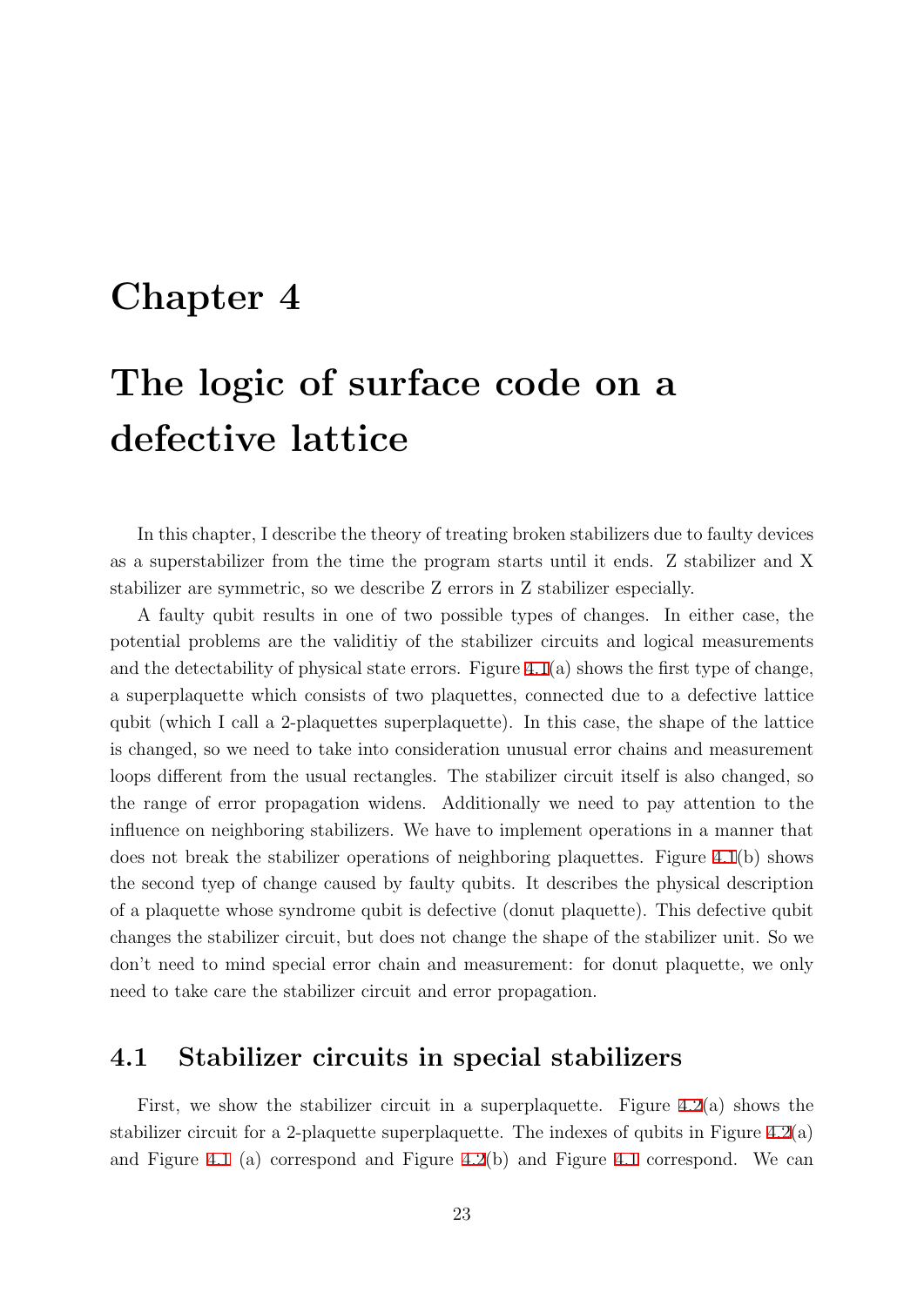# Chapter 4

# The logic of surface code on a defective lattice

In this chapter, I describe the theory of treating broken stabilizers due to faulty devices as a superstabilizer from the time the program starts until it ends. Z stabilizer and X stabilizer are symmetric, so we describe Z errors in Z stabilizer especially.

A faulty qubit results in one of two possible types of changes. In either case, the potential problems are the validitiy of the stabilizer circuits and logical measurements and the detectability of physical state errors. Figure 4.1(a) shows the first type of change, a superplaquette which consists of two plaquettes, connected due to a defective lattice qubit (which I call a 2-plaquettes superplaquette). In this case, the shape of the lattice is changed, so we need to take into consideration unusual error chains and measurement loops different from the usual rectangles. The stabilizer circuit itself is also changed, so the range of error propagation widens. Additionally we need to pay attention to the influence on neighboring stabilizers. We have to implement operations in a manner that does not break the stabilizer operations of neighboring plaquettes. Figure 4.1(b) shows the second tyep of change caused by faulty qubits. It describes the physical description of a plaquette whose syndrome qubit is defective (donut plaquette). This defective qubit changes the stabilizer circuit, but does not change the shape of the stabilizer unit. So we don't need to mind special error chain and measurement: for donut plaquette, we only need to take care the stabilizer circuit and error propagation.

## 4.1 Stabilizer circuits in special stabilizers

First, we show the stabilizer circuit in a superplaquette. Figure 4.2(a) shows the stabilizer circuit for a 2-plaquette superplaquette. The indexes of qubits in Figure 4.2(a) and Figure 4.1 (a) correspond and Figure 4.2(b) and Figure 4.1 correspond. We can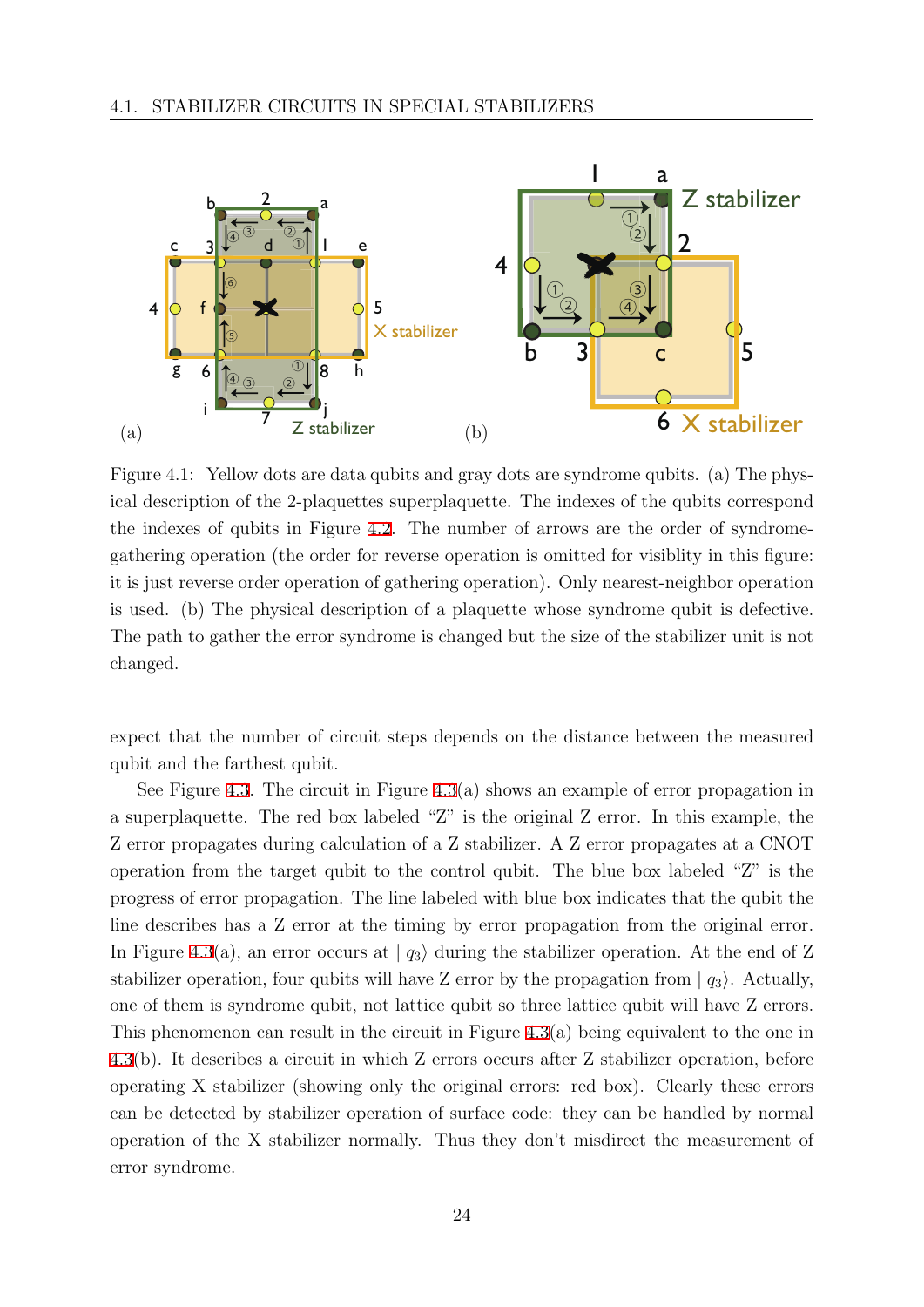Figure 4.1: Yellow dots are data qubits and gray dots are syndrome qubits. (a) The physical description of the 2-plaquettes superplaquette. The indexes of the qubits correspond the indexes of qubits in Figure 4.2. The number of arrows are the order of syndrome-gathering operation (the order for reverse operation is omitted for visiblity in this figure: it is just reverse order operation of gathering operation). Only nearest-neighbor operation is used. (b) The physical description of a plaquette whose syndrome qubit is defective. The path to gather the error syndrome is changed but the size of the stabilizer unit is not changed.

expect that the number of circuit steps depends on the distance between the measured qubit and the farthest qubit.

See Figure 4.3. The circuit in Figure 4.3(a) shows an example of error propagation in a superplaquette. The red box labeled "Z" is the original Z error. In this example, the Z error propagates during calculation of a Z stabilizer. A Z error propagates at a CNOT operation from the target qubit to the control qubit. The blue box labeled "Z" is the progress of error propagation. The line labeled with blue box indicates that the qubit the line describes has a Z error at the timing by error propagation from the original error. In Figure 4.3(a), an error occurs at $|q_3\rangle$ during the stabilizer operation. At the end of Z stabilizer operation, four qubits will have Z error by the propagation from $|q_3\rangle$. Actually, one of them is syndrome qubit, not lattice qubit so three lattice qubit will have Z errors. This phenomenon can result in the circuit in Figure 4.3(a) being equivalent to the one in 4.3(b). It describes a circuit in which Z errors occurs after Z stabilizer operation, before operating X stabilizer (showing only the original errors: red box). Clearly these errors can be detected by stabilizer operation of surface code: they can be handled by normal operation of the X stabilizer normally. Thus they don't misdirect the measurement of error syndrome.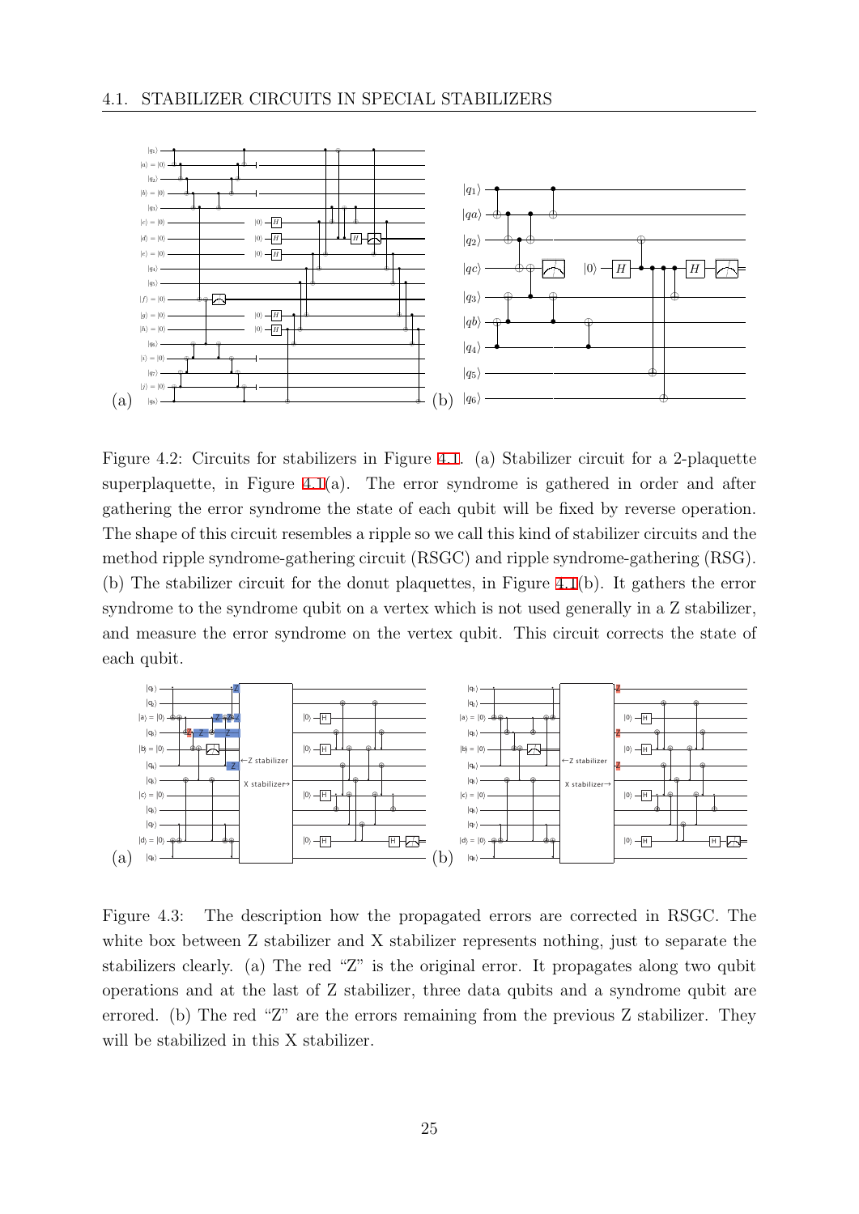Figure 4.2: Circuits for stabilizers in Figure 4.1. (a) Stabilizer circuit for a 2-plaquette superplaquette, in Figure 4.1(a). The error syndrome is gathered in order and after gathering the error syndrome the state of each qubit will be fixed by reverse operation. The shape of this circuit resembles a ripple so we call this kind of stabilizer circuits and the method ripple syndrome-gathering circuit (RSGC) and ripple syndrome-gathering (RSG). (b) The stabilizer circuit for the donut plaquettes, in Figure 4.1(b). It gathers the error syndrome to the syndrome qubit on a vertex which is not used generally in a Z stabilizer, and measure the error syndrome on the vertex qubit. This circuit corrects the state of each qubit.

Figure 4.3: The description how the propagated errors are corrected in RSGC. The white box between Z stabilizer and X stabilizer represents nothing, just to separate the stabilizers clearly. (a) The red "Z" is the original error. It propagates along two qubit operations and at the last of Z stabilizer, three data qubits and a syndrome qubit are errored. (b) The red "Z" are the errors remaining from the previous Z stabilizer. They will be stabilized in this X stabilizer.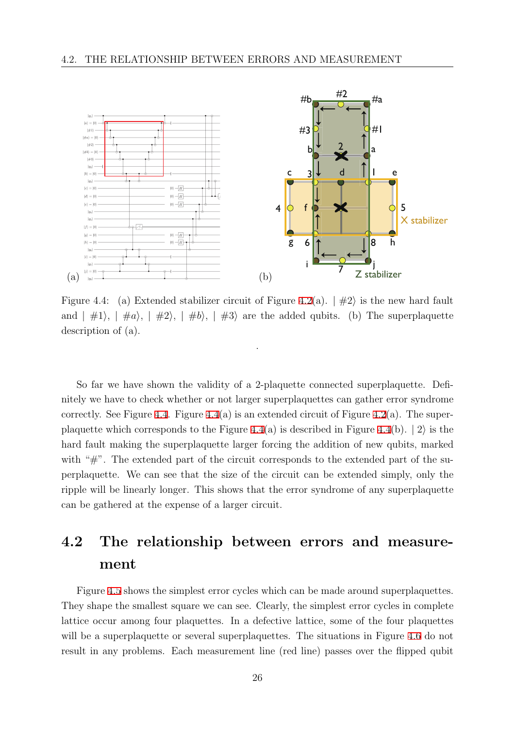Figure 4.4: (a) Extended stabilizer circuit of Figure 4.2(a). $|\#2\rangle$ is the new hard fault and $|\#1\rangle$, $|\#a\rangle$, $|\#2\rangle$, $|\#b\rangle$, $|\#3\rangle$ are the added qubits. (b) The superplaquette description of (a).

So far we have shown the validity of a 2-plaquette connected superplaquette. Definitely we have to check whether or not larger superplaquettes can gather error syndrome correctly. See Figure 4.4. Figure 4.4(a) is an extended circuit of Figure 4.2(a). The superplaquette which corresponds to the Figure 4.4(a) is described in Figure 4.4(b). $|2\rangle$ is the hard fault making the superplaquette larger forcing the addition of new qubits, marked with "#". The extended part of the circuit corresponds to the extended part of the superplaquette. We can see that the size of the circuit can be extended simply, only the ripple will be linearly longer. This shows that the error syndrome of any superplaquette can be gathered at the expense of a larger circuit.

## 4.2 The relationship between errors and measurement

Figure 4.5 shows the simplest error cycles which can be made around superplaquettes. They shape the smallest square we can see. Clearly, the simplest error cycles in complete lattice occur among four plaquettes. In a defective lattice, some of the four plaquettes will be a superplaquette or several superplaquettes. The situations in Figure 4.6 do not result in any problems. Each measurement line (red line) passes over the flipped qubit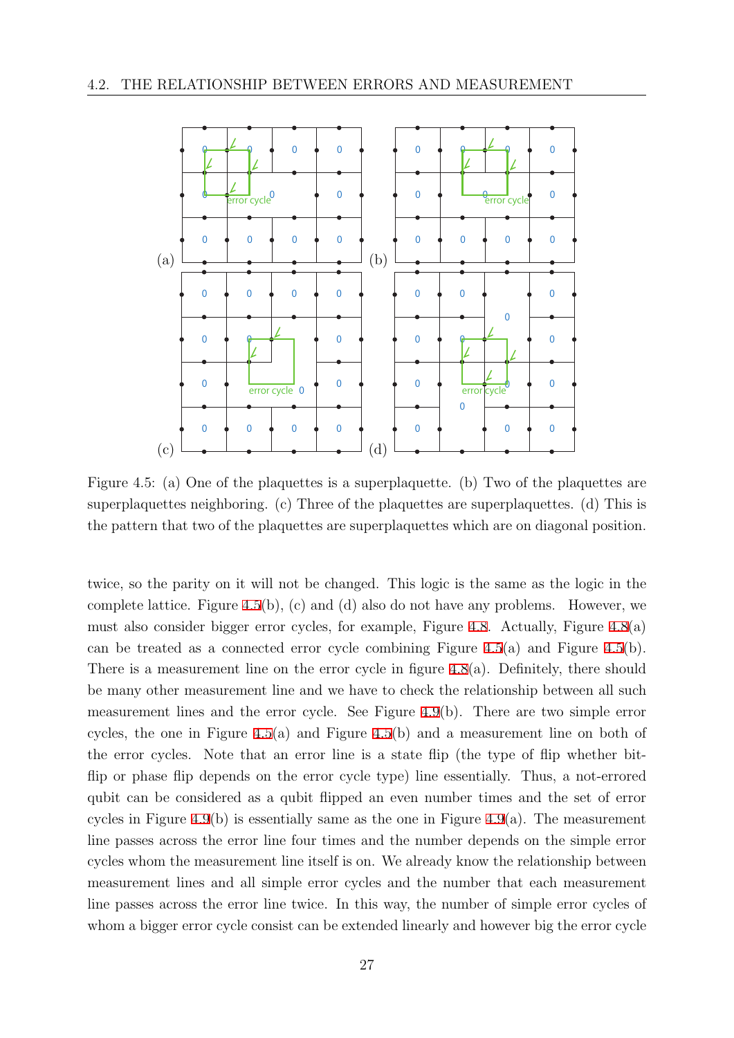Figure 4.5: (a) One of the plaquettes is a superplaquette. (b) Two of the plaquettes are superplaquettes neighboring. (c) Three of the plaquettes are superplaquettes. (d) This is the pattern that two of the plaquettes are superplaquettes which are on diagonal position.

twice, so the parity on it will not be changed. This logic is the same as the logic in the complete lattice. Figure 4.5(b), (c) and (d) also do not have any problems. However, we must also consider bigger error cycles, for example, Figure 4.8. Actually, Figure 4.8(a) can be treated as a connected error cycle combining Figure 4.5(a) and Figure 4.5(b). There is a measurement line on the error cycle in figure 4.8(a). Definitely, there should be many other measurement line and we have to check the relationship between all such measurement lines and the error cycle. See Figure 4.9(b). There are two simple error cycles, the one in Figure 4.5(a) and Figure 4.5(b) and a measurement line on both of the error cycles. Note that an error line is a state flip (the type of flip whether bit-flip or phase flip depends on the error cycle type) line essentially. Thus, a not-errored qubit can be considered as a qubit flipped an even number times and the set of error cycles in Figure 4.9(b) is essentially same as the one in Figure 4.9(a). The measurement line passes across the error line four times and the number depends on the simple error cycles whom the measurement line itself is on. We already know the relationship between measurement lines and all simple error cycles and the number that each measurement line passes across the error line twice. In this way, the number of simple error cycles of whom a bigger error cycle consist can be extended linearly and however big the error cycle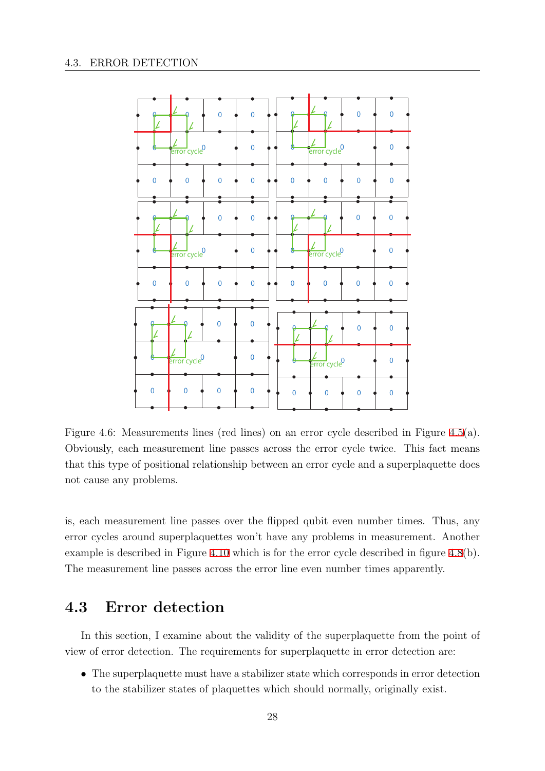Figure 4.6: Measurements lines (red lines) on an error cycle described in Figure 4.5(a). Obviously, each measurement line passes across the error cycle twice. This fact means that this type of positional relationship between an error cycle and a superplaquette does not cause any problems.

is, each measurement line passes over the flipped qubit even number times. Thus, any error cycles around superplaquettes won't have any problems in measurement. Another example is described in Figure 4.10 which is for the error cycle described in figure 4.8(b). The measurement line passes across the error line even number times apparently.

## 4.3 Error detection

In this section, I examine about the validity of the superplaquette from the point of view of error detection. The requirements for superplaquette in error detection are:

- The superplaquette must have a stabilizer state which corresponds in error detection to the stabilizer states of plaquettes which should normally, originally exist.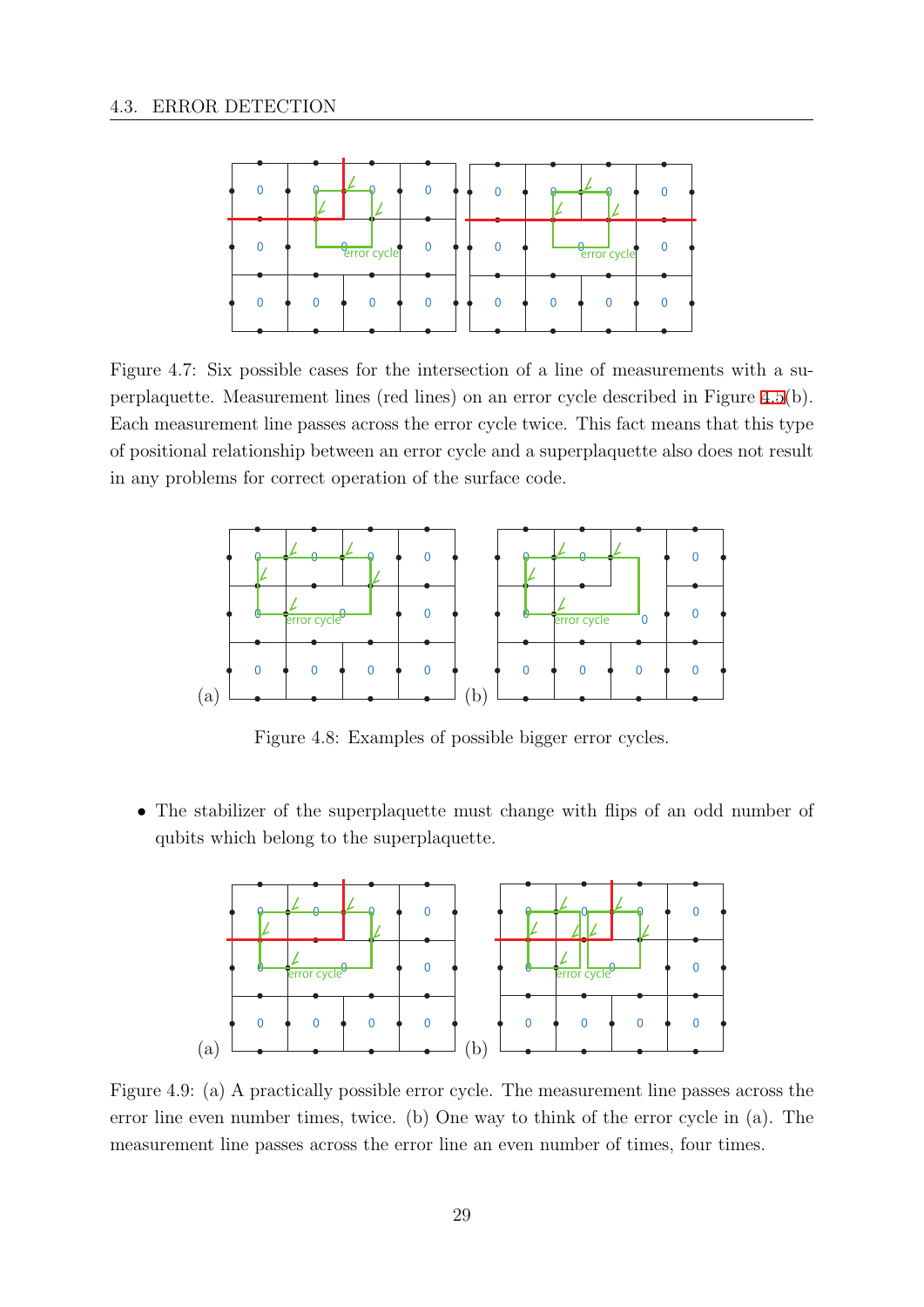Figure 4.7: Six possible cases for the intersection of a line of measurements with a superplaquette. Measurement lines (red lines) on an error cycle described in Figure 4.5(b). Each measurement line passes across the error cycle twice. This fact means that this type of positional relationship between an error cycle and a superplaquette also does not result in any problems for correct operation of the surface code.

Figure 4.8: Examples of possible bigger error cycles.

- The stabilizer of the superplaquette must change with flips of an odd number of qubits which belong to the superplaquette.

Figure 4.9: (a) A practically possible error cycle. The measurement line passes across the error line even number times, twice. (b) One way to think of the error cycle in (a). The measurement line passes across the error line an even number of times, four times.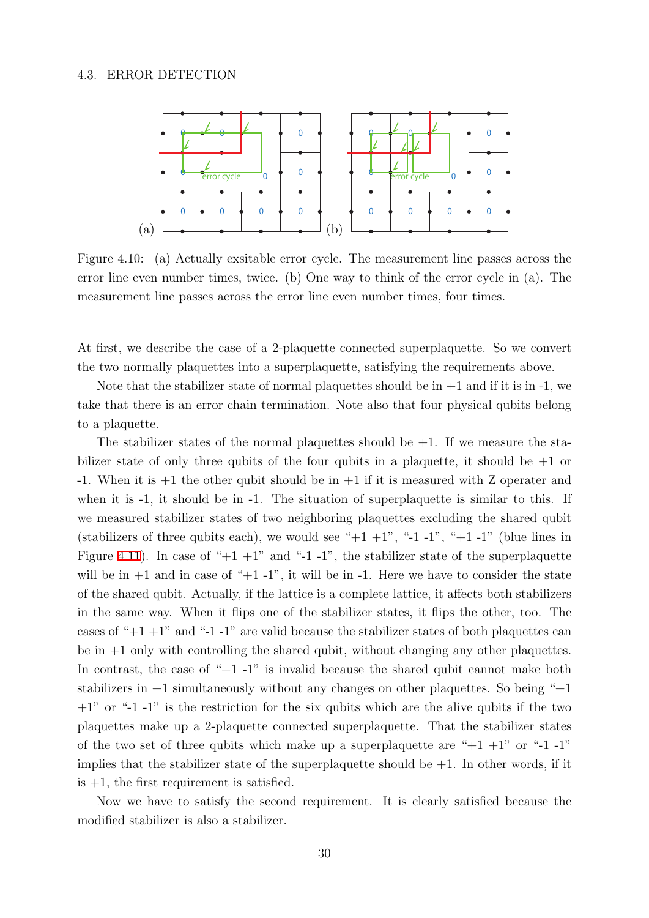Figure 4.10: (a) Actually exsitable error cycle. The measurement line passes across the error line even number times, twice. (b) One way to think of the error cycle in (a). The measurement line passes across the error line even number times, four times.

At first, we describe the case of a 2-plaquette connected superplaquette. So we convert the two normally plaquettes into a superplaquette, satisfying the requirements above.

Note that the stabilizer state of normal plaquettes should be in +1 and if it is in -1, we take that there is an error chain termination. Note also that four physical qubits belong to a plaquette.

The stabilizer states of the normal plaquettes should be +1. If we measure the stabilizer state of only three qubits of the four qubits in a plaquette, it should be +1 or -1. When it is +1 the other qubit should be in +1 if it is measured with Z operater and when it is -1, it should be in -1. The situation of superplaquette is similar to this. If we measured stabilizer states of two neighboring plaquettes excluding the shared qubit (stabilizers of three qubits each), we would see "+1 +1", "-1 -1", "+1 -1" (blue lines in Figure 4.11). In case of "+1 +1" and "-1 -1", the stabilizer state of the superplaquette will be in +1 and in case of "+1 -1", it will be in -1. Here we have to consider the state of the shared qubit. Actually, if the lattice is a complete lattice, it affects both stabilizers in the same way. When it flips one of the stabilizer states, it flips the other, too. The cases of "+1 +1" and "-1 -1" are valid because the stabilizer states of both plaquettes can be in +1 only with controlling the shared qubit, without changing any other plaquettes. In contrast, the case of "+1 -1" is invalid because the shared qubit cannot make both stabilizers in +1 simultaneously without any changes on other plaquettes. So being "+1 +1" or "-1 -1" is the restriction for the six qubits which are the alive qubits if the two plaquettes make up a 2-plaquette connected superplaquette. That the stabilizer states of the two set of three qubits which make up a superplaquette are "+1 +1" or "-1 -1" implies that the stabilizer state of the superplaquette should be +1. In other words, if it is +1, the first requirement is satisfied.

Now we have to satisfy the second requirement. It is clearly satisfied because the modified stabilizer is also a stabilizer.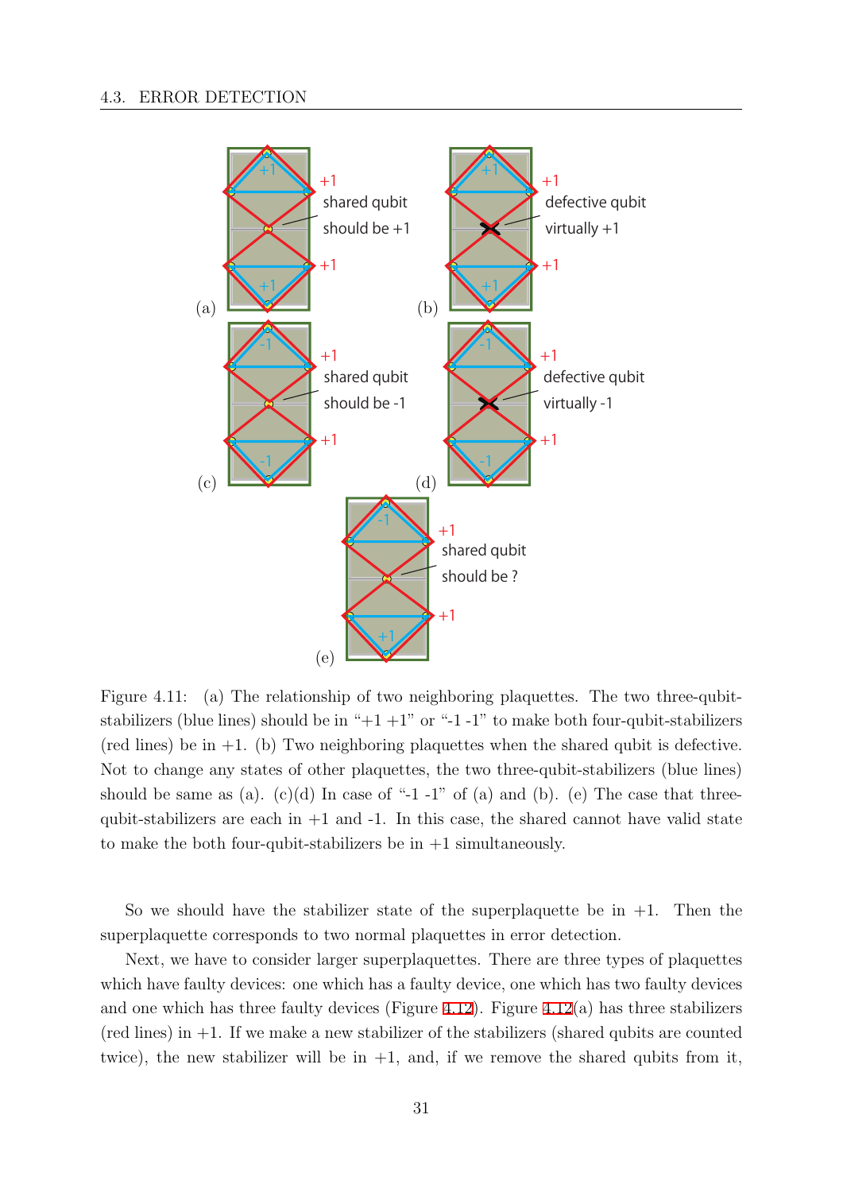Figure 4.11: (a) The relationship of two neighboring plaquettes. The two three-qubit-stabilizers (blue lines) should be in "+1 +1" or "-1 -1" to make both four-qubit-stabilizers (red lines) be in +1. (b) Two neighboring plaquettes when the shared qubit is defective. Not to change any states of other plaquettes, the two three-qubit-stabilizers (blue lines) should be same as (a). (c)(d) In case of "-1 -1" of (a) and (b). (e) The case that three-qubit-stabilizers are each in +1 and -1. In this case, the shared cannot have valid state to make the both four-qubit-stabilizers be in +1 simultaneously.

So we should have the stabilizer state of the superplaquette be in +1. Then the superplaquette corresponds to two normal plaquettes in error detection.

Next, we have to consider larger superplaquettes. There are three types of plaquettes which have faulty devices: one which has a faulty device, one which has two faulty devices and one which has three faulty devices (Figure 4.12). Figure 4.12(a) has three stabilizers (red lines) in +1. If we make a new stabilizer of the stabilizers (shared qubits are counted twice), the new stabilizer will be in +1, and, if we remove the shared qubits from it,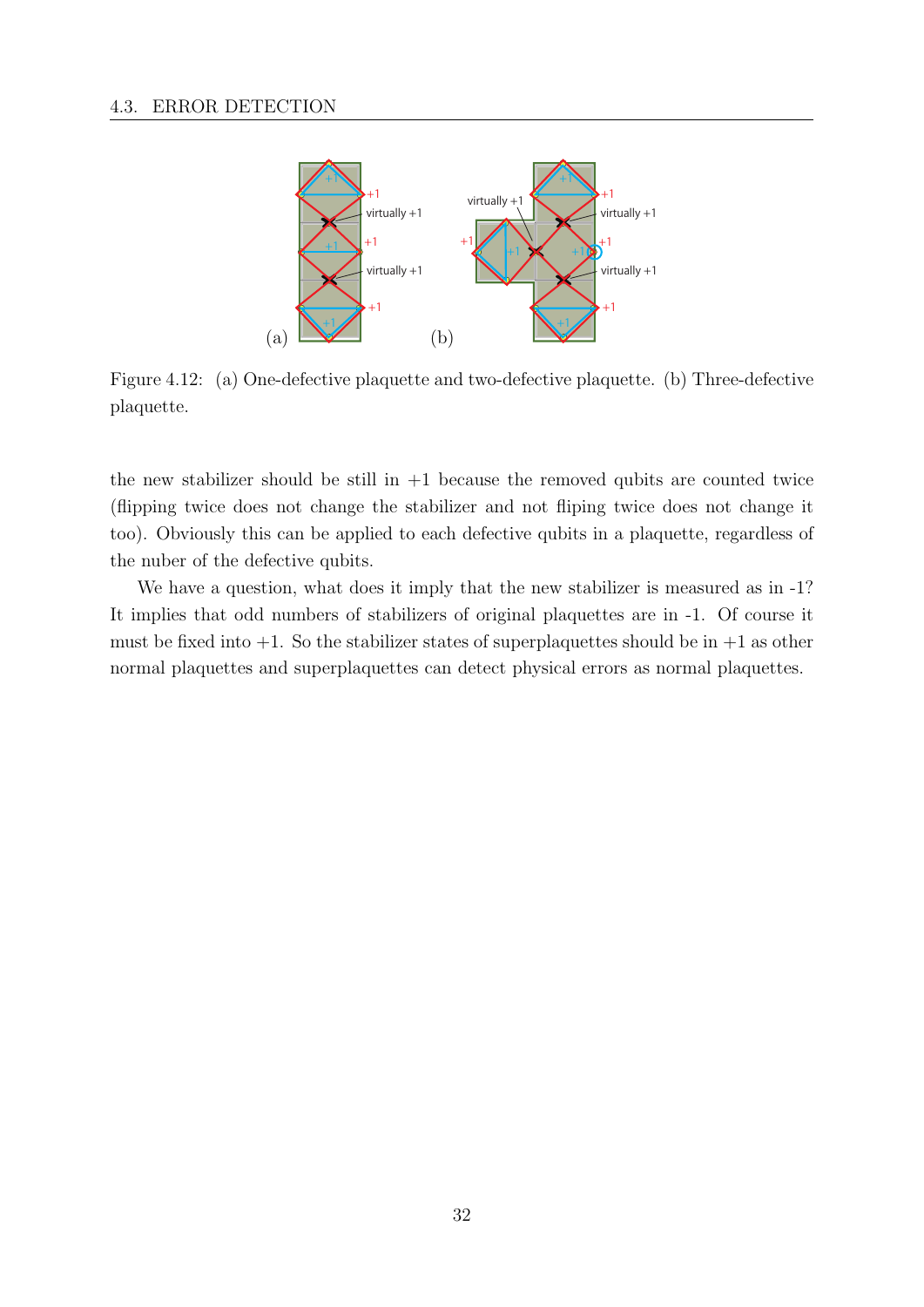Figure 4.12: (a) One-defective plaquette and two-defective plaquette. (b) Three-defective plaquette.

the new stabilizer should be still in +1 because the removed qubits are counted twice (flipping twice does not change the stabilizer and not fliping twice does not change it too). Obviously this can be applied to each defective qubits in a plaquette, regardless of the nuber of the defective qubits.

We have a question, what does it imply that the new stabilizer is measured as in -1? It implies that odd numbers of stabilizers of original plaquettes are in -1. Of course it must be fixed into +1. So the stabilizer states of superplaquettes should be in +1 as other normal plaquettes and superplaquettes can detect physical errors as normal plaquettes.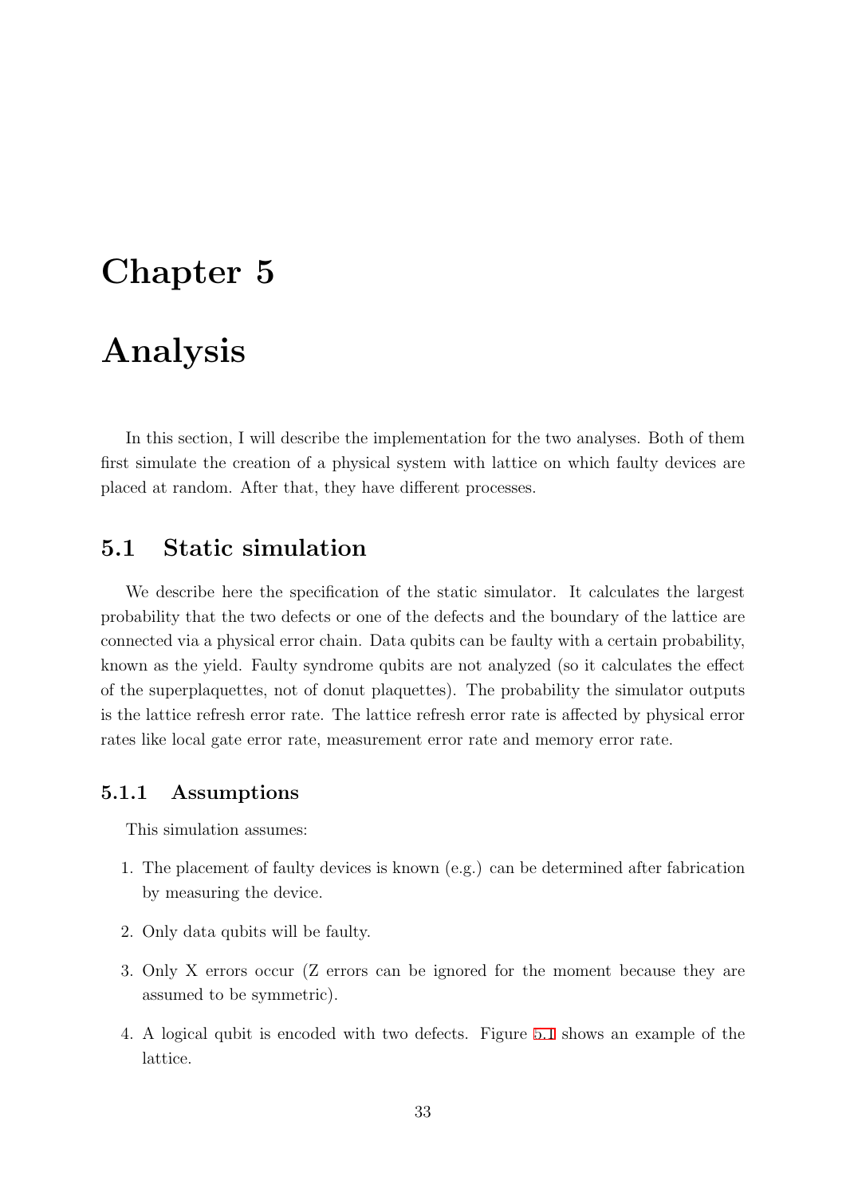# Chapter 5

# Analysis

In this section, I will describe the implementation for the two analyses. Both of them first simulate the creation of a physical system with lattice on which faulty devices are placed at random. After that, they have different processes.

## 5.1 Static simulation

We describe here the specification of the static simulator. It calculates the largest probability that the two defects or one of the defects and the boundary of the lattice are connected via a physical error chain. Data qubits can be faulty with a certain probability, known as the yield. Faulty syndrome qubits are not analyzed (so it calculates the effect of the superplaquettes, not of donut plaquettes). The probability the simulator outputs is the lattice refresh error rate. The lattice refresh error rate is affected by physical error rates like local gate error rate, measurement error rate and memory error rate.

### 5.1.1 Assumptions

This simulation assumes:

1. The placement of faulty devices is known (e.g.) can be determined after fabrication by measuring the device.
2. Only data qubits will be faulty.
3. Only X errors occur (Z errors can be ignored for the moment because they are assumed to be symmetric).
4. A logical qubit is encoded with two defects. Figure 5.1 shows an example of the lattice.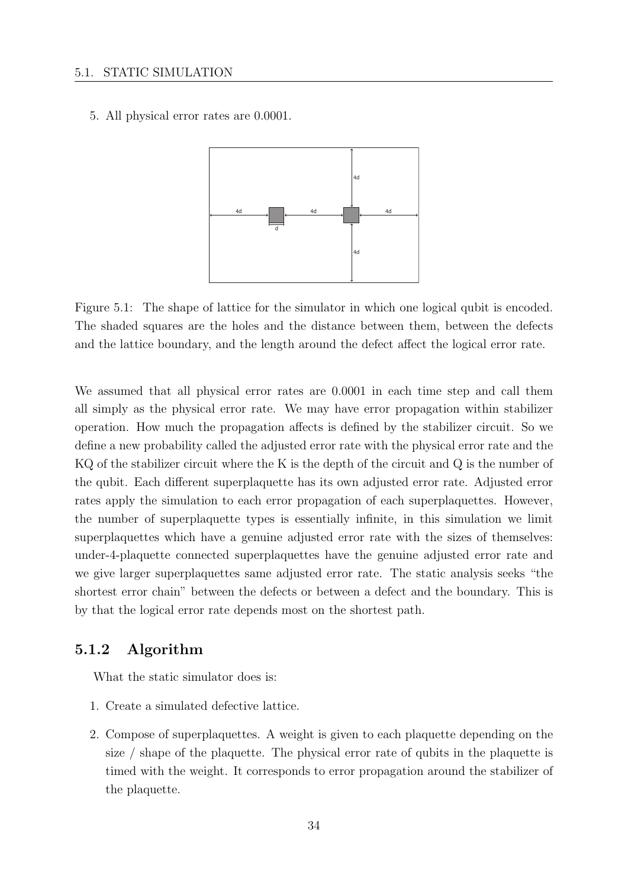5. All physical error rates are 0.0001.

Figure 5.1: The shape of lattice for the simulator in which one logical qubit is encoded. The shaded squares are the holes and the distance between them, between the defects and the lattice boundary, and the length around the defect affect the logical error rate.

We assumed that all physical error rates are 0.0001 in each time step and call them all simply as the physical error rate. We may have error propagation within stabilizer operation. How much the propagation affects is defined by the stabilizer circuit. So we define a new probability called the adjusted error rate with the physical error rate and the KQ of the stabilizer circuit where the K is the depth of the circuit and Q is the number of the qubit. Each different superplaquette has its own adjusted error rate. Adjusted error rates apply the simulation to each error propagation of each superplaquettes. However, the number of superplaquette types is essentially infinite, in this simulation we limit superplaquettes which have a genuine adjusted error rate with the sizes of themselves: under-4-plaquette connected superplaquettes have the genuine adjusted error rate and we give larger superplaquettes same adjusted error rate. The static analysis seeks "the shortest error chain" between the defects or between a defect and the boundary. This is by that the logical error rate depends most on the shortest path.

### 5.1.2 Algorithm

What the static simulator does is:

1. Create a simulated defective lattice.
2. Compose of superplaquettes. A weight is given to each plaquette depending on the size / shape of the plaquette. The physical error rate of qubits in the plaquette is timed with the weight. It corresponds to error propagation around the stabilizer of the plaquette.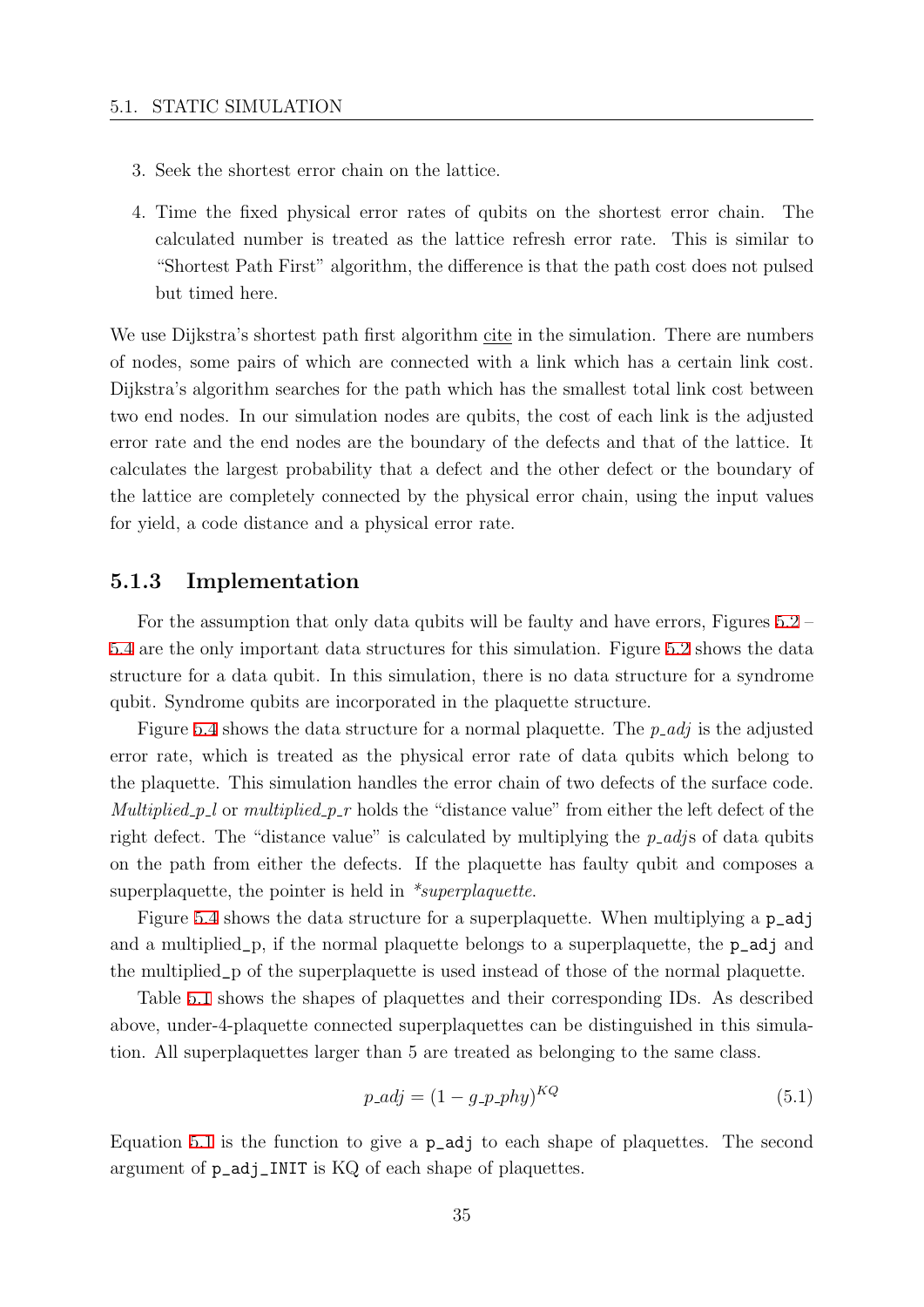3. Seek the shortest error chain on the lattice.

4. Time the fixed physical error rates of qubits on the shortest error chain. The calculated number is treated as the lattice refresh error rate. This is similar to "Shortest Path First" algorithm, the difference is that the path cost does not pulsed but timed here.

We use Dijkstra's shortest path first algorithm cite in the simulation. There are numbers of nodes, some pairs of which are connected with a link which has a certain link cost. Dijkstra's algorithm searches for the path which has the smallest total link cost between two end nodes. In our simulation nodes are qubits, the cost of each link is the adjusted error rate and the end nodes are the boundary of the defects and that of the lattice. It calculates the largest probability that a defect and the other defect or the boundary of the lattice are completely connected by the physical error chain, using the input values for yield, a code distance and a physical error rate.

### 5.1.3 Implementation

For the assumption that only data qubits will be faulty and have errors, Figures 5.2 – 5.4 are the only important data structures for this simulation. Figure 5.2 shows the data structure for a data qubit. In this simulation, there is no data structure for a syndrome qubit. Syndrome qubits are incorporated in the plaquette structure.

Figure 5.4 shows the data structure for a normal plaquette. The *p_adj* is the adjusted error rate, which is treated as the physical error rate of data qubits which belong to the plaquette. This simulation handles the error chain of two defects of the surface code. *Multiplied_p_l* or *multiplied_p_r* holds the "distance value" from either the left defect of the right defect. The "distance value" is calculated by multiplying the *p_adj*s of data qubits on the path from either the defects. If the plaquette has faulty qubit and composes a superplaquette, the pointer is held in *\*superplaquette*.

Figure 5.4 shows the data structure for a superplaquette. When multiplying a `p_adj` and a multiplied_p, if the normal plaquette belongs to a superplaquette, the `p_adj` and the multiplied_p of the superplaquette is used instead of those of the normal plaquette.

Table 5.1 shows the shapes of plaquettes and their corresponding IDs. As described above, under-4-plaquette connected superplaquettes can be distinguished in this simulation. All superplaquettes larger than 5 are treated as belonging to the same class.

$$p\_adj = (1 - g\_p\_phy)^{KQ} \tag{5.1}$$

Equation 5.1 is the function to give a `p_adj` to each shape of plaquettes. The second argument of `p_adj_INIT` is KQ of each shape of plaquettes.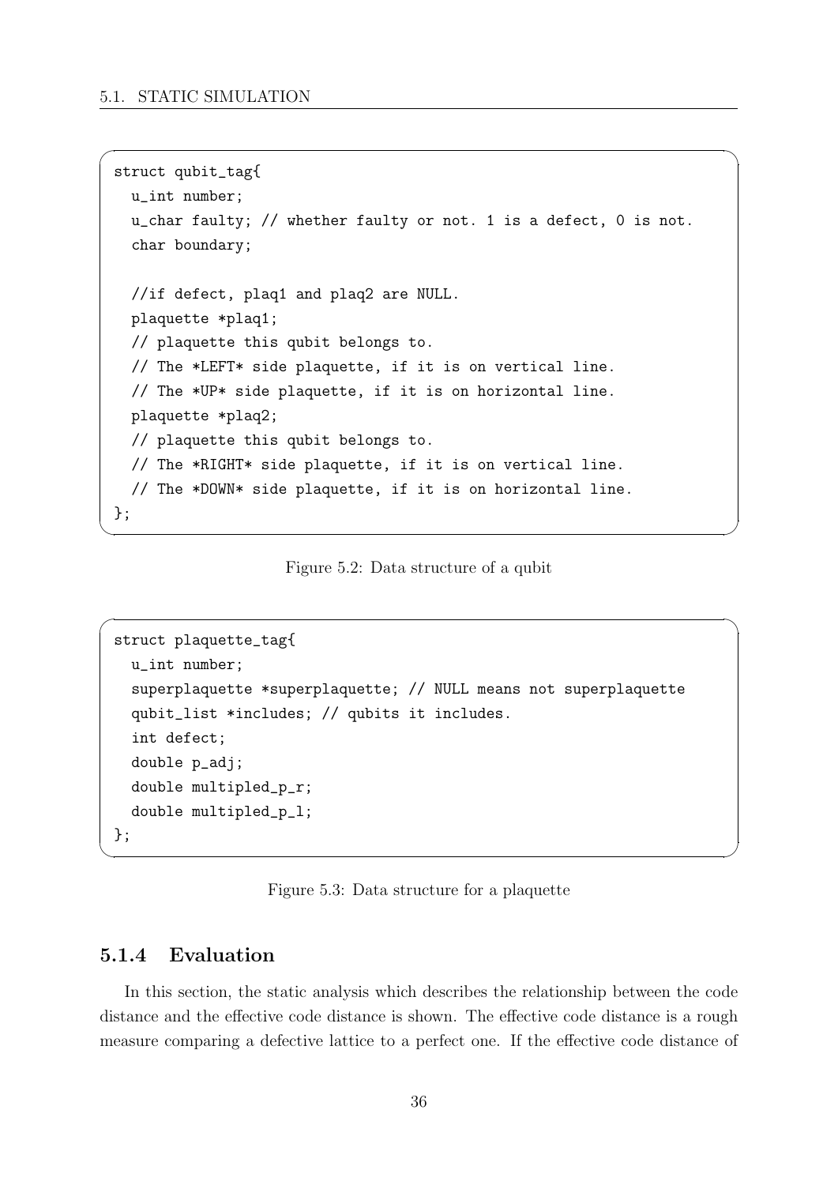```
struct qubit_tag{
  u_int number;
  u_char faulty; // whether faulty or not. 1 is a defect, 0 is not.
  char boundary;

  //if defect, plaq1 and plaq2 are NULL.
  plaquette *plaq1;
  // plaquette this qubit belongs to.
  // The *LEFT* side plaquette, if it is on vertical line.
  // The *UP* side plaquette, if it is on horizontal line.
  plaquette *plaq2;
  // plaquette this qubit belongs to.
  // The *RIGHT* side plaquette, if it is on vertical line.
  // The *DOWN* side plaquette, if it is on horizontal line.
};
```

Figure 5.2: Data structure of a qubit

```
struct plaquette_tag{
  u_int number;
  superplaquette *superplaquette; // NULL means not superplaquette
  qubit_list *includes; // qubits it includes.
  int defect;
  double p_adj;
  double multipled_p_r;
  double multipled_p_l;
};
```

Figure 5.3: Data structure for a plaquette

### 5.1.4 Evaluation

In this section, the static analysis which describes the relationship between the code distance and the effective code distance is shown. The effective code distance is a rough measure comparing a defective lattice to a perfect one. If the effective code distance of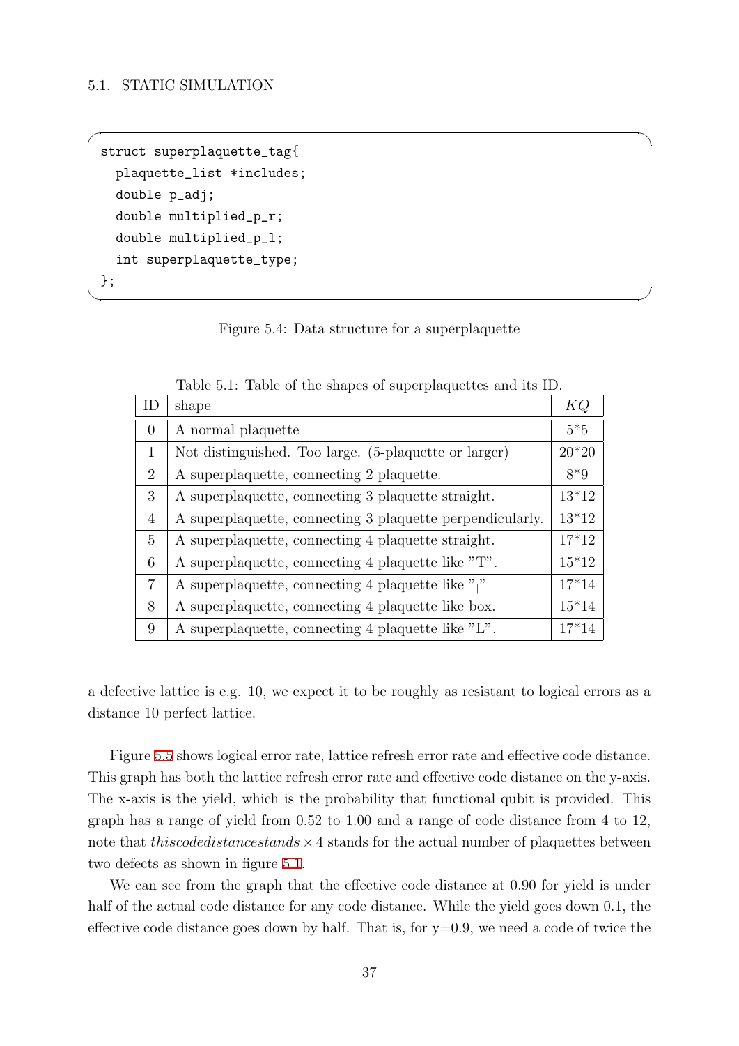```
struct superplaquette_tag{
  plaquette_list *includes;
  double p_adj;
  double multiplied_p_r;
  double multiplied_p_l;
  int superplaquette_type;
};
```

Figure 5.4: Data structure for a superplaquette

Table 5.1: Table of the shapes of superplaquettes and its ID.

| ID | shape | $KQ$ |
|---|---|---|
| 0 | A normal plaquette | 5*5 |
| 1 | Not distinguished. Too large. (5-plaquette or larger) | 20*20 |
| 2 | A superplaquette, connecting 2 plaquette. | 8*9 |
| 3 | A superplaquette, connecting 3 plaquette straight. | 13*12 |
| 4 | A superplaquette, connecting 3 plaquette perpendicularly. | 13*12 |
| 5 | A superplaquette, connecting 4 plaquette straight. | 17*12 |
| 6 | A superplaquette, connecting 4 plaquette like "T". | 15*12 |
| 7 | A superplaquette, connecting 4 plaquette like "$_\mid$" | 17*14 |
| 8 | A superplaquette, connecting 4 plaquette like box. | 15*14 |
| 9 | A superplaquette, connecting 4 plaquette like "L". | 17*14 |

a defective lattice is e.g. 10, we expect it to be roughly as resistant to logical errors as a distance 10 perfect lattice.

Figure 5.5 shows logical error rate, lattice refresh error rate and effective code distance. This graph has both the lattice refresh error rate and effective code distance on the y-axis. The x-axis is the yield, which is the probability that functional qubit is provided. This graph has a range of yield from 0.52 to 1.00 and a range of code distance from 4 to 12, note that $thiscodedistancestands \times 4$ stands for the actual number of plaquettes between two defects as shown in figure 5.1.

We can see from the graph that the effective code distance at 0.90 for yield is under half of the actual code distance for any code distance. While the yield goes down 0.1, the effective code distance goes down by half. That is, for y=0.9, we need a code of twice the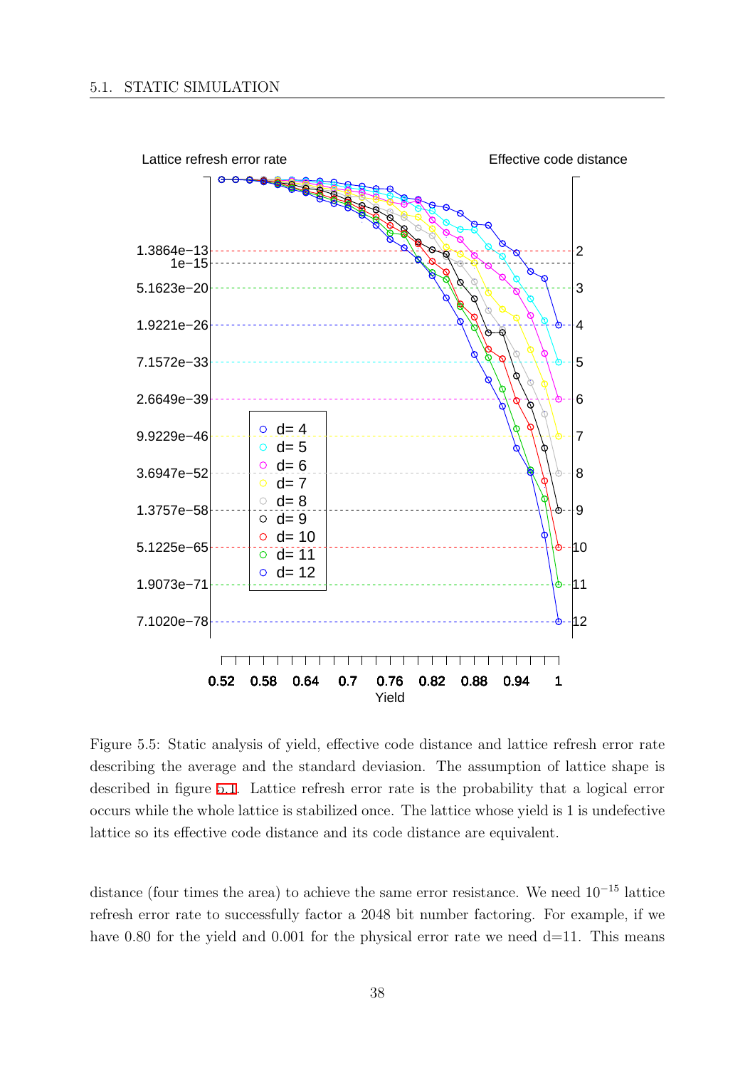Figure 5.5: Static analysis of yield, effective code distance and lattice refresh error rate describing the average and the standard deviasion. The assumption of lattice shape is described in figure 5.1. Lattice refresh error rate is the probability that a logical error occurs while the whole lattice is stabilized once. The lattice whose yield is 1 is undefective lattice so its effective code distance and its code distance are equivalent.

distance (four times the area) to achieve the same error resistance. We need $10^{-15}$ lattice refresh error rate to successfully factor a 2048 bit number factoring. For example, if we have 0.80 for the yield and 0.001 for the physical error rate we need d=11. This means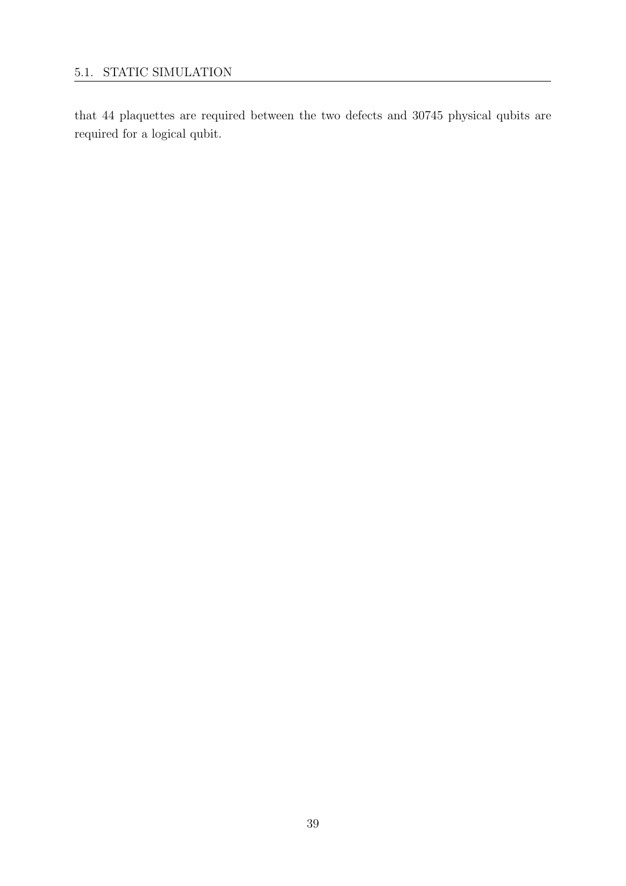that 44 plaquettes are required between the two defects and 30745 physical qubits are required for a logical qubit.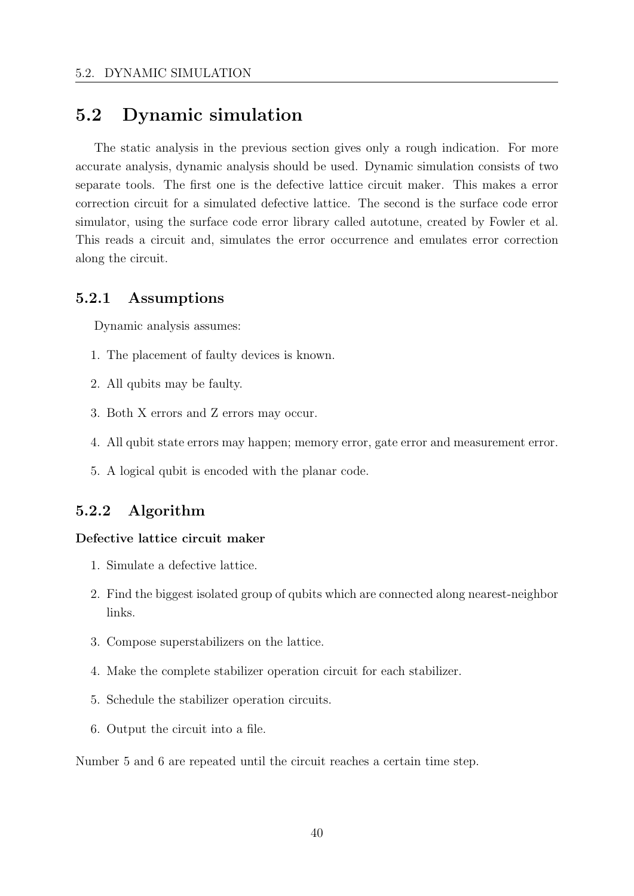## 5.2 Dynamic simulation

The static analysis in the previous section gives only a rough indication. For more accurate analysis, dynamic analysis should be used. Dynamic simulation consists of two separate tools. The first one is the defective lattice circuit maker. This makes a error correction circuit for a simulated defective lattice. The second is the surface code error simulator, using the surface code error library called autotune, created by Fowler et al. This reads a circuit and, simulates the error occurrence and emulates error correction along the circuit.

### 5.2.1 Assumptions

Dynamic analysis assumes:

1. The placement of faulty devices is known.
2. All qubits may be faulty.
3. Both X errors and Z errors may occur.
4. All qubit state errors may happen; memory error, gate error and measurement error.
5. A logical qubit is encoded with the planar code.

### 5.2.2 Algorithm

**Defective lattice circuit maker**

1. Simulate a defective lattice.
2. Find the biggest isolated group of qubits which are connected along nearest-neighbor links.
3. Compose superstabilizers on the lattice.
4. Make the complete stabilizer operation circuit for each stabilizer.
5. Schedule the stabilizer operation circuits.
6. Output the circuit into a file.

Number 5 and 6 are repeated until the circuit reaches a certain time step.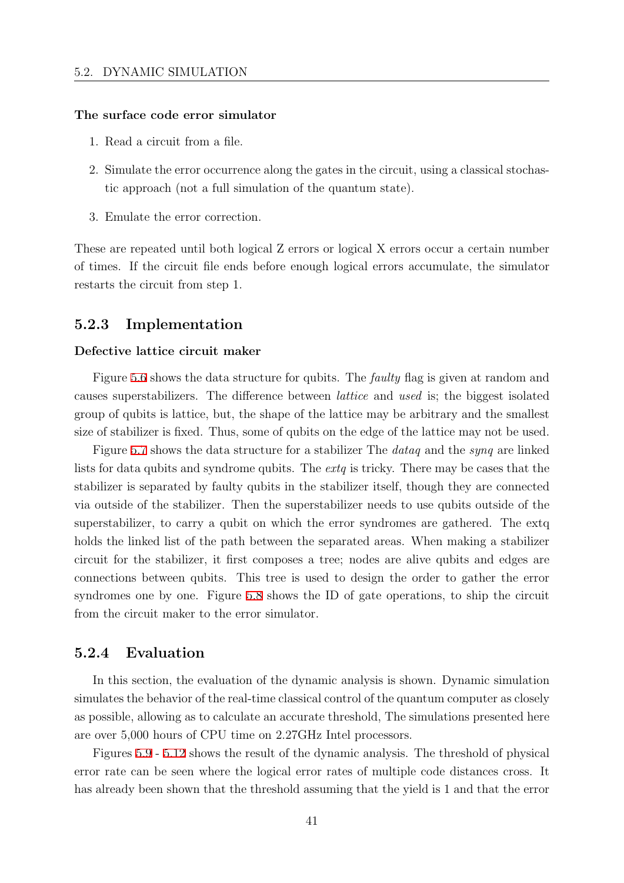**The surface code error simulator**

1. Read a circuit from a file.
2. Simulate the error occurrence along the gates in the circuit, using a classical stochastic approach (not a full simulation of the quantum state).
3. Emulate the error correction.

These are repeated until both logical Z errors or logical X errors occur a certain number of times. If the circuit file ends before enough logical errors accumulate, the simulator restarts the circuit from step 1.

### 5.2.3 Implementation

**Defective lattice circuit maker**

Figure 5.6 shows the data structure for qubits. The *faulty* flag is given at random and causes superstabilizers. The difference between *lattice* and *used* is; the biggest isolated group of qubits is lattice, but, the shape of the lattice may be arbitrary and the smallest size of stabilizer is fixed. Thus, some of qubits on the edge of the lattice may not be used.

Figure 5.7 shows the data structure for a stabilizer The *dataq* and the *synq* are linked lists for data qubits and syndrome qubits. The *extq* is tricky. There may be cases that the stabilizer is separated by faulty qubits in the stabilizer itself, though they are connected via outside of the stabilizer. Then the superstabilizer needs to use qubits outside of the superstabilizer, to carry a qubit on which the error syndromes are gathered. The extq holds the linked list of the path between the separated areas. When making a stabilizer circuit for the stabilizer, it first composes a tree; nodes are alive qubits and edges are connections between qubits. This tree is used to design the order to gather the error syndromes one by one. Figure 5.8 shows the ID of gate operations, to ship the circuit from the circuit maker to the error simulator.

### 5.2.4 Evaluation

In this section, the evaluation of the dynamic analysis is shown. Dynamic simulation simulates the behavior of the real-time classical control of the quantum computer as closely as possible, allowing as to calculate an accurate threshold, The simulations presented here are over 5,000 hours of CPU time on 2.27GHz Intel processors.

Figures 5.9 - 5.12 shows the result of the dynamic analysis. The threshold of physical error rate can be seen where the logical error rates of multiple code distances cross. It has already been shown that the threshold assuming that the yield is 1 and that the error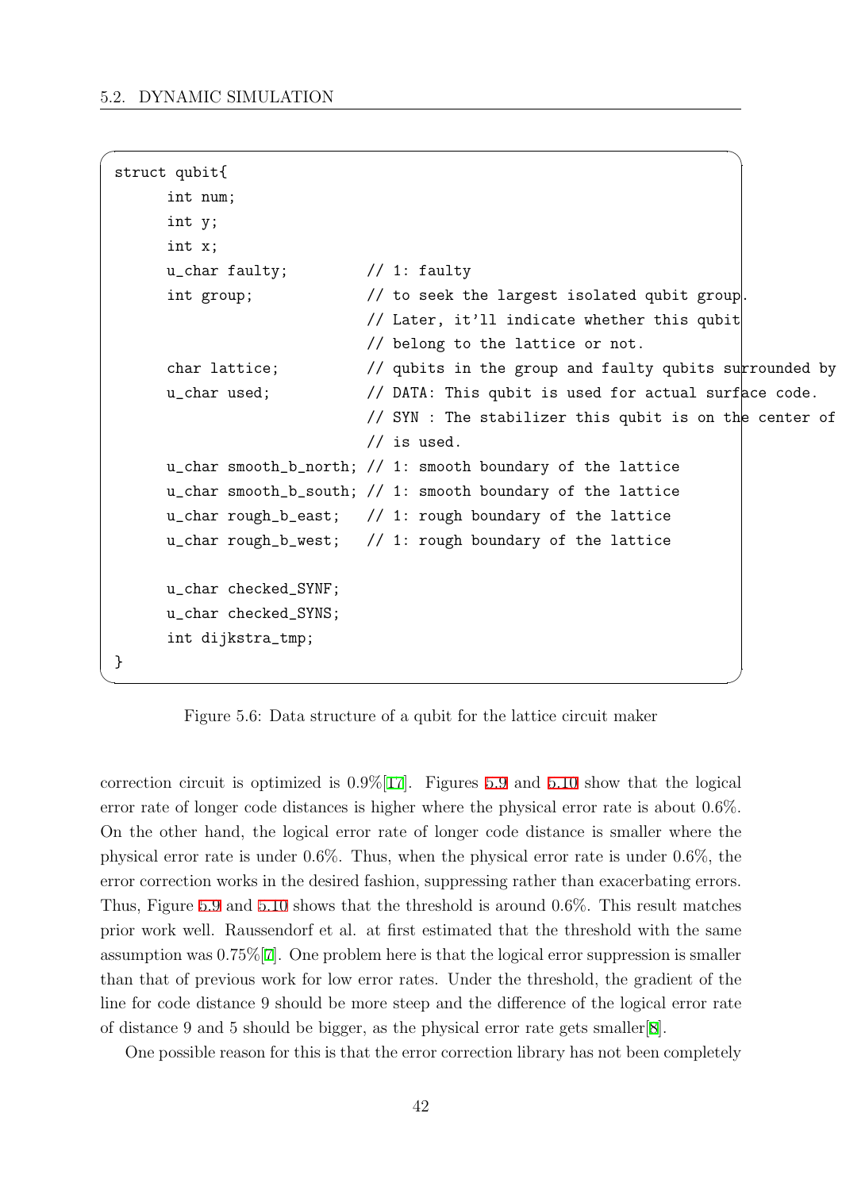```
struct qubit{
      int num;
      int y;
      int x;
      u_char faulty;         // 1: faulty
      int group;             // to seek the largest isolated qubit group.
                             // Later, it'll indicate whether this qubit
                             // belong to the lattice or not.
      char lattice;          // qubits in the group and faulty qubits surrounded by
      u_char used;           // DATA: This qubit is used for actual surface code.
                             // SYN : The stabilizer this qubit is on the center of
                             // is used.
      u_char smooth_b_north; // 1: smooth boundary of the lattice
      u_char smooth_b_south; // 1: smooth boundary of the lattice
      u_char rough_b_east;   // 1: rough boundary of the lattice
      u_char rough_b_west;   // 1: rough boundary of the lattice

      u_char checked_SYNF;
      u_char checked_SYNS;
      int dijkstra_tmp;
}
```

Figure 5.6: Data structure of a qubit for the lattice circuit maker

correction circuit is optimized is 0.9%[17]. Figures 5.9 and 5.10 show that the logical error rate of longer code distances is higher where the physical error rate is about 0.6%. On the other hand, the logical error rate of longer code distance is smaller where the physical error rate is under 0.6%. Thus, when the physical error rate is under 0.6%, the error correction works in the desired fashion, suppressing rather than exacerbating errors. Thus, Figure 5.9 and 5.10 shows that the threshold is around 0.6%. This result matches prior work well. Raussendorf et al. at first estimated that the threshold with the same assumption was 0.75%[7]. One problem here is that the logical error suppression is smaller than that of previous work for low error rates. Under the threshold, the gradient of the line for code distance 9 should be more steep and the difference of the logical error rate of distance 9 and 5 should be bigger, as the physical error rate gets smaller[8].

One possible reason for this is that the error correction library has not been completely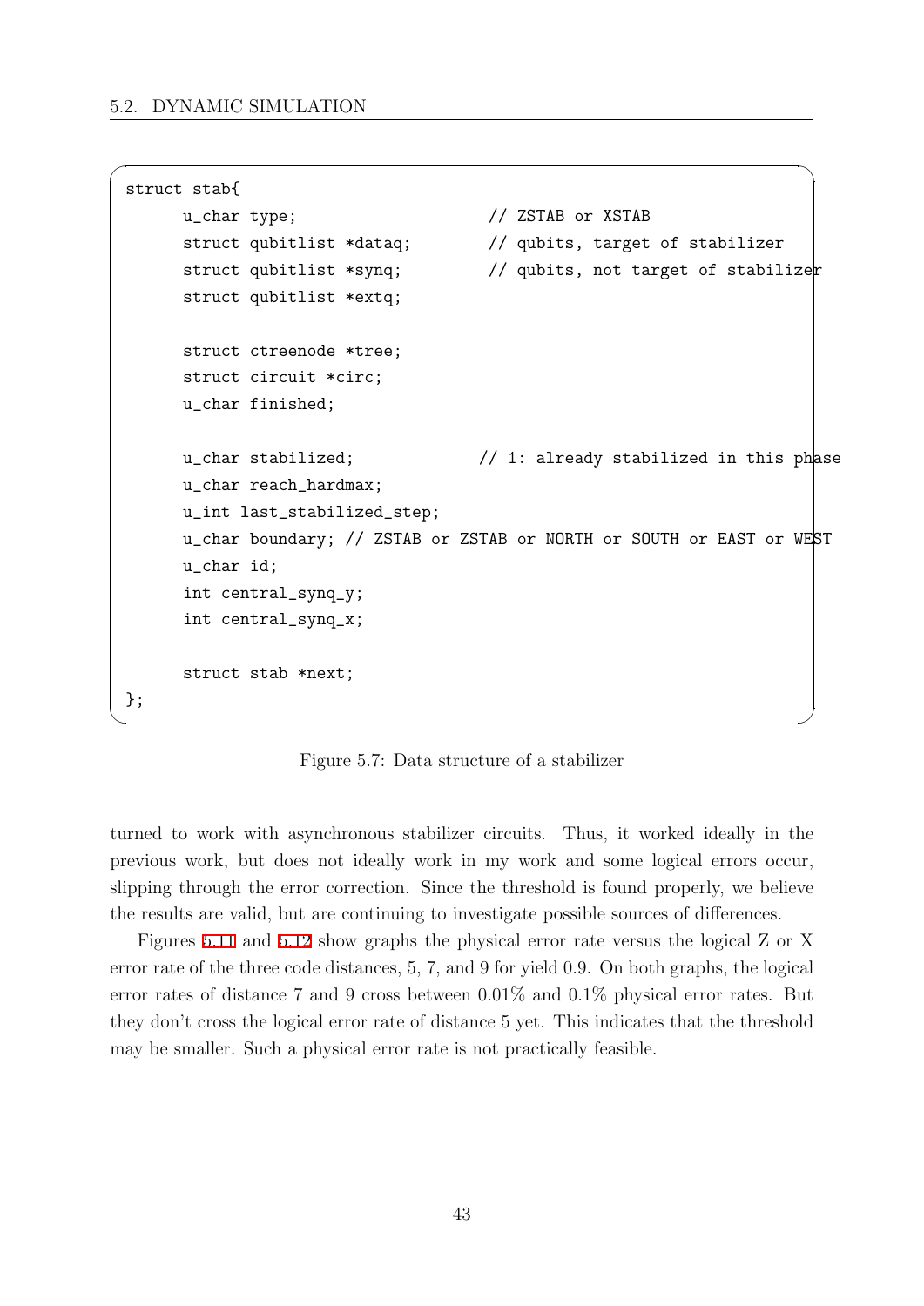```
struct stab{
      u_char type;                    // ZSTAB or XSTAB
      struct qubitlist *dataq;        // qubits, target of stabilizer
      struct qubitlist *synq;         // qubits, not target of stabilizer
      struct qubitlist *extq;

      struct ctreenode *tree;
      struct circuit *circ;
      u_char finished;

      u_char stabilized;             // 1: already stabilized in this phase
      u_char reach_hardmax;
      u_int last_stabilized_step;
      u_char boundary; // ZSTAB or ZSTAB or NORTH or SOUTH or EAST or WEST
      u_char id;
      int central_synq_y;
      int central_synq_x;

      struct stab *next;
};
```

Figure 5.7: Data structure of a stabilizer

turned to work with asynchronous stabilizer circuits. Thus, it worked ideally in the previous work, but does not ideally work in my work and some logical errors occur, slipping through the error correction. Since the threshold is found properly, we believe the results are valid, but are continuing to investigate possible sources of differences.

Figures 5.11 and 5.12 show graphs the physical error rate versus the logical Z or X error rate of the three code distances, 5, 7, and 9 for yield 0.9. On both graphs, the logical error rates of distance 7 and 9 cross between 0.01% and 0.1% physical error rates. But they don't cross the logical error rate of distance 5 yet. This indicates that the threshold may be smaller. Such a physical error rate is not practically feasible.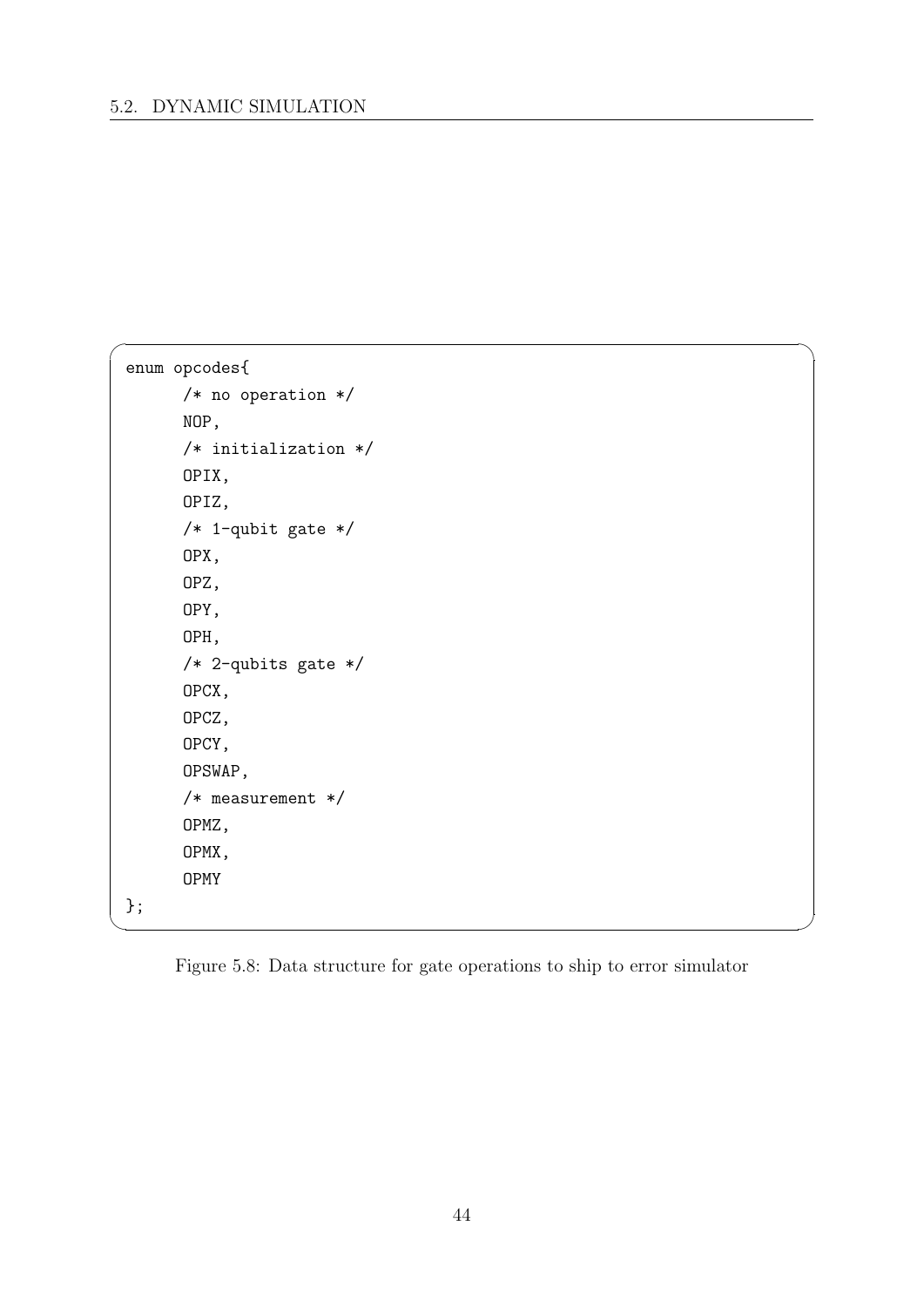```
enum opcodes{
      /* no operation */
      NOP,
      /* initialization */
      OPIX,
      OPIZ,
      /* 1-qubit gate */
      OPX,
      OPZ,
      OPY,
      OPH,
      /* 2-qubits gate */
      OPCX,
      OPCZ,
      OPCY,
      OPSWAP,
      /* measurement */
      OPMZ,
      OPMX,
      OPMY
};
```

Figure 5.8: Data structure for gate operations to ship to error simulator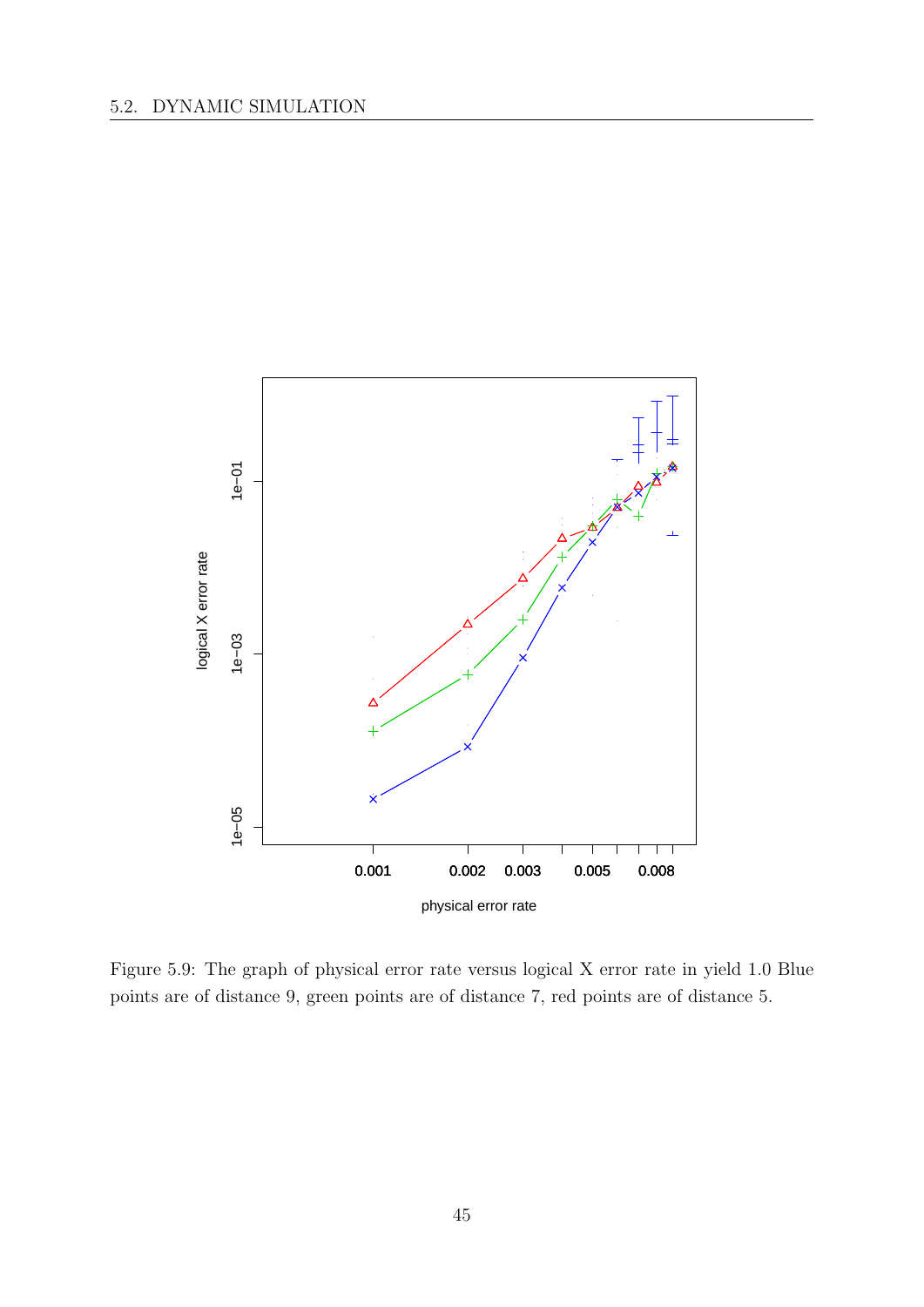Figure 5.9: The graph of physical error rate versus logical X error rate in yield 1.0 Blue points are of distance 9, green points are of distance 7, red points are of distance 5.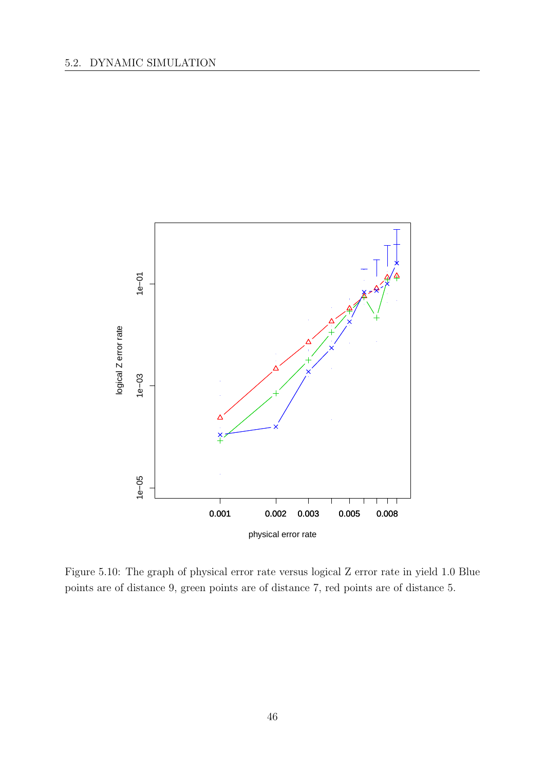Figure 5.10: The graph of physical error rate versus logical Z error rate in yield 1.0 Blue points are of distance 9, green points are of distance 7, red points are of distance 5.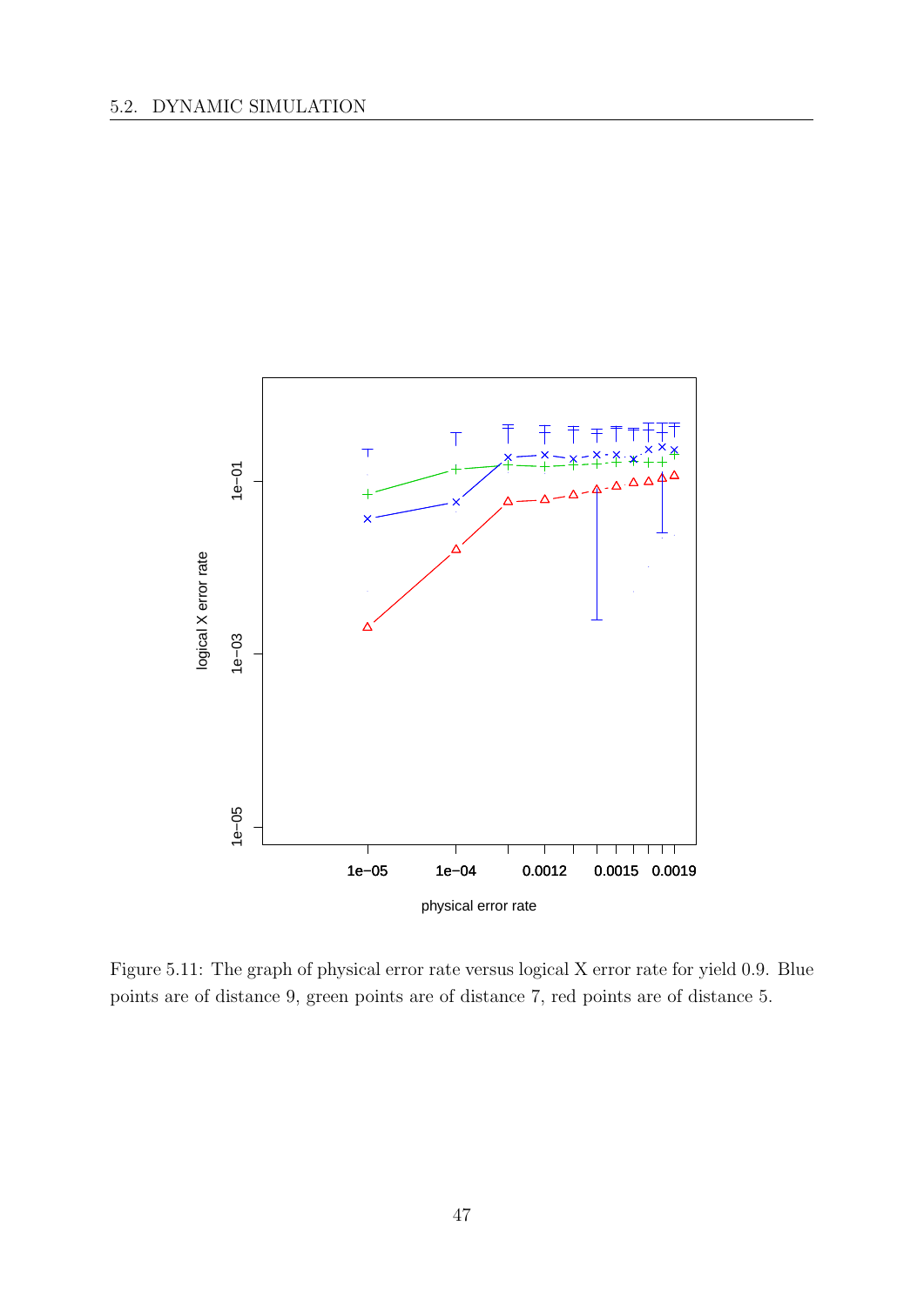Figure 5.11: The graph of physical error rate versus logical X error rate for yield 0.9. Blue points are of distance 9, green points are of distance 7, red points are of distance 5.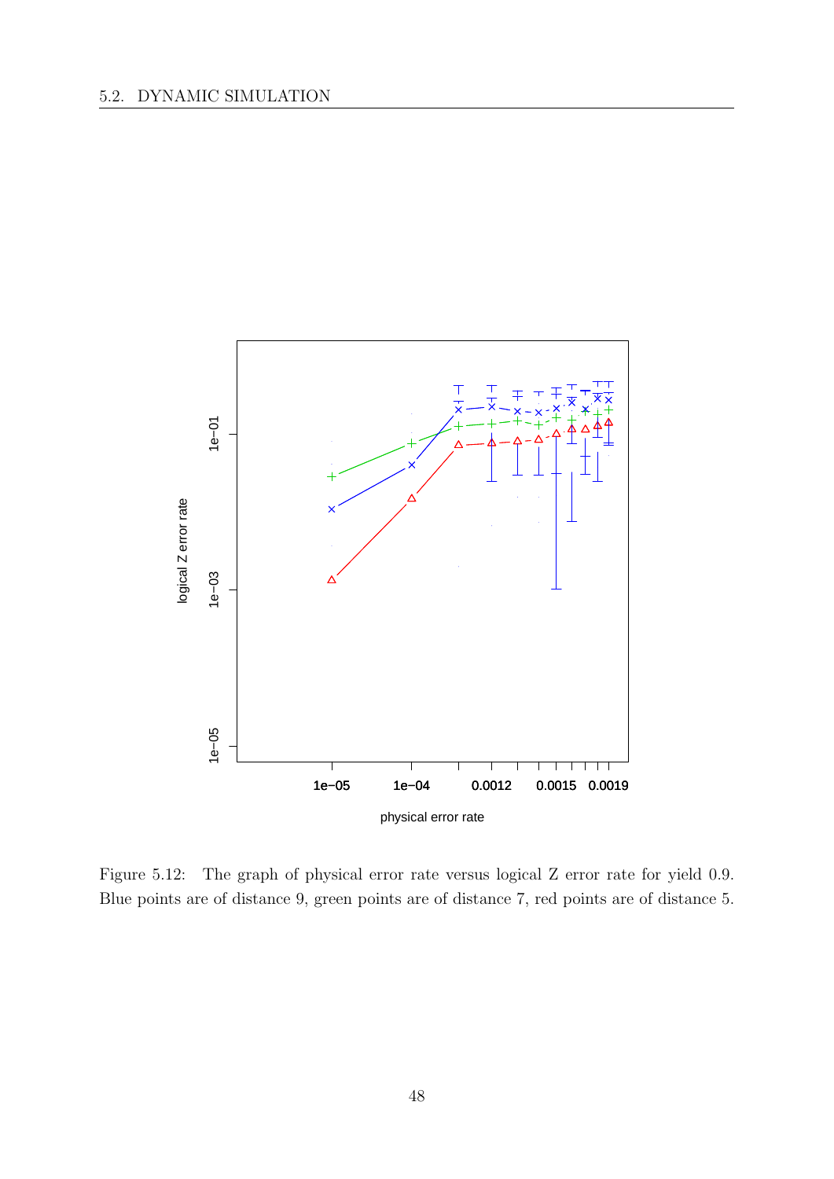Figure 5.12: The graph of physical error rate versus logical Z error rate for yield 0.9. Blue points are of distance 9, green points are of distance 7, red points are of distance 5.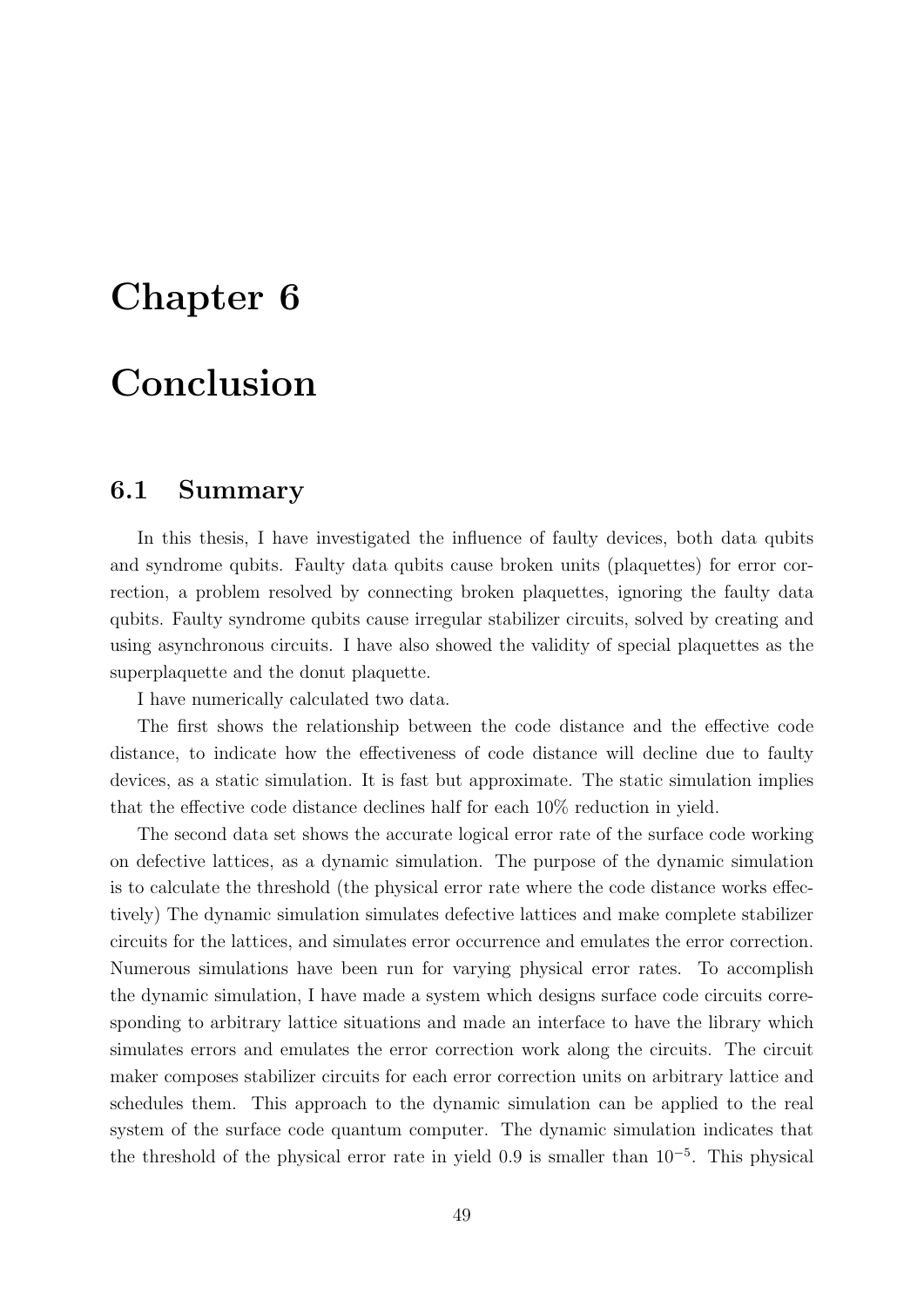# Chapter 6

# Conclusion

## 6.1 Summary

In this thesis, I have investigated the influence of faulty devices, both data qubits and syndrome qubits. Faulty data qubits cause broken units (plaquettes) for error correction, a problem resolved by connecting broken plaquettes, ignoring the faulty data qubits. Faulty syndrome qubits cause irregular stabilizer circuits, solved by creating and using asynchronous circuits. I have also showed the validity of special plaquettes as the superplaquette and the donut plaquette.

I have numerically calculated two data.

The first shows the relationship between the code distance and the effective code distance, to indicate how the effectiveness of code distance will decline due to faulty devices, as a static simulation. It is fast but approximate. The static simulation implies that the effective code distance declines half for each 10% reduction in yield.

The second data set shows the accurate logical error rate of the surface code working on defective lattices, as a dynamic simulation. The purpose of the dynamic simulation is to calculate the threshold (the physical error rate where the code distance works effectively) The dynamic simulation simulates defective lattices and make complete stabilizer circuits for the lattices, and simulates error occurrence and emulates the error correction. Numerous simulations have been run for varying physical error rates. To accomplish the dynamic simulation, I have made a system which designs surface code circuits corresponding to arbitrary lattice situations and made an interface to have the library which simulates errors and emulates the error correction work along the circuits. The circuit maker composes stabilizer circuits for each error correction units on arbitrary lattice and schedules them. This approach to the dynamic simulation can be applied to the real system of the surface code quantum computer. The dynamic simulation indicates that the threshold of the physical error rate in yield 0.9 is smaller than $10^{-5}$. This physical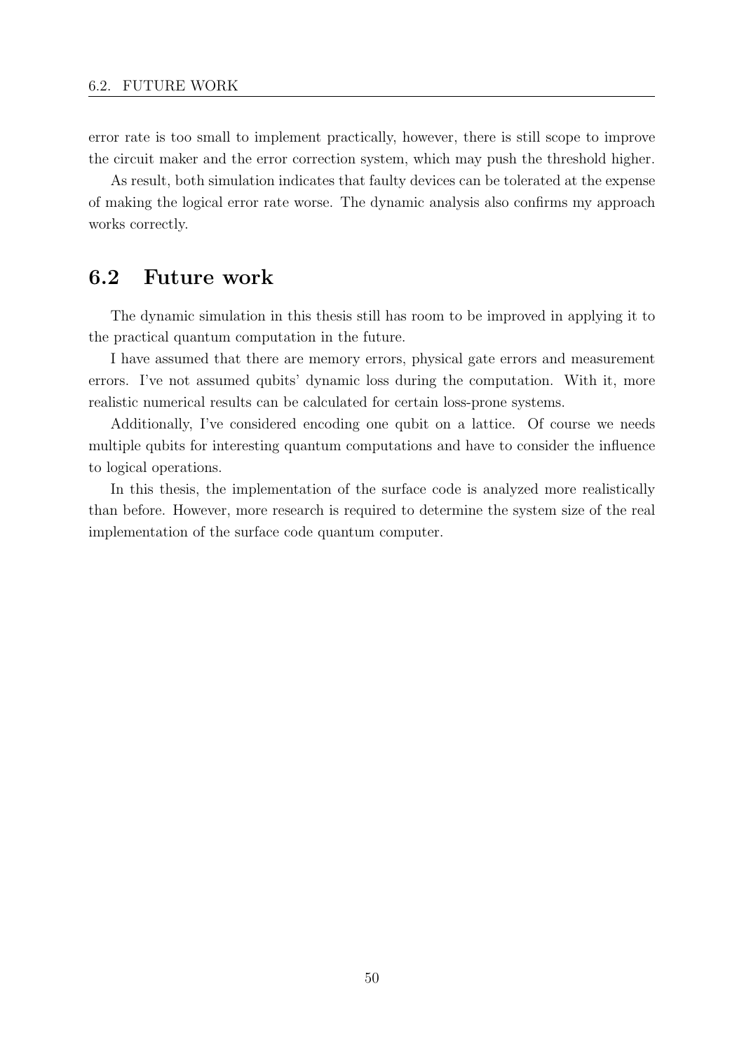error rate is too small to implement practically, however, there is still scope to improve the circuit maker and the error correction system, which may push the threshold higher.

As result, both simulation indicates that faulty devices can be tolerated at the expense of making the logical error rate worse. The dynamic analysis also confirms my approach works correctly.

## 6.2 Future work

The dynamic simulation in this thesis still has room to be improved in applying it to the practical quantum computation in the future.

I have assumed that there are memory errors, physical gate errors and measurement errors. I've not assumed qubits' dynamic loss during the computation. With it, more realistic numerical results can be calculated for certain loss-prone systems.

Additionally, I've considered encoding one qubit on a lattice. Of course we needs multiple qubits for interesting quantum computations and have to consider the influence to logical operations.

In this thesis, the implementation of the surface code is analyzed more realistically than before. However, more research is required to determine the system size of the real implementation of the surface code quantum computer.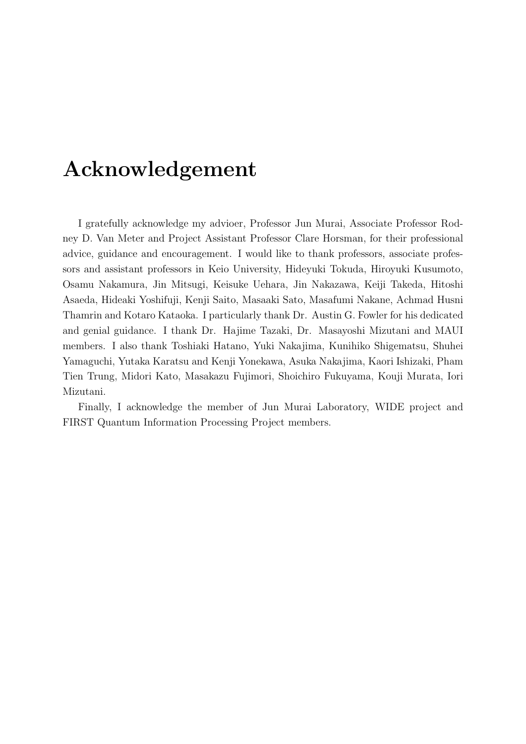# Acknowledgement

I gratefully acknowledge my advioer, Professor Jun Murai, Associate Professor Rodney D. Van Meter and Project Assistant Professor Clare Horsman, for their professional advice, guidance and encouragement. I would like to thank professors, associate professors and assistant professors in Keio University, Hideyuki Tokuda, Hiroyuki Kusumoto, Osamu Nakamura, Jin Mitsugi, Keisuke Uehara, Jin Nakazawa, Keiji Takeda, Hitoshi Asaeda, Hideaki Yoshifuji, Kenji Saito, Masaaki Sato, Masafumi Nakane, Achmad Husni Thamrin and Kotaro Kataoka. I particularly thank Dr. Austin G. Fowler for his dedicated and genial guidance. I thank Dr. Hajime Tazaki, Dr. Masayoshi Mizutani and MAUI members. I also thank Toshiaki Hatano, Yuki Nakajima, Kunihiko Shigematsu, Shuhei Yamaguchi, Yutaka Karatsu and Kenji Yonekawa, Asuka Nakajima, Kaori Ishizaki, Pham Tien Trung, Midori Kato, Masakazu Fujimori, Shoichiro Fukuyama, Kouji Murata, Iori Mizutani.

Finally, I acknowledge the member of Jun Murai Laboratory, WIDE project and FIRST Quantum Information Processing Project members.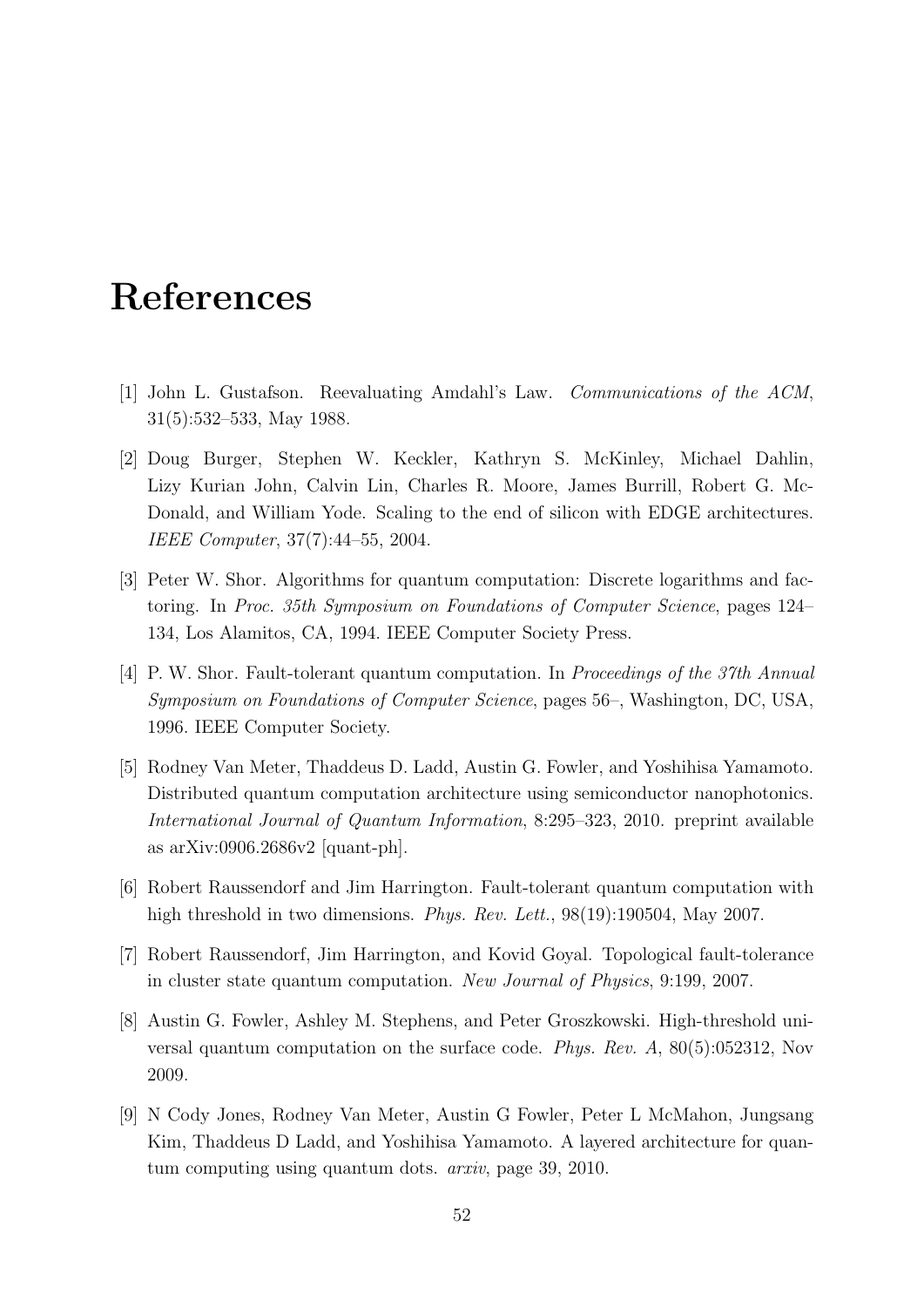# References

[1] John L. Gustafson. Reevaluating Amdahl's Law. *Communications of the ACM*, 31(5):532–533, May 1988.

[2] Doug Burger, Stephen W. Keckler, Kathryn S. McKinley, Michael Dahlin, Lizy Kurian John, Calvin Lin, Charles R. Moore, James Burrill, Robert G. McDonald, and William Yode. Scaling to the end of silicon with EDGE architectures. *IEEE Computer*, 37(7):44–55, 2004.

[3] Peter W. Shor. Algorithms for quantum computation: Discrete logarithms and factoring. In *Proc. 35th Symposium on Foundations of Computer Science*, pages 124–134, Los Alamitos, CA, 1994. IEEE Computer Society Press.

[4] P. W. Shor. Fault-tolerant quantum computation. In *Proceedings of the 37th Annual Symposium on Foundations of Computer Science*, pages 56–, Washington, DC, USA, 1996. IEEE Computer Society.

[5] Rodney Van Meter, Thaddeus D. Ladd, Austin G. Fowler, and Yoshihisa Yamamoto. Distributed quantum computation architecture using semiconductor nanophotonics. *International Journal of Quantum Information*, 8:295–323, 2010. preprint available as arXiv:0906.2686v2 [quant-ph].

[6] Robert Raussendorf and Jim Harrington. Fault-tolerant quantum computation with high threshold in two dimensions. *Phys. Rev. Lett.*, 98(19):190504, May 2007.

[7] Robert Raussendorf, Jim Harrington, and Kovid Goyal. Topological fault-tolerance in cluster state quantum computation. *New Journal of Physics*, 9:199, 2007.

[8] Austin G. Fowler, Ashley M. Stephens, and Peter Groszkowski. High-threshold universal quantum computation on the surface code. *Phys. Rev. A*, 80(5):052312, Nov 2009.

[9] N Cody Jones, Rodney Van Meter, Austin G Fowler, Peter L McMahon, Jungsang Kim, Thaddeus D Ladd, and Yoshihisa Yamamoto. A layered architecture for quantum computing using quantum dots. *arxiv*, page 39, 2010.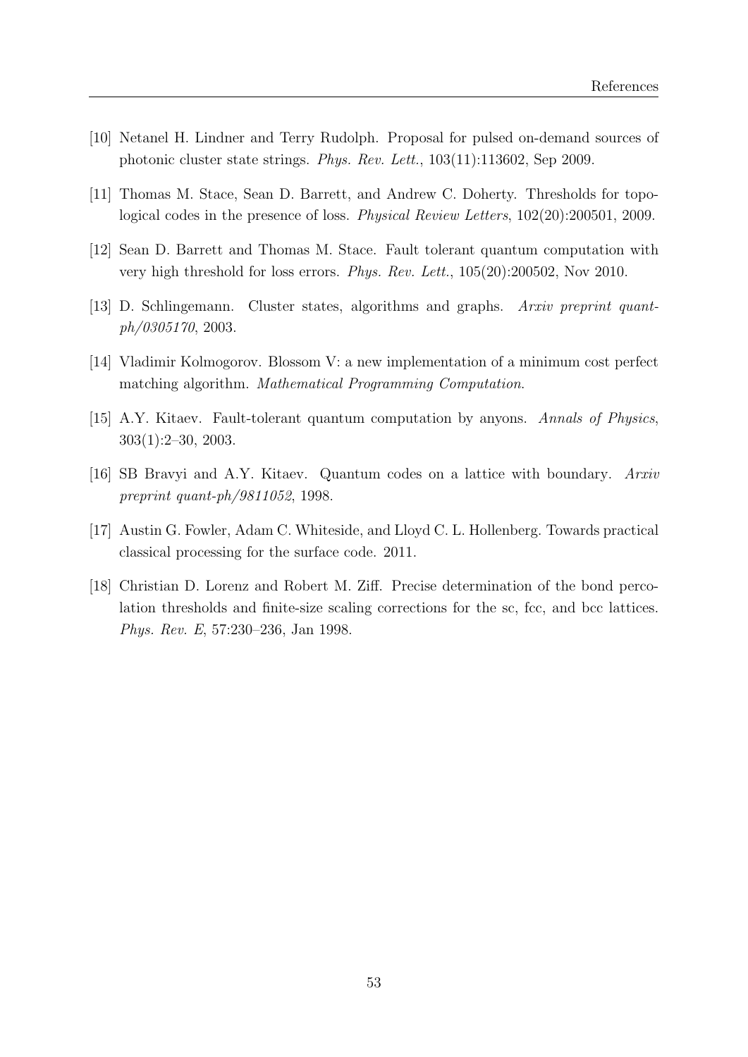[10] Netanel H. Lindner and Terry Rudolph. Proposal for pulsed on-demand sources of photonic cluster state strings. *Phys. Rev. Lett.*, 103(11):113602, Sep 2009.

[11] Thomas M. Stace, Sean D. Barrett, and Andrew C. Doherty. Thresholds for topological codes in the presence of loss. *Physical Review Letters*, 102(20):200501, 2009.

[12] Sean D. Barrett and Thomas M. Stace. Fault tolerant quantum computation with very high threshold for loss errors. *Phys. Rev. Lett.*, 105(20):200502, Nov 2010.

[13] D. Schlingemann. Cluster states, algorithms and graphs. *Arxiv preprint quant-ph/0305170*, 2003.

[14] Vladimir Kolmogorov. Blossom V: a new implementation of a minimum cost perfect matching algorithm. *Mathematical Programming Computation*.

[15] A.Y. Kitaev. Fault-tolerant quantum computation by anyons. *Annals of Physics*, 303(1):2–30, 2003.

[16] SB Bravyi and A.Y. Kitaev. Quantum codes on a lattice with boundary. *Arxiv preprint quant-ph/9811052*, 1998.

[17] Austin G. Fowler, Adam C. Whiteside, and Lloyd C. L. Hollenberg. Towards practical classical processing for the surface code. 2011.

[18] Christian D. Lorenz and Robert M. Ziff. Precise determination of the bond percolation thresholds and finite-size scaling corrections for the sc, fcc, and bcc lattices. *Phys. Rev. E*, 57:230–236, Jan 1998.